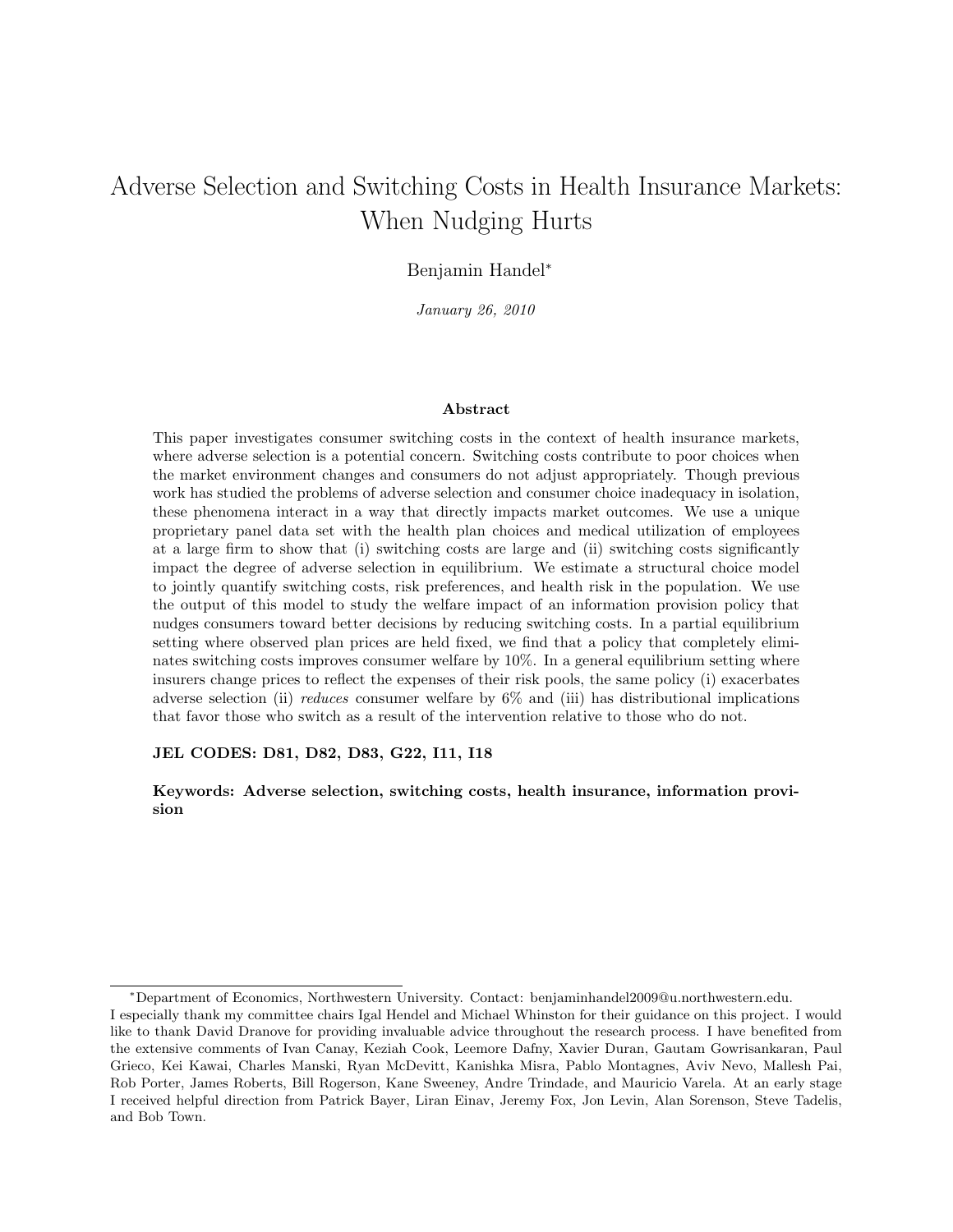# Adverse Selection and Switching Costs in Health Insurance Markets: When Nudging Hurts

Benjamin Handel[*]

*January 26, 2010*

### Abstract

This paper investigates consumer switching costs in the context of health insurance markets, where adverse selection is a potential concern. Switching costs contribute to poor choices when the market environment changes and consumers do not adjust appropriately. Though previous work has studied the problems of adverse selection and consumer choice inadequacy in isolation, these phenomena interact in a way that directly impacts market outcomes. We use a unique proprietary panel data set with the health plan choices and medical utilization of employees at a large firm to show that (i) switching costs are large and (ii) switching costs significantly impact the degree of adverse selection in equilibrium. We estimate a structural choice model to jointly quantify switching costs, risk preferences, and health risk in the population. We use the output of this model to study the welfare impact of an information provision policy that nudges consumers toward better decisions by reducing switching costs. In a partial equilibrium setting where observed plan prices are held fixed, we find that a policy that completely eliminates switching costs improves consumer welfare by 10%. In a general equilibrium setting where insurers change prices to reflect the expenses of their risk pools, the same policy (i) exacerbates adverse selection (ii) *reduces* consumer welfare by 6% and (iii) has distributional implications that favor those who switch as a result of the intervention relative to those who do not.

**JEL CODES: D81, D82, D83, G22, I11, I18**

**Keywords: Adverse selection, switching costs, health insurance, information provision**

---

[*] Department of Economics, Northwestern University. Contact: benjaminhandel2009@u.northwestern.edu.
I especially thank my committee chairs Igal Hendel and Michael Whinston for their guidance on this project. I would like to thank David Dranove for providing invaluable advice throughout the research process. I have benefited from the extensive comments of Ivan Canay, Keziah Cook, Leemore Dafny, Xavier Duran, Gautam Gowrisankaran, Paul Grieco, Kei Kawai, Charles Manski, Ryan McDevitt, Kanishka Misra, Pablo Montagnes, Aviv Nevo, Mallesh Pai, Rob Porter, James Roberts, Bill Rogerson, Kane Sweeney, Andre Trindade, and Mauricio Varela. At an early stage I received helpful direction from Patrick Bayer, Liran Einav, Jeremy Fox, Jon Levin, Alan Sorenson, Steve Tadelis, and Bob Town.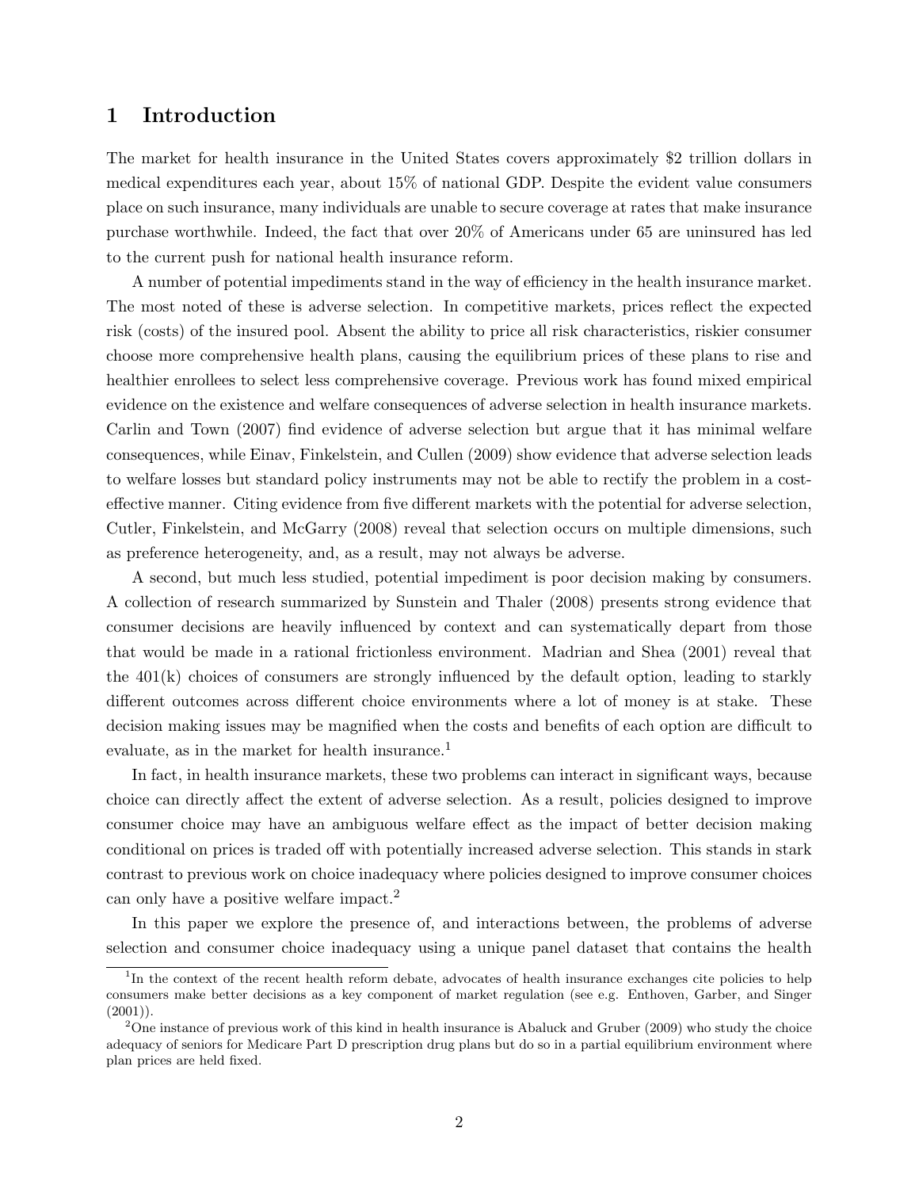# 1 Introduction

The market for health insurance in the United States covers approximately $2 trillion dollars in medical expenditures each year, about 15% of national GDP. Despite the evident value consumers place on such insurance, many individuals are unable to secure coverage at rates that make insurance purchase worthwhile. Indeed, the fact that over 20% of Americans under 65 are uninsured has led to the current push for national health insurance reform.

A number of potential impediments stand in the way of efficiency in the health insurance market. The most noted of these is adverse selection. In competitive markets, prices reflect the expected risk (costs) of the insured pool. Absent the ability to price all risk characteristics, riskier consumer choose more comprehensive health plans, causing the equilibrium prices of these plans to rise and healthier enrollees to select less comprehensive coverage. Previous work has found mixed empirical evidence on the existence and welfare consequences of adverse selection in health insurance markets. Carlin and Town (2007) find evidence of adverse selection but argue that it has minimal welfare consequences, while Einav, Finkelstein, and Cullen (2009) show evidence that adverse selection leads to welfare losses but standard policy instruments may not be able to rectify the problem in a cost-effective manner. Citing evidence from five different markets with the potential for adverse selection, Cutler, Finkelstein, and McGarry (2008) reveal that selection occurs on multiple dimensions, such as preference heterogeneity, and, as a result, may not always be adverse.

A second, but much less studied, potential impediment is poor decision making by consumers. A collection of research summarized by Sunstein and Thaler (2008) presents strong evidence that consumer decisions are heavily influenced by context and can systematically depart from those that would be made in a rational frictionless environment. Madrian and Shea (2001) reveal that the 401(k) choices of consumers are strongly influenced by the default option, leading to starkly different outcomes across different choice environments where a lot of money is at stake. These decision making issues may be magnified when the costs and benefits of each option are difficult to evaluate, as in the market for health insurance.[1]

In fact, in health insurance markets, these two problems can interact in significant ways, because choice can directly affect the extent of adverse selection. As a result, policies designed to improve consumer choice may have an ambiguous welfare effect as the impact of better decision making conditional on prices is traded off with potentially increased adverse selection. This stands in stark contrast to previous work on choice inadequacy where policies designed to improve consumer choices can only have a positive welfare impact.[2]

In this paper we explore the presence of, and interactions between, the problems of adverse selection and consumer choice inadequacy using a unique panel dataset that contains the health

[1] In the context of the recent health reform debate, advocates of health insurance exchanges cite policies to help consumers make better decisions as a key component of market regulation (see e.g. Enthoven, Garber, and Singer (2001)).

[2] One instance of previous work of this kind in health insurance is Abaluck and Gruber (2009) who study the choice adequacy of seniors for Medicare Part D prescription drug plans but do so in a partial equilibrium environment where plan prices are held fixed.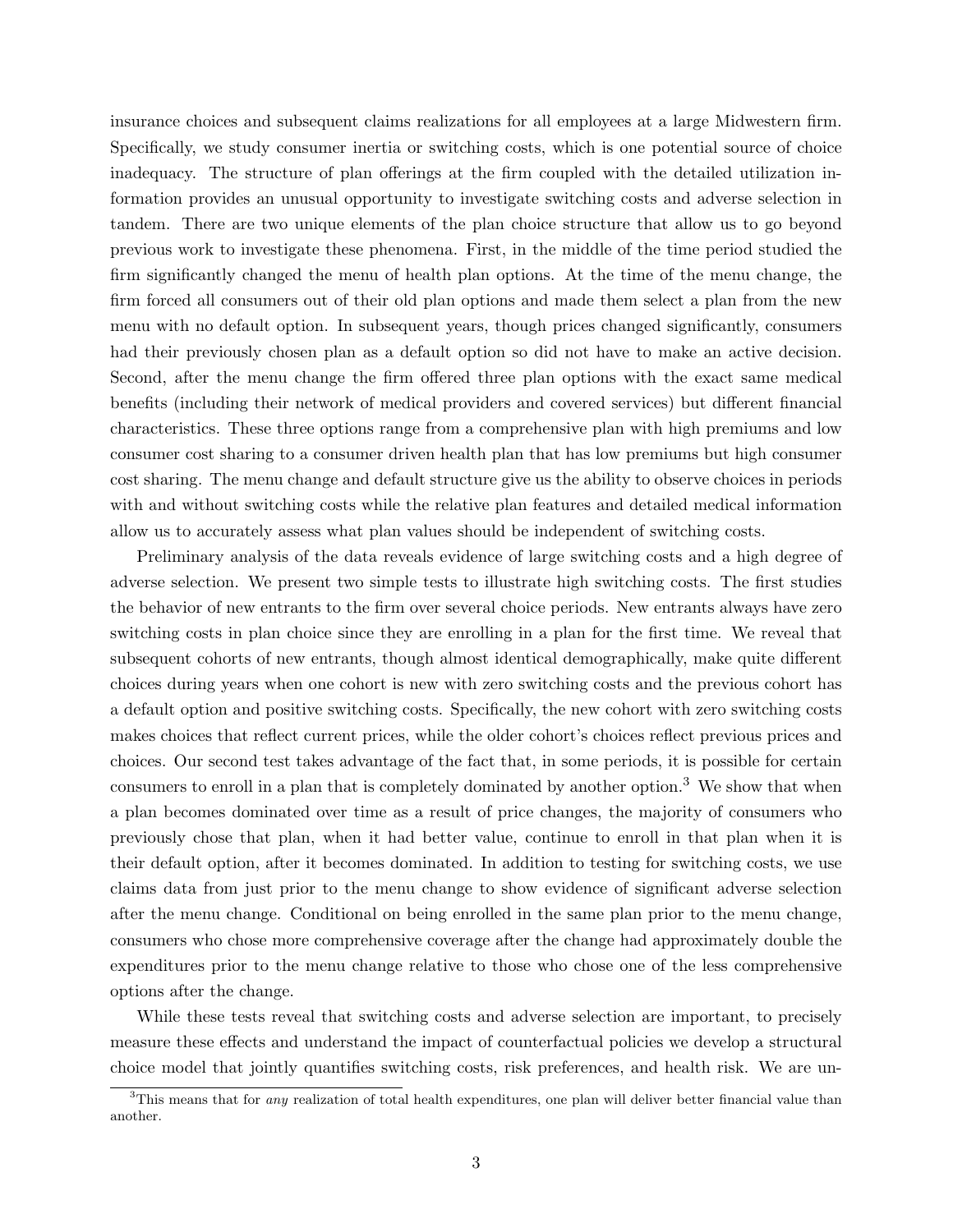insurance choices and subsequent claims realizations for all employees at a large Midwestern firm. Specifically, we study consumer inertia or switching costs, which is one potential source of choice inadequacy. The structure of plan offerings at the firm coupled with the detailed utilization information provides an unusual opportunity to investigate switching costs and adverse selection in tandem. There are two unique elements of the plan choice structure that allow us to go beyond previous work to investigate these phenomena. First, in the middle of the time period studied the firm significantly changed the menu of health plan options. At the time of the menu change, the firm forced all consumers out of their old plan options and made them select a plan from the new menu with no default option. In subsequent years, though prices changed significantly, consumers had their previously chosen plan as a default option so did not have to make an active decision. Second, after the menu change the firm offered three plan options with the exact same medical benefits (including their network of medical providers and covered services) but different financial characteristics. These three options range from a comprehensive plan with high premiums and low consumer cost sharing to a consumer driven health plan that has low premiums but high consumer cost sharing. The menu change and default structure give us the ability to observe choices in periods with and without switching costs while the relative plan features and detailed medical information allow us to accurately assess what plan values should be independent of switching costs.

Preliminary analysis of the data reveals evidence of large switching costs and a high degree of adverse selection. We present two simple tests to illustrate high switching costs. The first studies the behavior of new entrants to the firm over several choice periods. New entrants always have zero switching costs in plan choice since they are enrolling in a plan for the first time. We reveal that subsequent cohorts of new entrants, though almost identical demographically, make quite different choices during years when one cohort is new with zero switching costs and the previous cohort has a default option and positive switching costs. Specifically, the new cohort with zero switching costs makes choices that reflect current prices, while the older cohort's choices reflect previous prices and choices. Our second test takes advantage of the fact that, in some periods, it is possible for certain consumers to enroll in a plan that is completely dominated by another option.[3] We show that when a plan becomes dominated over time as a result of price changes, the majority of consumers who previously chose that plan, when it had better value, continue to enroll in that plan when it is their default option, after it becomes dominated. In addition to testing for switching costs, we use claims data from just prior to the menu change to show evidence of significant adverse selection after the menu change. Conditional on being enrolled in the same plan prior to the menu change, consumers who chose more comprehensive coverage after the change had approximately double the expenditures prior to the menu change relative to those who chose one of the less comprehensive options after the change.

While these tests reveal that switching costs and adverse selection are important, to precisely measure these effects and understand the impact of counterfactual policies we develop a structural choice model that jointly quantifies switching costs, risk preferences, and health risk. We are un-

[3] This means that for *any* realization of total health expenditures, one plan will deliver better financial value than another.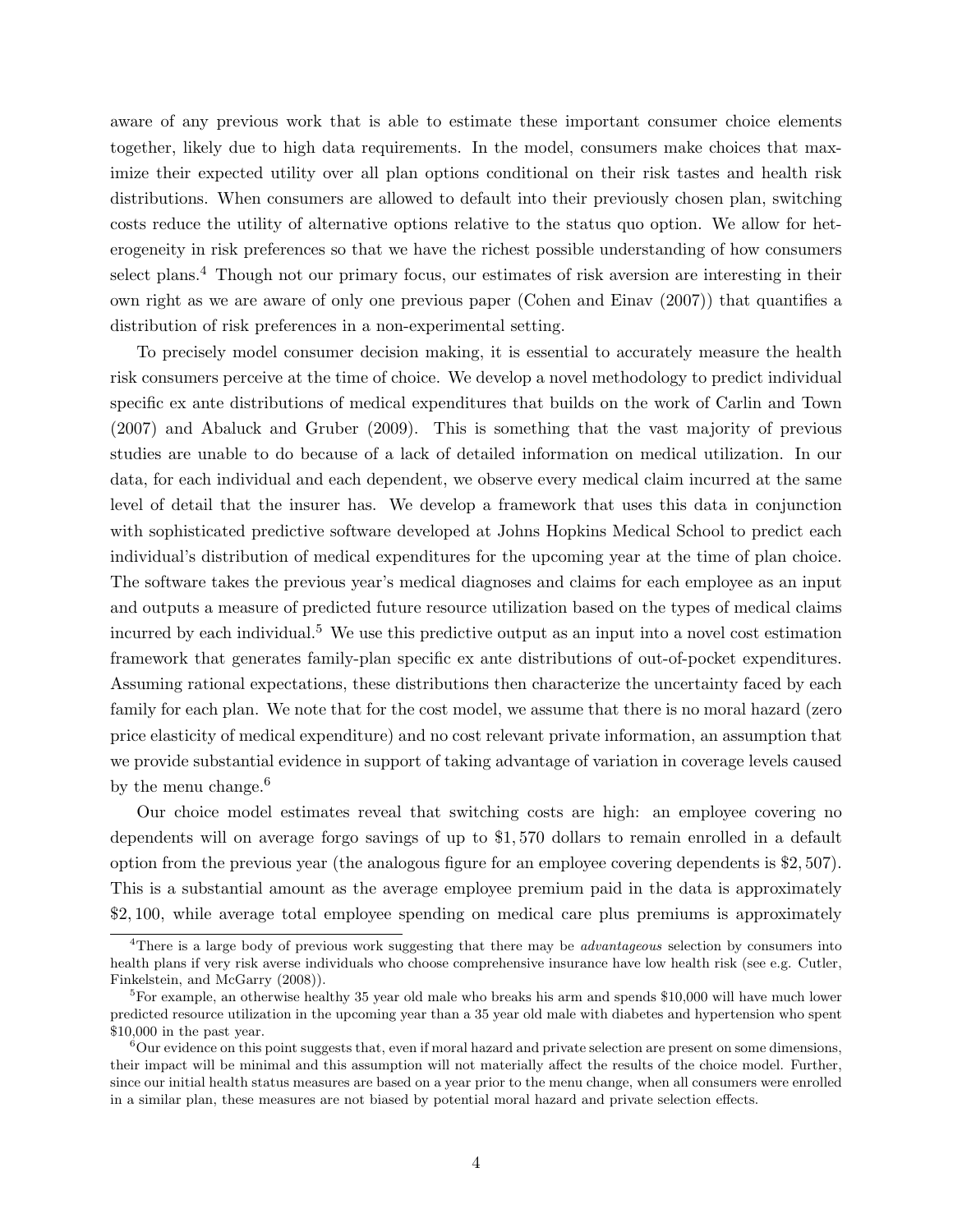aware of any previous work that is able to estimate these important consumer choice elements together, likely due to high data requirements. In the model, consumers make choices that maximize their expected utility over all plan options conditional on their risk tastes and health risk distributions. When consumers are allowed to default into their previously chosen plan, switching costs reduce the utility of alternative options relative to the status quo option. We allow for heterogeneity in risk preferences so that we have the richest possible understanding of how consumers select plans.[4] Though not our primary focus, our estimates of risk aversion are interesting in their own right as we are aware of only one previous paper (Cohen and Einav (2007)) that quantifies a distribution of risk preferences in a non-experimental setting.

To precisely model consumer decision making, it is essential to accurately measure the health risk consumers perceive at the time of choice. We develop a novel methodology to predict individual specific ex ante distributions of medical expenditures that builds on the work of Carlin and Town (2007) and Abaluck and Gruber (2009). This is something that the vast majority of previous studies are unable to do because of a lack of detailed information on medical utilization. In our data, for each individual and each dependent, we observe every medical claim incurred at the same level of detail that the insurer has. We develop a framework that uses this data in conjunction with sophisticated predictive software developed at Johns Hopkins Medical School to predict each individual's distribution of medical expenditures for the upcoming year at the time of plan choice. The software takes the previous year's medical diagnoses and claims for each employee as an input and outputs a measure of predicted future resource utilization based on the types of medical claims incurred by each individual.[5] We use this predictive output as an input into a novel cost estimation framework that generates family-plan specific ex ante distributions of out-of-pocket expenditures. Assuming rational expectations, these distributions then characterize the uncertainty faced by each family for each plan. We note that for the cost model, we assume that there is no moral hazard (zero price elasticity of medical expenditure) and no cost relevant private information, an assumption that we provide substantial evidence in support of taking advantage of variation in coverage levels caused by the menu change.[6]

Our choice model estimates reveal that switching costs are high: an employee covering no dependents will on average forgo savings of up to $1,570 dollars to remain enrolled in a default option from the previous year (the analogous figure for an employee covering dependents is $2,507). This is a substantial amount as the average employee premium paid in the data is approximately $2,100, while average total employee spending on medical care plus premiums is approximately

---

[4] There is a large body of previous work suggesting that there may be *advantageous* selection by consumers into health plans if very risk averse individuals who choose comprehensive insurance have low health risk (see e.g. Cutler, Finkelstein, and McGarry (2008)).

[5] For example, an otherwise healthy 35 year old male who breaks his arm and spends $10,000 will have much lower predicted resource utilization in the upcoming year than a 35 year old male with diabetes and hypertension who spent $10,000 in the past year.

[6] Our evidence on this point suggests that, even if moral hazard and private selection are present on some dimensions, their impact will be minimal and this assumption will not materially affect the results of the choice model. Further, since our initial health status measures are based on a year prior to the menu change, when all consumers were enrolled in a similar plan, these measures are not biased by potential moral hazard and private selection effects.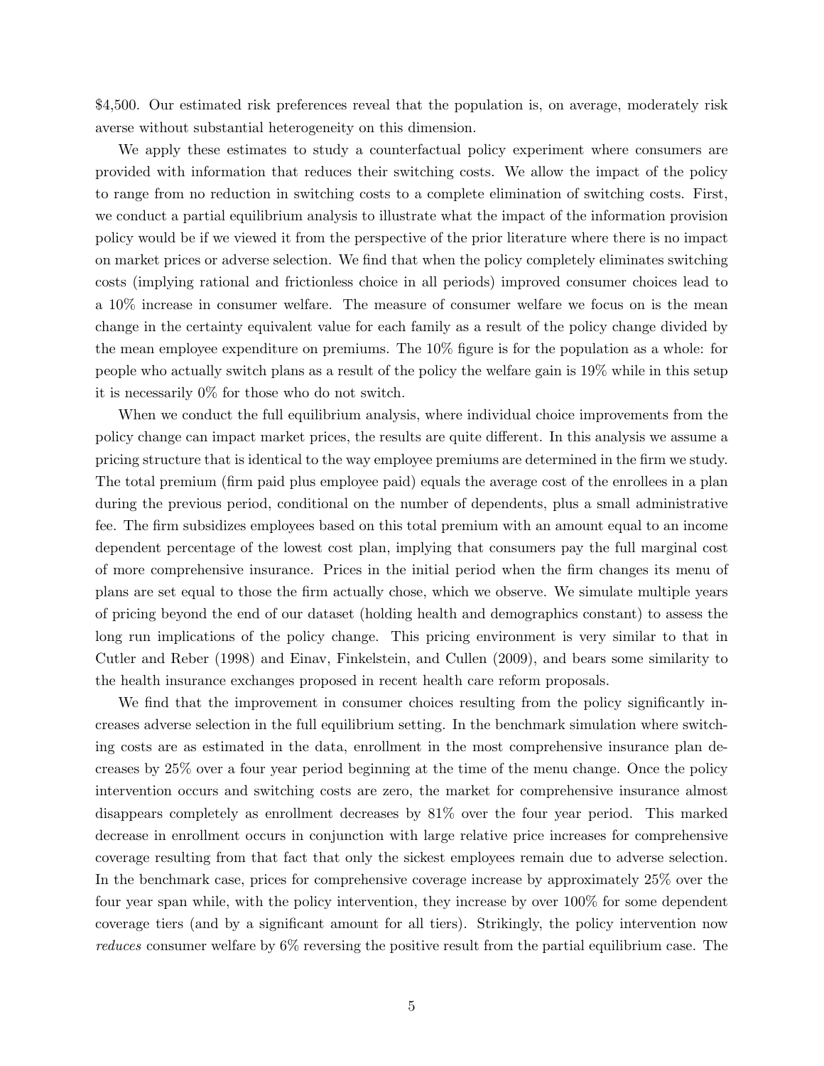\$4,500. Our estimated risk preferences reveal that the population is, on average, moderately risk averse without substantial heterogeneity on this dimension.

We apply these estimates to study a counterfactual policy experiment where consumers are provided with information that reduces their switching costs. We allow the impact of the policy to range from no reduction in switching costs to a complete elimination of switching costs. First, we conduct a partial equilibrium analysis to illustrate what the impact of the information provision policy would be if we viewed it from the perspective of the prior literature where there is no impact on market prices or adverse selection. We find that when the policy completely eliminates switching costs (implying rational and frictionless choice in all periods) improved consumer choices lead to a 10% increase in consumer welfare. The measure of consumer welfare we focus on is the mean change in the certainty equivalent value for each family as a result of the policy change divided by the mean employee expenditure on premiums. The 10% figure is for the population as a whole: for people who actually switch plans as a result of the policy the welfare gain is 19% while in this setup it is necessarily 0% for those who do not switch.

When we conduct the full equilibrium analysis, where individual choice improvements from the policy change can impact market prices, the results are quite different. In this analysis we assume a pricing structure that is identical to the way employee premiums are determined in the firm we study. The total premium (firm paid plus employee paid) equals the average cost of the enrollees in a plan during the previous period, conditional on the number of dependents, plus a small administrative fee. The firm subsidizes employees based on this total premium with an amount equal to an income dependent percentage of the lowest cost plan, implying that consumers pay the full marginal cost of more comprehensive insurance. Prices in the initial period when the firm changes its menu of plans are set equal to those the firm actually chose, which we observe. We simulate multiple years of pricing beyond the end of our dataset (holding health and demographics constant) to assess the long run implications of the policy change. This pricing environment is very similar to that in Cutler and Reber (1998) and Einav, Finkelstein, and Cullen (2009), and bears some similarity to the health insurance exchanges proposed in recent health care reform proposals.

We find that the improvement in consumer choices resulting from the policy significantly increases adverse selection in the full equilibrium setting. In the benchmark simulation where switching costs are as estimated in the data, enrollment in the most comprehensive insurance plan decreases by 25% over a four year period beginning at the time of the menu change. Once the policy intervention occurs and switching costs are zero, the market for comprehensive insurance almost disappears completely as enrollment decreases by 81% over the four year period. This marked decrease in enrollment occurs in conjunction with large relative price increases for comprehensive coverage resulting from that fact that only the sickest employees remain due to adverse selection. In the benchmark case, prices for comprehensive coverage increase by approximately 25% over the four year span while, with the policy intervention, they increase by over 100% for some dependent coverage tiers (and by a significant amount for all tiers). Strikingly, the policy intervention now *reduces* consumer welfare by 6% reversing the positive result from the partial equilibrium case. The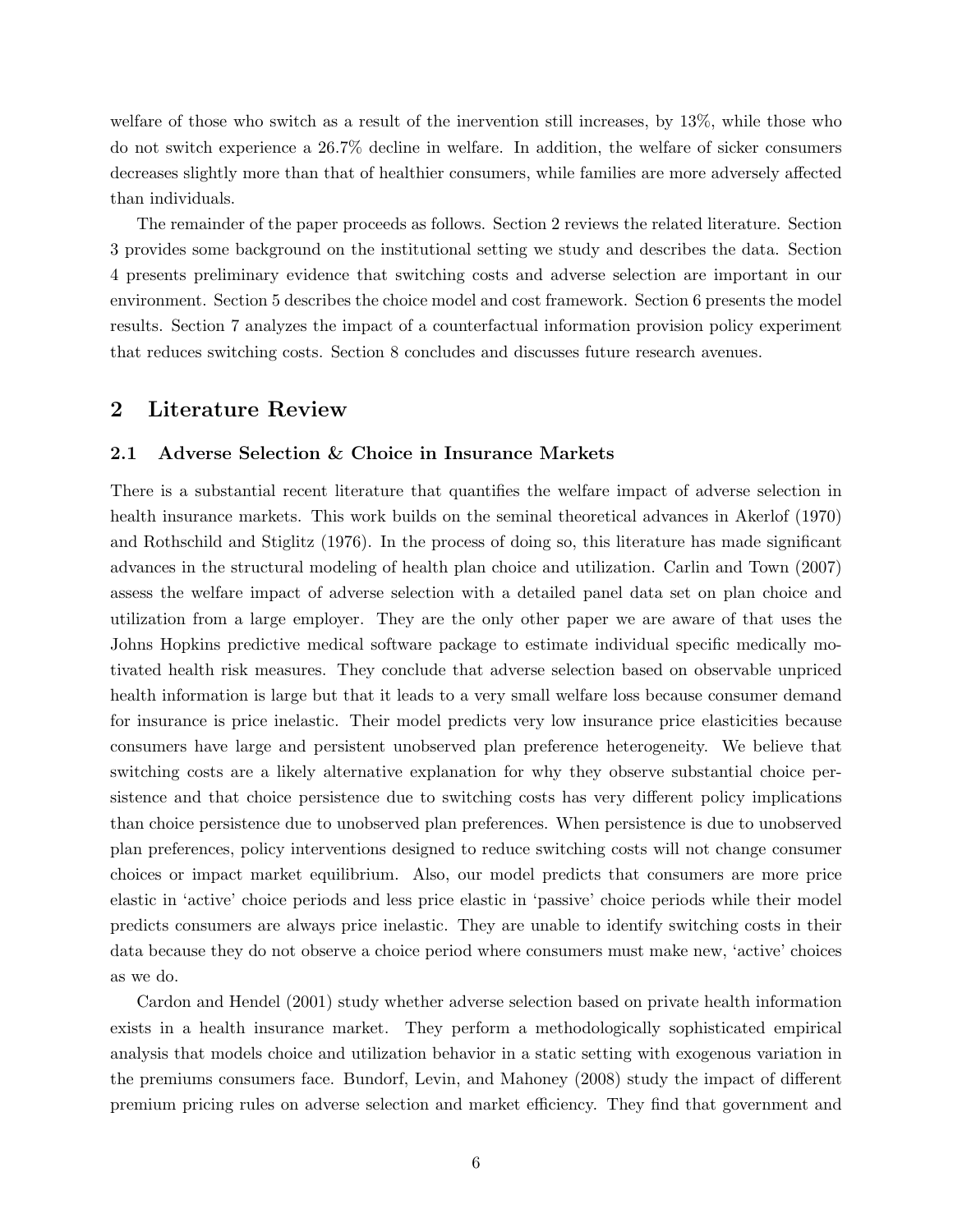welfare of those who switch as a result of the inervention still increases, by 13%, while those who do not switch experience a 26.7% decline in welfare. In addition, the welfare of sicker consumers decreases slightly more than that of healthier consumers, while families are more adversely affected than individuals.

The remainder of the paper proceeds as follows. Section 2 reviews the related literature. Section 3 provides some background on the institutional setting we study and describes the data. Section 4 presents preliminary evidence that switching costs and adverse selection are important in our environment. Section 5 describes the choice model and cost framework. Section 6 presents the model results. Section 7 analyzes the impact of a counterfactual information provision policy experiment that reduces switching costs. Section 8 concludes and discusses future research avenues.

## 2 Literature Review

### 2.1 Adverse Selection & Choice in Insurance Markets

There is a substantial recent literature that quantifies the welfare impact of adverse selection in health insurance markets. This work builds on the seminal theoretical advances in Akerlof (1970) and Rothschild and Stiglitz (1976). In the process of doing so, this literature has made significant advances in the structural modeling of health plan choice and utilization. Carlin and Town (2007) assess the welfare impact of adverse selection with a detailed panel data set on plan choice and utilization from a large employer. They are the only other paper we are aware of that uses the Johns Hopkins predictive medical software package to estimate individual specific medically motivated health risk measures. They conclude that adverse selection based on observable unpriced health information is large but that it leads to a very small welfare loss because consumer demand for insurance is price inelastic. Their model predicts very low insurance price elasticities because consumers have large and persistent unobserved plan preference heterogeneity. We believe that switching costs are a likely alternative explanation for why they observe substantial choice persistence and that choice persistence due to switching costs has very different policy implications than choice persistence due to unobserved plan preferences. When persistence is due to unobserved plan preferences, policy interventions designed to reduce switching costs will not change consumer choices or impact market equilibrium. Also, our model predicts that consumers are more price elastic in 'active' choice periods and less price elastic in 'passive' choice periods while their model predicts consumers are always price inelastic. They are unable to identify switching costs in their data because they do not observe a choice period where consumers must make new, 'active' choices as we do.

Cardon and Hendel (2001) study whether adverse selection based on private health information exists in a health insurance market. They perform a methodologically sophisticated empirical analysis that models choice and utilization behavior in a static setting with exogenous variation in the premiums consumers face. Bundorf, Levin, and Mahoney (2008) study the impact of different premium pricing rules on adverse selection and market efficiency. They find that government and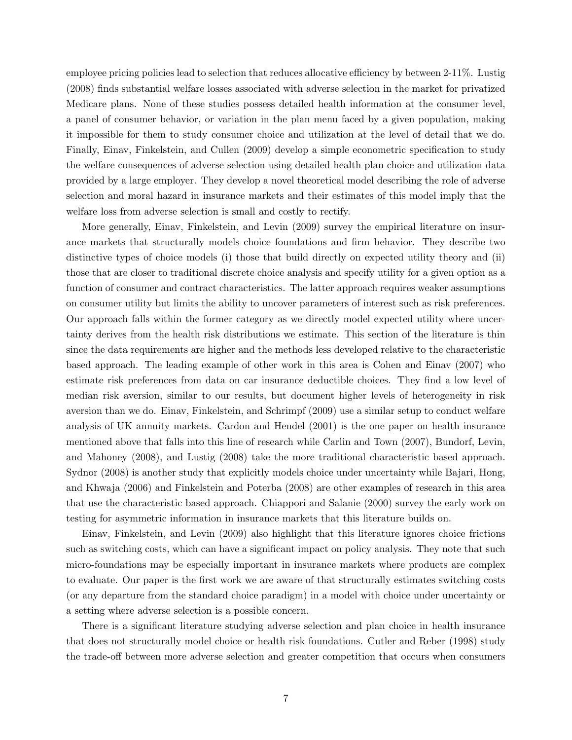employee pricing policies lead to selection that reduces allocative efficiency by between 2-11%. Lustig (2008) finds substantial welfare losses associated with adverse selection in the market for privatized Medicare plans. None of these studies possess detailed health information at the consumer level, a panel of consumer behavior, or variation in the plan menu faced by a given population, making it impossible for them to study consumer choice and utilization at the level of detail that we do. Finally, Einav, Finkelstein, and Cullen (2009) develop a simple econometric specification to study the welfare consequences of adverse selection using detailed health plan choice and utilization data provided by a large employer. They develop a novel theoretical model describing the role of adverse selection and moral hazard in insurance markets and their estimates of this model imply that the welfare loss from adverse selection is small and costly to rectify.

More generally, Einav, Finkelstein, and Levin (2009) survey the empirical literature on insurance markets that structurally models choice foundations and firm behavior. They describe two distinctive types of choice models (i) those that build directly on expected utility theory and (ii) those that are closer to traditional discrete choice analysis and specify utility for a given option as a function of consumer and contract characteristics. The latter approach requires weaker assumptions on consumer utility but limits the ability to uncover parameters of interest such as risk preferences. Our approach falls within the former category as we directly model expected utility where uncertainty derives from the health risk distributions we estimate. This section of the literature is thin since the data requirements are higher and the methods less developed relative to the characteristic based approach. The leading example of other work in this area is Cohen and Einav (2007) who estimate risk preferences from data on car insurance deductible choices. They find a low level of median risk aversion, similar to our results, but document higher levels of heterogeneity in risk aversion than we do. Einav, Finkelstein, and Schrimpf (2009) use a similar setup to conduct welfare analysis of UK annuity markets. Cardon and Hendel (2001) is the one paper on health insurance mentioned above that falls into this line of research while Carlin and Town (2007), Bundorf, Levin, and Mahoney (2008), and Lustig (2008) take the more traditional characteristic based approach. Sydnor (2008) is another study that explicitly models choice under uncertainty while Bajari, Hong, and Khwaja (2006) and Finkelstein and Poterba (2008) are other examples of research in this area that use the characteristic based approach. Chiappori and Salanie (2000) survey the early work on testing for asymmetric information in insurance markets that this literature builds on.

Einav, Finkelstein, and Levin (2009) also highlight that this literature ignores choice frictions such as switching costs, which can have a significant impact on policy analysis. They note that such micro-foundations may be especially important in insurance markets where products are complex to evaluate. Our paper is the first work we are aware of that structurally estimates switching costs (or any departure from the standard choice paradigm) in a model with choice under uncertainty or a setting where adverse selection is a possible concern.

There is a significant literature studying adverse selection and plan choice in health insurance that does not structurally model choice or health risk foundations. Cutler and Reber (1998) study the trade-off between more adverse selection and greater competition that occurs when consumers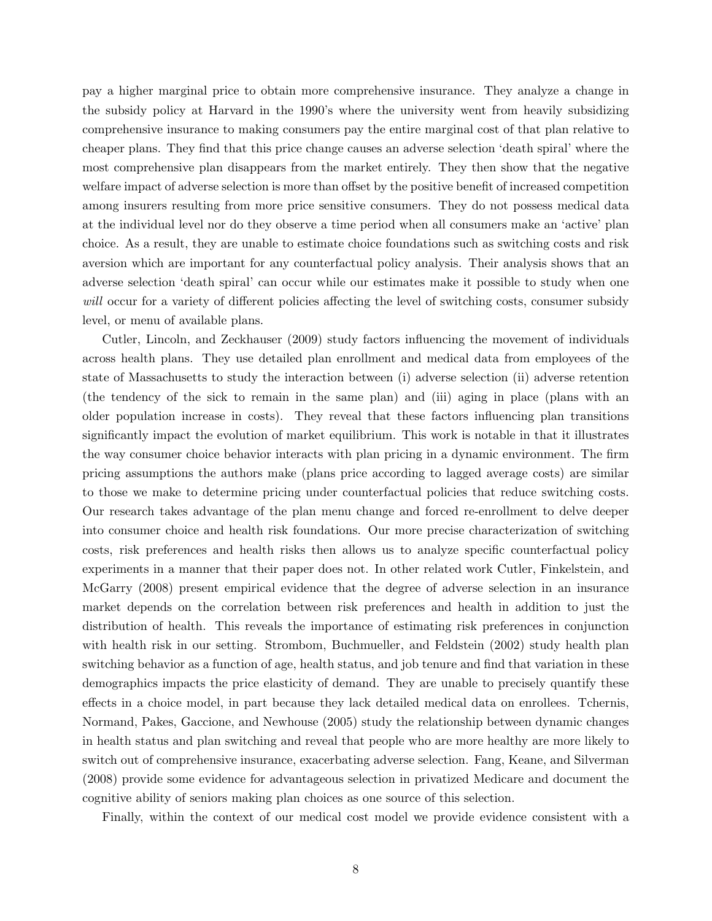pay a higher marginal price to obtain more comprehensive insurance. They analyze a change in the subsidy policy at Harvard in the 1990's where the university went from heavily subsidizing comprehensive insurance to making consumers pay the entire marginal cost of that plan relative to cheaper plans. They find that this price change causes an adverse selection 'death spiral' where the most comprehensive plan disappears from the market entirely. They then show that the negative welfare impact of adverse selection is more than offset by the positive benefit of increased competition among insurers resulting from more price sensitive consumers. They do not possess medical data at the individual level nor do they observe a time period when all consumers make an 'active' plan choice. As a result, they are unable to estimate choice foundations such as switching costs and risk aversion which are important for any counterfactual policy analysis. Their analysis shows that an adverse selection 'death spiral' can occur while our estimates make it possible to study when one *will* occur for a variety of different policies affecting the level of switching costs, consumer subsidy level, or menu of available plans.

Cutler, Lincoln, and Zeckhauser (2009) study factors influencing the movement of individuals across health plans. They use detailed plan enrollment and medical data from employees of the state of Massachusetts to study the interaction between (i) adverse selection (ii) adverse retention (the tendency of the sick to remain in the same plan) and (iii) aging in place (plans with an older population increase in costs). They reveal that these factors influencing plan transitions significantly impact the evolution of market equilibrium. This work is notable in that it illustrates the way consumer choice behavior interacts with plan pricing in a dynamic environment. The firm pricing assumptions the authors make (plans price according to lagged average costs) are similar to those we make to determine pricing under counterfactual policies that reduce switching costs. Our research takes advantage of the plan menu change and forced re-enrollment to delve deeper into consumer choice and health risk foundations. Our more precise characterization of switching costs, risk preferences and health risks then allows us to analyze specific counterfactual policy experiments in a manner that their paper does not. In other related work Cutler, Finkelstein, and McGarry (2008) present empirical evidence that the degree of adverse selection in an insurance market depends on the correlation between risk preferences and health in addition to just the distribution of health. This reveals the importance of estimating risk preferences in conjunction with health risk in our setting. Strombom, Buchmueller, and Feldstein (2002) study health plan switching behavior as a function of age, health status, and job tenure and find that variation in these demographics impacts the price elasticity of demand. They are unable to precisely quantify these effects in a choice model, in part because they lack detailed medical data on enrollees. Tchernis, Normand, Pakes, Gaccione, and Newhouse (2005) study the relationship between dynamic changes in health status and plan switching and reveal that people who are more healthy are more likely to switch out of comprehensive insurance, exacerbating adverse selection. Fang, Keane, and Silverman (2008) provide some evidence for advantageous selection in privatized Medicare and document the cognitive ability of seniors making plan choices as one source of this selection.

Finally, within the context of our medical cost model we provide evidence consistent with a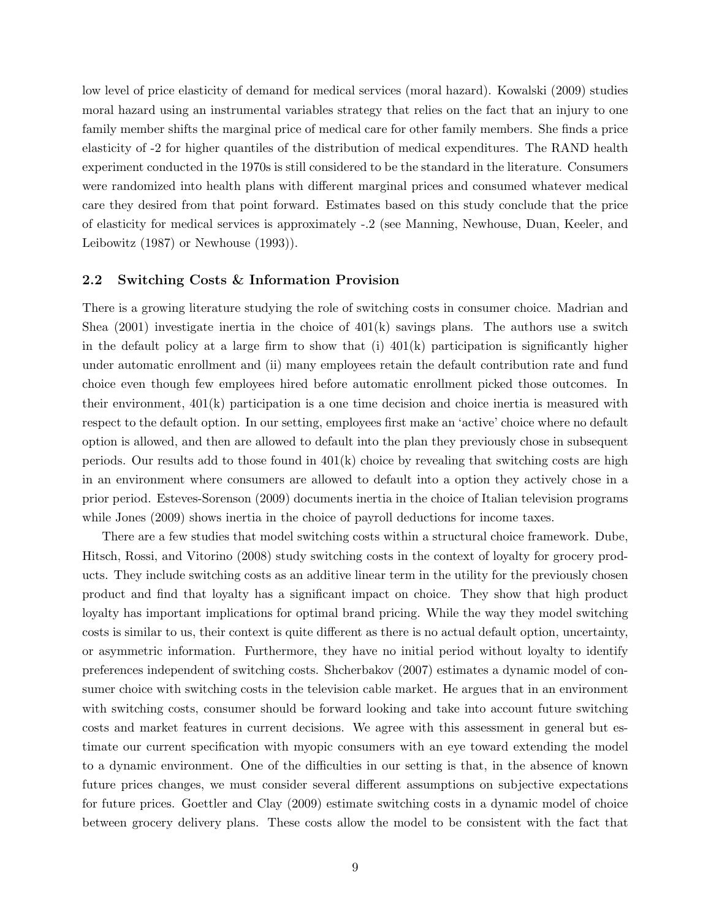low level of price elasticity of demand for medical services (moral hazard). Kowalski (2009) studies moral hazard using an instrumental variables strategy that relies on the fact that an injury to one family member shifts the marginal price of medical care for other family members. She finds a price elasticity of -2 for higher quantiles of the distribution of medical expenditures. The RAND health experiment conducted in the 1970s is still considered to be the standard in the literature. Consumers were randomized into health plans with different marginal prices and consumed whatever medical care they desired from that point forward. Estimates based on this study conclude that the price of elasticity for medical services is approximately -.2 (see Manning, Newhouse, Duan, Keeler, and Leibowitz (1987) or Newhouse (1993)).

## 2.2 Switching Costs & Information Provision

There is a growing literature studying the role of switching costs in consumer choice. Madrian and Shea (2001) investigate inertia in the choice of 401(k) savings plans. The authors use a switch in the default policy at a large firm to show that (i) 401(k) participation is significantly higher under automatic enrollment and (ii) many employees retain the default contribution rate and fund choice even though few employees hired before automatic enrollment picked those outcomes. In their environment, 401(k) participation is a one time decision and choice inertia is measured with respect to the default option. In our setting, employees first make an 'active' choice where no default option is allowed, and then are allowed to default into the plan they previously chose in subsequent periods. Our results add to those found in 401(k) choice by revealing that switching costs are high in an environment where consumers are allowed to default into a option they actively chose in a prior period. Esteves-Sorenson (2009) documents inertia in the choice of Italian television programs while Jones (2009) shows inertia in the choice of payroll deductions for income taxes.

There are a few studies that model switching costs within a structural choice framework. Dube, Hitsch, Rossi, and Vitorino (2008) study switching costs in the context of loyalty for grocery products. They include switching costs as an additive linear term in the utility for the previously chosen product and find that loyalty has a significant impact on choice. They show that high product loyalty has important implications for optimal brand pricing. While the way they model switching costs is similar to us, their context is quite different as there is no actual default option, uncertainty, or asymmetric information. Furthermore, they have no initial period without loyalty to identify preferences independent of switching costs. Shcherbakov (2007) estimates a dynamic model of consumer choice with switching costs in the television cable market. He argues that in an environment with switching costs, consumer should be forward looking and take into account future switching costs and market features in current decisions. We agree with this assessment in general but estimate our current specification with myopic consumers with an eye toward extending the model to a dynamic environment. One of the difficulties in our setting is that, in the absence of known future prices changes, we must consider several different assumptions on subjective expectations for future prices. Goettler and Clay (2009) estimate switching costs in a dynamic model of choice between grocery delivery plans. These costs allow the model to be consistent with the fact that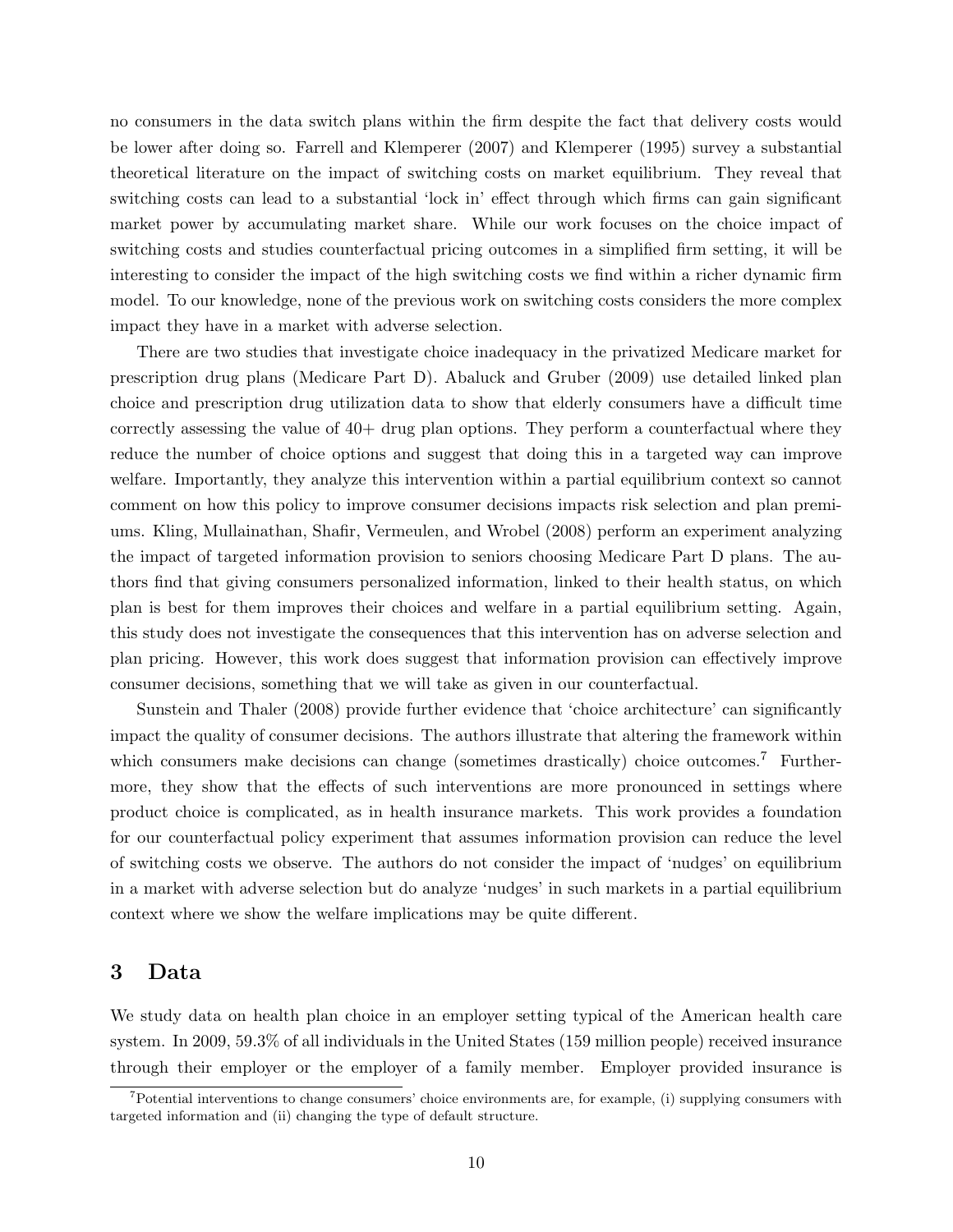no consumers in the data switch plans within the firm despite the fact that delivery costs would be lower after doing so. Farrell and Klemperer (2007) and Klemperer (1995) survey a substantial theoretical literature on the impact of switching costs on market equilibrium. They reveal that switching costs can lead to a substantial 'lock in' effect through which firms can gain significant market power by accumulating market share. While our work focuses on the choice impact of switching costs and studies counterfactual pricing outcomes in a simplified firm setting, it will be interesting to consider the impact of the high switching costs we find within a richer dynamic firm model. To our knowledge, none of the previous work on switching costs considers the more complex impact they have in a market with adverse selection.

There are two studies that investigate choice inadequacy in the privatized Medicare market for prescription drug plans (Medicare Part D). Abaluck and Gruber (2009) use detailed linked plan choice and prescription drug utilization data to show that elderly consumers have a difficult time correctly assessing the value of 40+ drug plan options. They perform a counterfactual where they reduce the number of choice options and suggest that doing this in a targeted way can improve welfare. Importantly, they analyze this intervention within a partial equilibrium context so cannot comment on how this policy to improve consumer decisions impacts risk selection and plan premiums. Kling, Mullainathan, Shafir, Vermeulen, and Wrobel (2008) perform an experiment analyzing the impact of targeted information provision to seniors choosing Medicare Part D plans. The authors find that giving consumers personalized information, linked to their health status, on which plan is best for them improves their choices and welfare in a partial equilibrium setting. Again, this study does not investigate the consequences that this intervention has on adverse selection and plan pricing. However, this work does suggest that information provision can effectively improve consumer decisions, something that we will take as given in our counterfactual.

Sunstein and Thaler (2008) provide further evidence that 'choice architecture' can significantly impact the quality of consumer decisions. The authors illustrate that altering the framework within which consumers make decisions can change (sometimes drastically) choice outcomes.[7] Furthermore, they show that the effects of such interventions are more pronounced in settings where product choice is complicated, as in health insurance markets. This work provides a foundation for our counterfactual policy experiment that assumes information provision can reduce the level of switching costs we observe. The authors do not consider the impact of 'nudges' on equilibrium in a market with adverse selection but do analyze 'nudges' in such markets in a partial equilibrium context where we show the welfare implications may be quite different.

## 3 Data

We study data on health plan choice in an employer setting typical of the American health care system. In 2009, 59.3% of all individuals in the United States (159 million people) received insurance through their employer or the employer of a family member. Employer provided insurance is

[7] Potential interventions to change consumers' choice environments are, for example, (i) supplying consumers with targeted information and (ii) changing the type of default structure.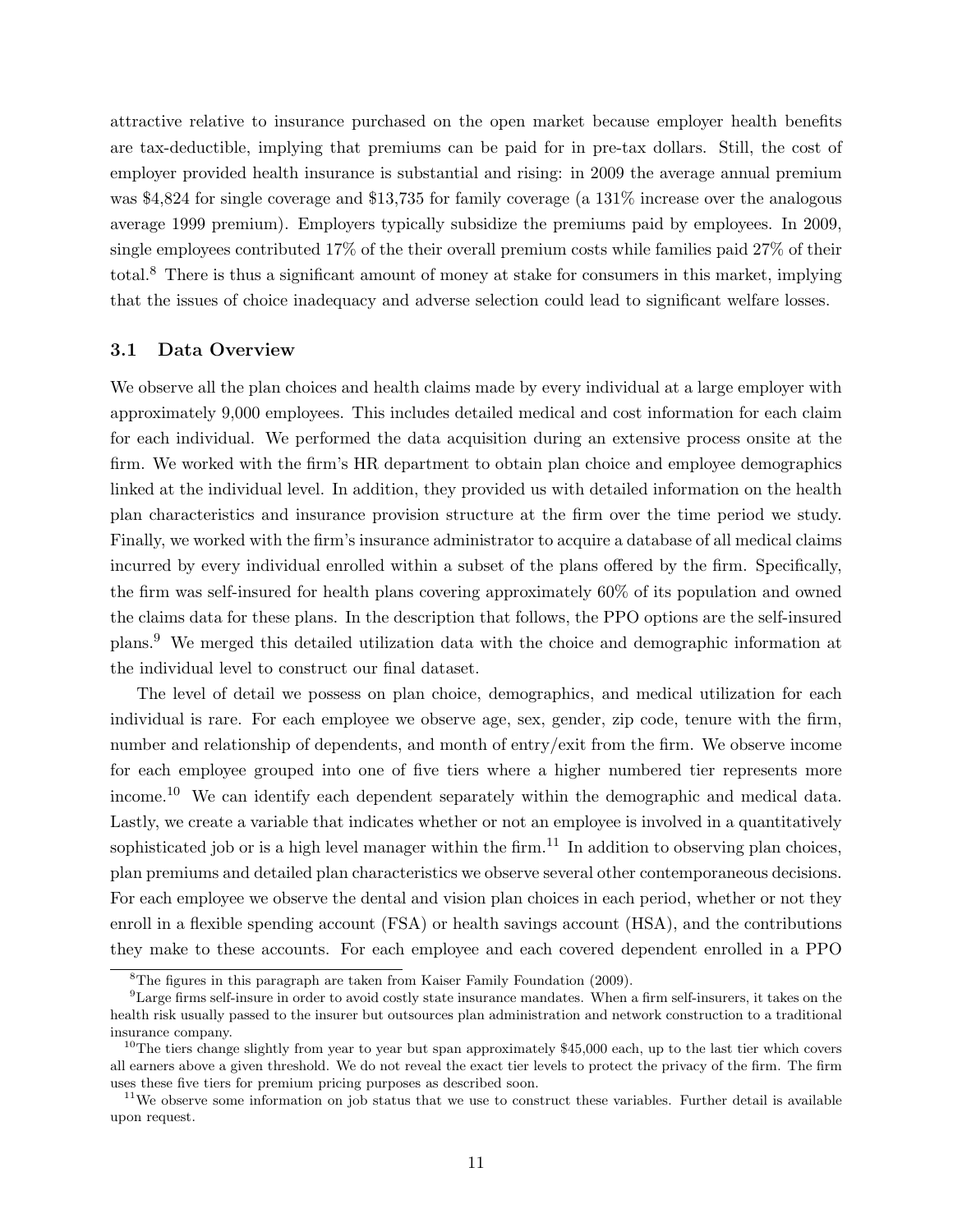attractive relative to insurance purchased on the open market because employer health benefits are tax-deductible, implying that premiums can be paid for in pre-tax dollars. Still, the cost of employer provided health insurance is substantial and rising: in 2009 the average annual premium was $4,824 for single coverage and $13,735 for family coverage (a 131% increase over the analogous average 1999 premium). Employers typically subsidize the premiums paid by employees. In 2009, single employees contributed 17% of the their overall premium costs while families paid 27% of their total.[8] There is thus a significant amount of money at stake for consumers in this market, implying that the issues of choice inadequacy and adverse selection could lead to significant welfare losses.

### 3.1 Data Overview

We observe all the plan choices and health claims made by every individual at a large employer with approximately 9,000 employees. This includes detailed medical and cost information for each claim for each individual. We performed the data acquisition during an extensive process onsite at the firm. We worked with the firm's HR department to obtain plan choice and employee demographics linked at the individual level. In addition, they provided us with detailed information on the health plan characteristics and insurance provision structure at the firm over the time period we study. Finally, we worked with the firm's insurance administrator to acquire a database of all medical claims incurred by every individual enrolled within a subset of the plans offered by the firm. Specifically, the firm was self-insured for health plans covering approximately 60% of its population and owned the claims data for these plans. In the description that follows, the PPO options are the self-insured plans.[9] We merged this detailed utilization data with the choice and demographic information at the individual level to construct our final dataset.

The level of detail we possess on plan choice, demographics, and medical utilization for each individual is rare. For each employee we observe age, sex, gender, zip code, tenure with the firm, number and relationship of dependents, and month of entry/exit from the firm. We observe income for each employee grouped into one of five tiers where a higher numbered tier represents more income.[10] We can identify each dependent separately within the demographic and medical data. Lastly, we create a variable that indicates whether or not an employee is involved in a quantitatively sophisticated job or is a high level manager within the firm.[11] In addition to observing plan choices, plan premiums and detailed plan characteristics we observe several other contemporaneous decisions. For each employee we observe the dental and vision plan choices in each period, whether or not they enroll in a flexible spending account (FSA) or health savings account (HSA), and the contributions they make to these accounts. For each employee and each covered dependent enrolled in a PPO

---

[8] The figures in this paragraph are taken from Kaiser Family Foundation (2009).

[9] Large firms self-insure in order to avoid costly state insurance mandates. When a firm self-insurers, it takes on the health risk usually passed to the insurer but outsources plan administration and network construction to a traditional insurance company.

[10] The tiers change slightly from year to year but span approximately $45,000 each, up to the last tier which covers all earners above a given threshold. We do not reveal the exact tier levels to protect the privacy of the firm. The firm uses these five tiers for premium pricing purposes as described soon.

[11] We observe some information on job status that we use to construct these variables. Further detail is available upon request.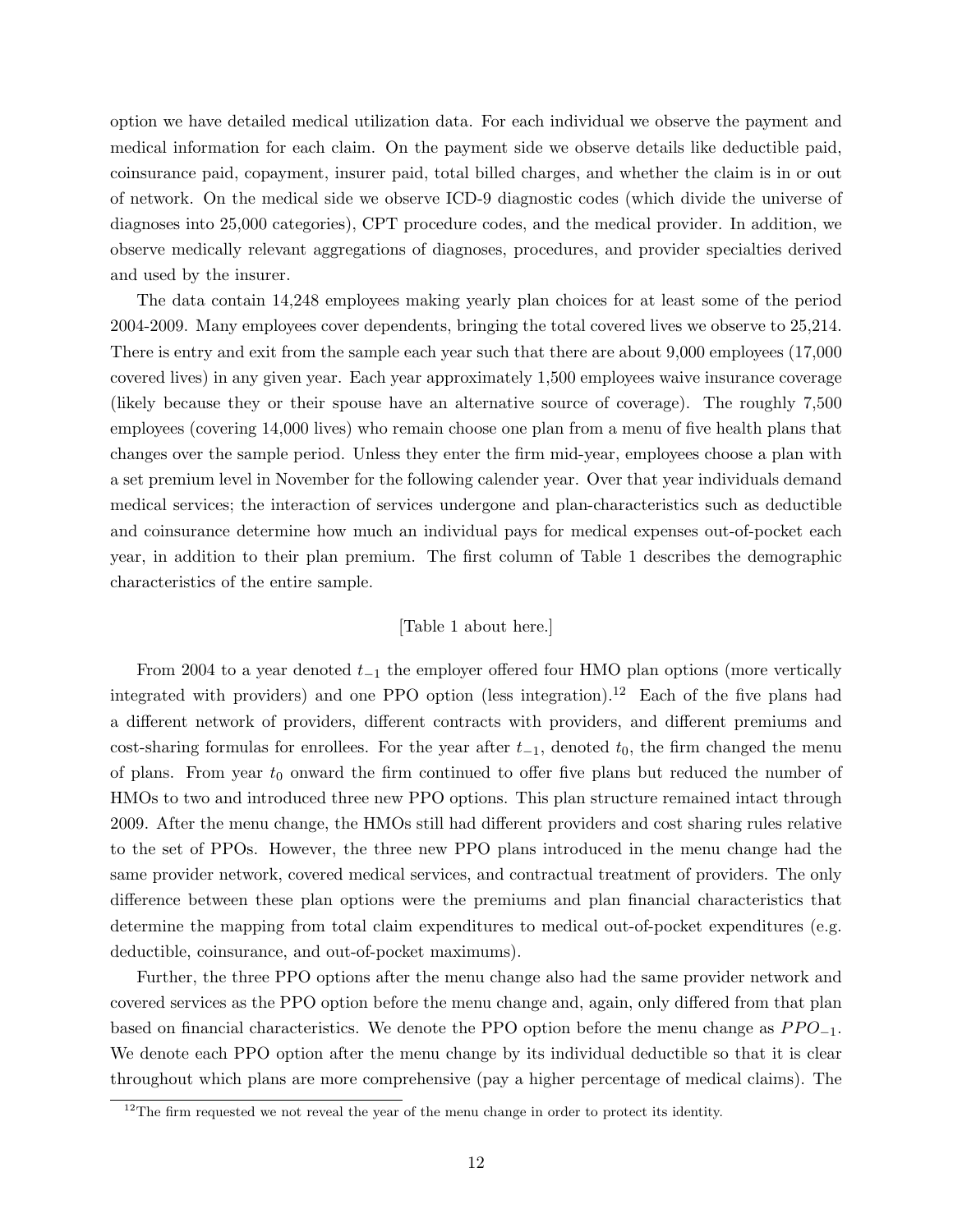option we have detailed medical utilization data. For each individual we observe the payment and medical information for each claim. On the payment side we observe details like deductible paid, coinsurance paid, copayment, insurer paid, total billed charges, and whether the claim is in or out of network. On the medical side we observe ICD-9 diagnostic codes (which divide the universe of diagnoses into 25,000 categories), CPT procedure codes, and the medical provider. In addition, we observe medically relevant aggregations of diagnoses, procedures, and provider specialties derived and used by the insurer.

The data contain 14,248 employees making yearly plan choices for at least some of the period 2004-2009. Many employees cover dependents, bringing the total covered lives we observe to 25,214. There is entry and exit from the sample each year such that there are about 9,000 employees (17,000 covered lives) in any given year. Each year approximately 1,500 employees waive insurance coverage (likely because they or their spouse have an alternative source of coverage). The roughly 7,500 employees (covering 14,000 lives) who remain choose one plan from a menu of five health plans that changes over the sample period. Unless they enter the firm mid-year, employees choose a plan with a set premium level in November for the following calender year. Over that year individuals demand medical services; the interaction of services undergone and plan-characteristics such as deductible and coinsurance determine how much an individual pays for medical expenses out-of-pocket each year, in addition to their plan premium. The first column of Table 1 describes the demographic characteristics of the entire sample.

[Table 1 about here.]

From 2004 to a year denoted $t_{-1}$ the employer offered four HMO plan options (more vertically integrated with providers) and one PPO option (less integration).[12] Each of the five plans had a different network of providers, different contracts with providers, and different premiums and cost-sharing formulas for enrollees. For the year after $t_{-1}$, denoted $t_0$, the firm changed the menu of plans. From year $t_0$ onward the firm continued to offer five plans but reduced the number of HMOs to two and introduced three new PPO options. This plan structure remained intact through 2009. After the menu change, the HMOs still had different providers and cost sharing rules relative to the set of PPOs. However, the three new PPO plans introduced in the menu change had the same provider network, covered medical services, and contractual treatment of providers. The only difference between these plan options were the premiums and plan financial characteristics that determine the mapping from total claim expenditures to medical out-of-pocket expenditures (e.g. deductible, coinsurance, and out-of-pocket maximums).

Further, the three PPO options after the menu change also had the same provider network and covered services as the PPO option before the menu change and, again, only differed from that plan based on financial characteristics. We denote the PPO option before the menu change as $PPO_{-1}$. We denote each PPO option after the menu change by its individual deductible so that it is clear throughout which plans are more comprehensive (pay a higher percentage of medical claims). The

[12] The firm requested we not reveal the year of the menu change in order to protect its identity.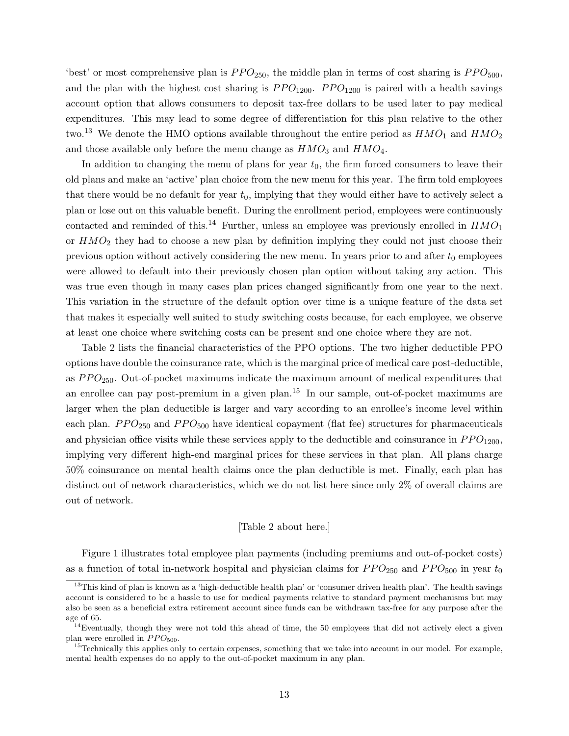'best' or most comprehensive plan is $PPO_{250}$, the middle plan in terms of cost sharing is $PPO_{500}$, and the plan with the highest cost sharing is $PPO_{1200}$. $PPO_{1200}$ is paired with a health savings account option that allows consumers to deposit tax-free dollars to be used later to pay medical expenditures. This may lead to some degree of differentiation for this plan relative to the other two.[13] We denote the HMO options available throughout the entire period as $HMO_1$ and $HMO_2$ and those available only before the menu change as $HMO_3$ and $HMO_4$.

In addition to changing the menu of plans for year $t_0$, the firm forced consumers to leave their old plans and make an 'active' plan choice from the new menu for this year. The firm told employees that there would be no default for year $t_0$, implying that they would either have to actively select a plan or lose out on this valuable benefit. During the enrollment period, employees were continuously contacted and reminded of this.[14] Further, unless an employee was previously enrolled in $HMO_1$ or $HMO_2$ they had to choose a new plan by definition implying they could not just choose their previous option without actively considering the new menu. In years prior to and after $t_0$ employees were allowed to default into their previously chosen plan option without taking any action. This was true even though in many cases plan prices changed significantly from one year to the next. This variation in the structure of the default option over time is a unique feature of the data set that makes it especially well suited to study switching costs because, for each employee, we observe at least one choice where switching costs can be present and one choice where they are not.

Table 2 lists the financial characteristics of the PPO options. The two higher deductible PPO options have double the coinsurance rate, which is the marginal price of medical care post-deductible, as $PPO_{250}$. Out-of-pocket maximums indicate the maximum amount of medical expenditures that an enrollee can pay post-premium in a given plan.[15] In our sample, out-of-pocket maximums are larger when the plan deductible is larger and vary according to an enrollee's income level within each plan. $PPO_{250}$ and $PPO_{500}$ have identical copayment (flat fee) structures for pharmaceuticals and physician office visits while these services apply to the deductible and coinsurance in $PPO_{1200}$, implying very different high-end marginal prices for these services in that plan. All plans charge 50% coinsurance on mental health claims once the plan deductible is met. Finally, each plan has distinct out of network characteristics, which we do not list here since only 2% of overall claims are out of network.

[Table 2 about here.]

Figure 1 illustrates total employee plan payments (including premiums and out-of-pocket costs) as a function of total in-network hospital and physician claims for $PPO_{250}$ and $PPO_{500}$ in year $t_0$

[13] This kind of plan is known as a 'high-deductible health plan' or 'consumer driven health plan'. The health savings account is considered to be a hassle to use for medical payments relative to standard payment mechanisms but may also be seen as a beneficial extra retirement account since funds can be withdrawn tax-free for any purpose after the age of 65.

[14] Eventually, though they were not told this ahead of time, the 50 employees that did not actively elect a given plan were enrolled in $PPO_{500}$.

[15] Technically this applies only to certain expenses, something that we take into account in our model. For example, mental health expenses do no apply to the out-of-pocket maximum in any plan.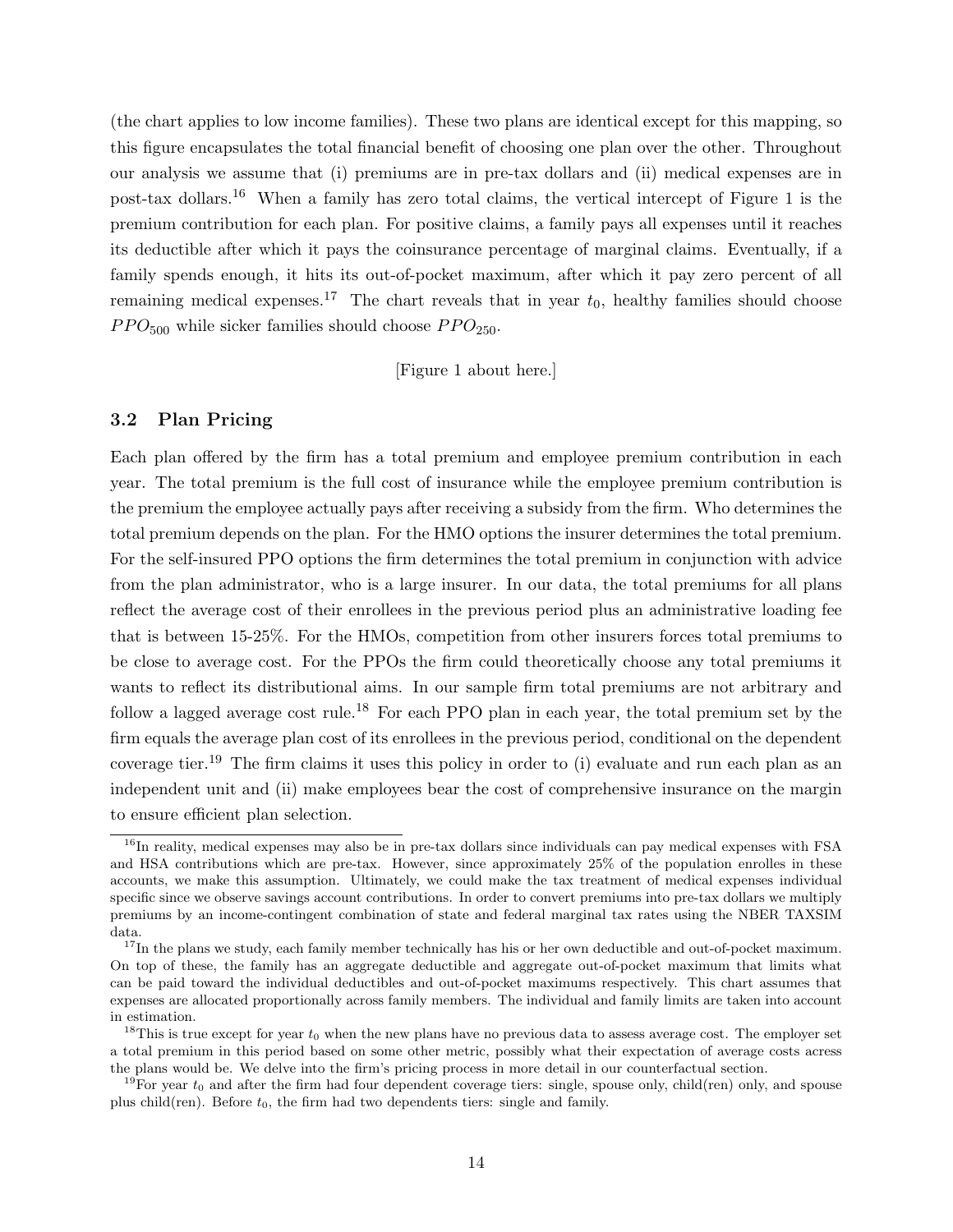(the chart applies to low income families). These two plans are identical except for this mapping, so this figure encapsulates the total financial benefit of choosing one plan over the other. Throughout our analysis we assume that (i) premiums are in pre-tax dollars and (ii) medical expenses are in post-tax dollars.[16] When a family has zero total claims, the vertical intercept of Figure 1 is the premium contribution for each plan. For positive claims, a family pays all expenses until it reaches its deductible after which it pays the coinsurance percentage of marginal claims. Eventually, if a family spends enough, it hits its out-of-pocket maximum, after which it pay zero percent of all remaining medical expenses.[17] The chart reveals that in year $t_0$, healthy families should choose $PPO_{500}$ while sicker families should choose $PPO_{250}$.

[Figure 1 about here.]

### 3.2 Plan Pricing

Each plan offered by the firm has a total premium and employee premium contribution in each year. The total premium is the full cost of insurance while the employee premium contribution is the premium the employee actually pays after receiving a subsidy from the firm. Who determines the total premium depends on the plan. For the HMO options the insurer determines the total premium. For the self-insured PPO options the firm determines the total premium in conjunction with advice from the plan administrator, who is a large insurer. In our data, the total premiums for all plans reflect the average cost of their enrollees in the previous period plus an administrative loading fee that is between 15-25%. For the HMOs, competition from other insurers forces total premiums to be close to average cost. For the PPOs the firm could theoretically choose any total premiums it wants to reflect its distributional aims. In our sample firm total premiums are not arbitrary and follow a lagged average cost rule.[18] For each PPO plan in each year, the total premium set by the firm equals the average plan cost of its enrollees in the previous period, conditional on the dependent coverage tier.[19] The firm claims it uses this policy in order to (i) evaluate and run each plan as an independent unit and (ii) make employees bear the cost of comprehensive insurance on the margin to ensure efficient plan selection.

[16] In reality, medical expenses may also be in pre-tax dollars since individuals can pay medical expenses with FSA and HSA contributions which are pre-tax. However, since approximately 25% of the population enrolles in these accounts, we make this assumption. Ultimately, we could make the tax treatment of medical expenses individual specific since we observe savings account contributions. In order to convert premiums into pre-tax dollars we multiply premiums by an income-contingent combination of state and federal marginal tax rates using the NBER TAXSIM data.

[17] In the plans we study, each family member technically has his or her own deductible and out-of-pocket maximum. On top of these, the family has an aggregate deductible and aggregate out-of-pocket maximum that limits what can be paid toward the individual deductibles and out-of-pocket maximums respectively. This chart assumes that expenses are allocated proportionally across family members. The individual and family limits are taken into account in estimation.

[18] This is true except for year $t_0$ when the new plans have no previous data to assess average cost. The employer set a total premium in this period based on some other metric, possibly what their expectation of average costs acress the plans would be. We delve into the firm's pricing process in more detail in our counterfactual section.

[19] For year $t_0$ and after the firm had four dependent coverage tiers: single, spouse only, child(ren) only, and spouse plus child(ren). Before $t_0$, the firm had two dependents tiers: single and family.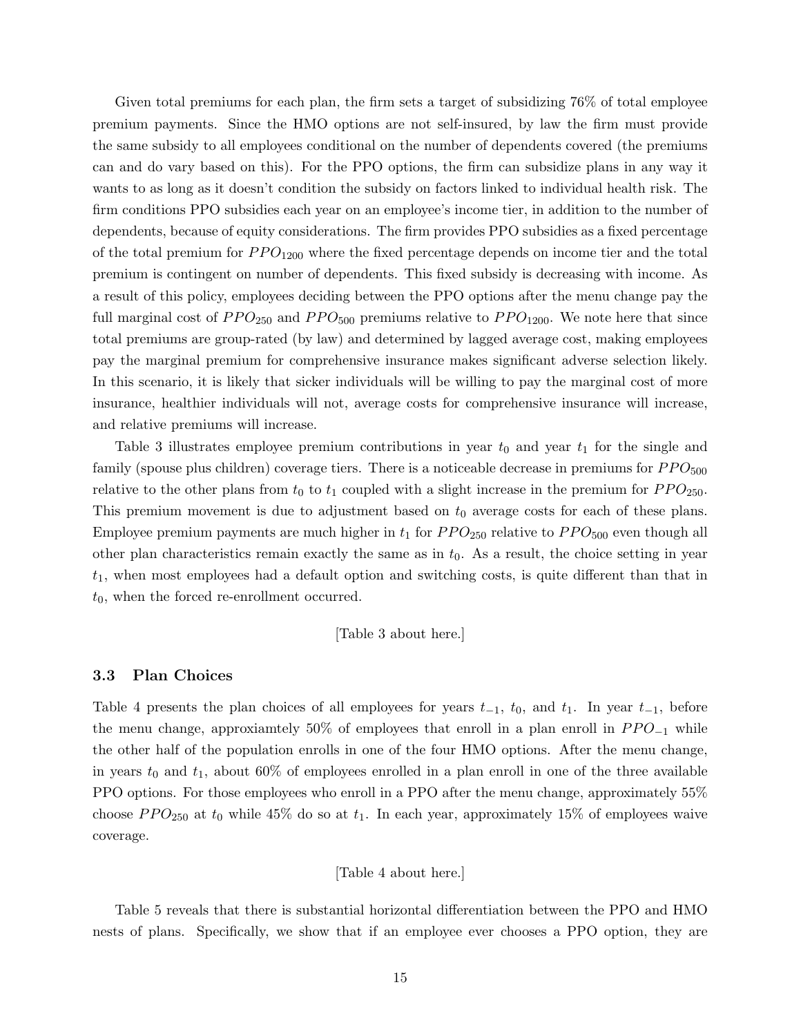Given total premiums for each plan, the firm sets a target of subsidizing 76% of total employee premium payments. Since the HMO options are not self-insured, by law the firm must provide the same subsidy to all employees conditional on the number of dependents covered (the premiums can and do vary based on this). For the PPO options, the firm can subsidize plans in any way it wants to as long as it doesn't condition the subsidy on factors linked to individual health risk. The firm conditions PPO subsidies each year on an employee's income tier, in addition to the number of dependents, because of equity considerations. The firm provides PPO subsidies as a fixed percentage of the total premium for $PPO_{1200}$ where the fixed percentage depends on income tier and the total premium is contingent on number of dependents. This fixed subsidy is decreasing with income. As a result of this policy, employees deciding between the PPO options after the menu change pay the full marginal cost of $PPO_{250}$ and $PPO_{500}$ premiums relative to $PPO_{1200}$. We note here that since total premiums are group-rated (by law) and determined by lagged average cost, making employees pay the marginal premium for comprehensive insurance makes significant adverse selection likely. In this scenario, it is likely that sicker individuals will be willing to pay the marginal cost of more insurance, healthier individuals will not, average costs for comprehensive insurance will increase, and relative premiums will increase.

Table 3 illustrates employee premium contributions in year $t_0$ and year $t_1$ for the single and family (spouse plus children) coverage tiers. There is a noticeable decrease in premiums for $PPO_{500}$ relative to the other plans from $t_0$ to $t_1$ coupled with a slight increase in the premium for $PPO_{250}$. This premium movement is due to adjustment based on $t_0$ average costs for each of these plans. Employee premium payments are much higher in $t_1$ for $PPO_{250}$ relative to $PPO_{500}$ even though all other plan characteristics remain exactly the same as in $t_0$. As a result, the choice setting in year $t_1$, when most employees had a default option and switching costs, is quite different than that in $t_0$, when the forced re-enrollment occurred.

[Table 3 about here.]

### 3.3 Plan Choices

Table 4 presents the plan choices of all employees for years $t_{-1}$, $t_0$, and $t_1$. In year $t_{-1}$, before the menu change, approxiamtely 50% of employees that enroll in a plan enroll in $PPO_{-1}$ while the other half of the population enrolls in one of the four HMO options. After the menu change, in years $t_0$ and $t_1$, about 60% of employees enrolled in a plan enroll in one of the three available PPO options. For those employees who enroll in a PPO after the menu change, approximately 55% choose $PPO_{250}$ at $t_0$ while 45% do so at $t_1$. In each year, approximately 15% of employees waive coverage.

[Table 4 about here.]

Table 5 reveals that there is substantial horizontal differentiation between the PPO and HMO nests of plans. Specifically, we show that if an employee ever chooses a PPO option, they are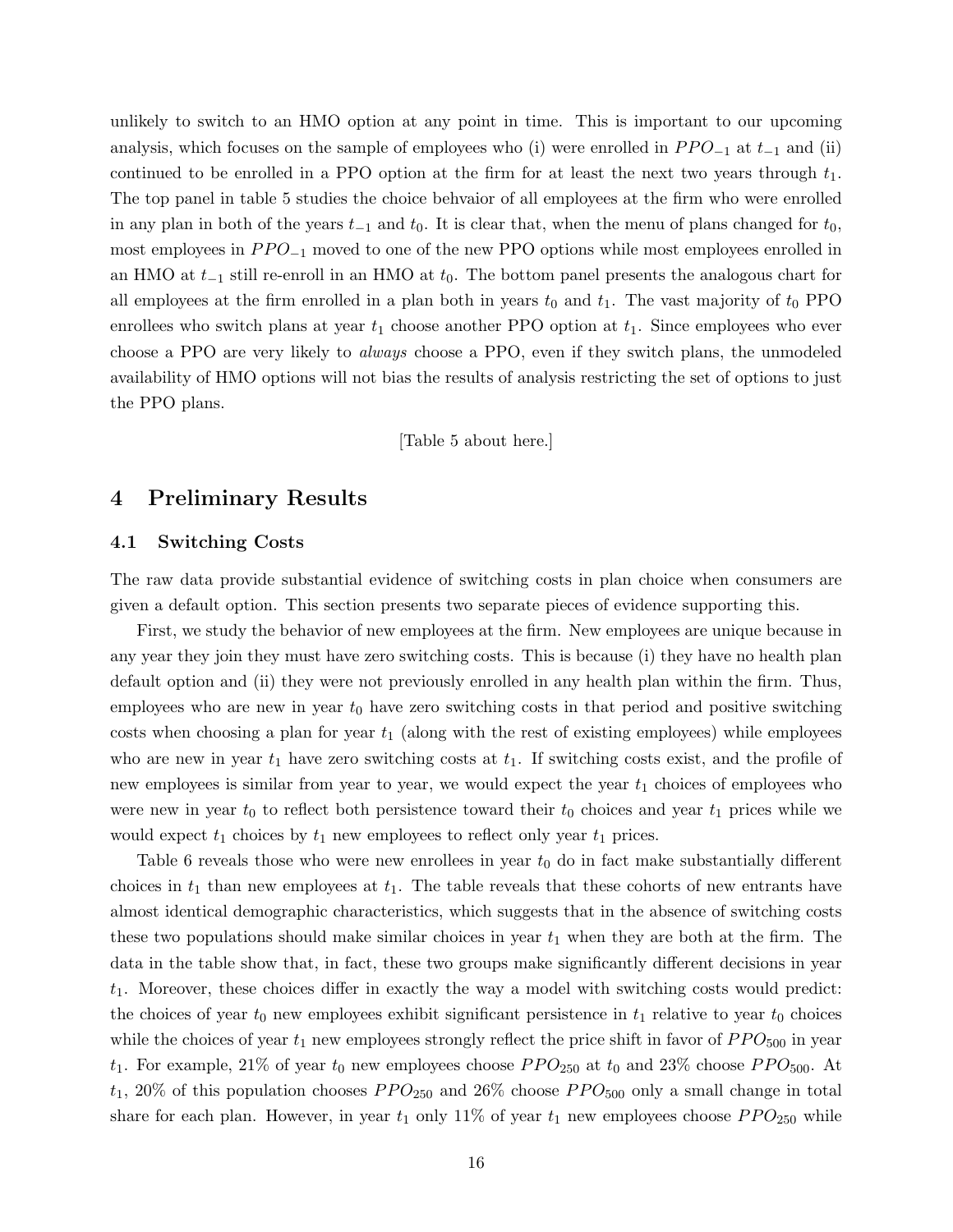unlikely to switch to an HMO option at any point in time. This is important to our upcoming analysis, which focuses on the sample of employees who (i) were enrolled in $PPO_{-1}$ at $t_{-1}$ and (ii) continued to be enrolled in a PPO option at the firm for at least the next two years through $t_1$. The top panel in table 5 studies the choice behvaior of all employees at the firm who were enrolled in any plan in both of the years $t_{-1}$ and $t_0$. It is clear that, when the menu of plans changed for $t_0$, most employees in $PPO_{-1}$ moved to one of the new PPO options while most employees enrolled in an HMO at $t_{-1}$ still re-enroll in an HMO at $t_0$. The bottom panel presents the analogous chart for all employees at the firm enrolled in a plan both in years $t_0$ and $t_1$. The vast majority of $t_0$ PPO enrollees who switch plans at year $t_1$ choose another PPO option at $t_1$. Since employees who ever choose a PPO are very likely to *always* choose a PPO, even if they switch plans, the unmodeled availability of HMO options will not bias the results of analysis restricting the set of options to just the PPO plans.

[Table 5 about here.]

# 4 Preliminary Results

## 4.1 Switching Costs

The raw data provide substantial evidence of switching costs in plan choice when consumers are given a default option. This section presents two separate pieces of evidence supporting this.

First, we study the behavior of new employees at the firm. New employees are unique because in any year they join they must have zero switching costs. This is because (i) they have no health plan default option and (ii) they were not previously enrolled in any health plan within the firm. Thus, employees who are new in year $t_0$ have zero switching costs in that period and positive switching costs when choosing a plan for year $t_1$ (along with the rest of existing employees) while employees who are new in year $t_1$ have zero switching costs at $t_1$. If switching costs exist, and the profile of new employees is similar from year to year, we would expect the year $t_1$ choices of employees who were new in year $t_0$ to reflect both persistence toward their $t_0$ choices and year $t_1$ prices while we would expect $t_1$ choices by $t_1$ new employees to reflect only year $t_1$ prices.

Table 6 reveals those who were new enrollees in year $t_0$ do in fact make substantially different choices in $t_1$ than new employees at $t_1$. The table reveals that these cohorts of new entrants have almost identical demographic characteristics, which suggests that in the absence of switching costs these two populations should make similar choices in year $t_1$ when they are both at the firm. The data in the table show that, in fact, these two groups make significantly different decisions in year $t_1$. Moreover, these choices differ in exactly the way a model with switching costs would predict: the choices of year $t_0$ new employees exhibit significant persistence in $t_1$ relative to year $t_0$ choices while the choices of year $t_1$ new employees strongly reflect the price shift in favor of $PPO_{500}$ in year $t_1$. For example, 21% of year $t_0$ new employees choose $PPO_{250}$ at $t_0$ and 23% choose $PPO_{500}$. At $t_1$, 20% of this population chooses $PPO_{250}$ and 26% choose $PPO_{500}$ only a small change in total share for each plan. However, in year $t_1$ only 11% of year $t_1$ new employees choose $PPO_{250}$ while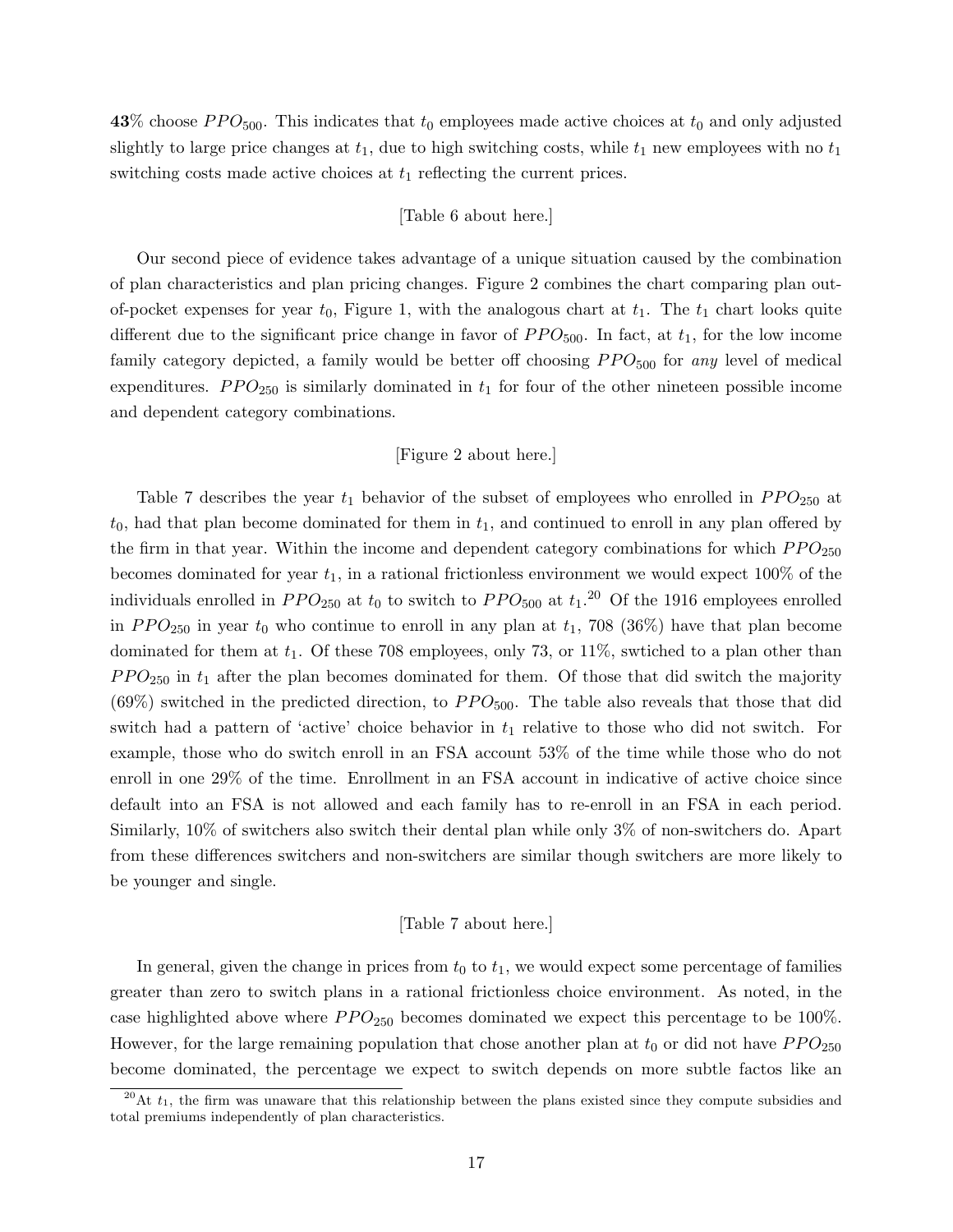**43**% choose $PPO_{500}$. This indicates that $t_0$ employees made active choices at $t_0$ and only adjusted slightly to large price changes at $t_1$, due to high switching costs, while $t_1$ new employees with no $t_1$ switching costs made active choices at $t_1$ reflecting the current prices.

[Table 6 about here.]

Our second piece of evidence takes advantage of a unique situation caused by the combination of plan characteristics and plan pricing changes. Figure 2 combines the chart comparing plan out-of-pocket expenses for year $t_0$, Figure 1, with the analogous chart at $t_1$. The $t_1$ chart looks quite different due to the significant price change in favor of $PPO_{500}$. In fact, at $t_1$, for the low income family category depicted, a family would be better off choosing $PPO_{500}$ for *any* level of medical expenditures. $PPO_{250}$ is similarly dominated in $t_1$ for four of the other nineteen possible income and dependent category combinations.

[Figure 2 about here.]

Table 7 describes the year $t_1$ behavior of the subset of employees who enrolled in $PPO_{250}$ at $t_0$, had that plan become dominated for them in $t_1$, and continued to enroll in any plan offered by the firm in that year. Within the income and dependent category combinations for which $PPO_{250}$ becomes dominated for year $t_1$, in a rational frictionless environment we would expect 100% of the individuals enrolled in $PPO_{250}$ at $t_0$ to switch to $PPO_{500}$ at $t_1$.[20] Of the 1916 employees enrolled in $PPO_{250}$ in year $t_0$ who continue to enroll in any plan at $t_1$, 708 (36%) have that plan become dominated for them at $t_1$. Of these 708 employees, only 73, or 11%, swtiched to a plan other than $PPO_{250}$ in $t_1$ after the plan becomes dominated for them. Of those that did switch the majority (69%) switched in the predicted direction, to $PPO_{500}$. The table also reveals that those that did switch had a pattern of 'active' choice behavior in $t_1$ relative to those who did not switch. For example, those who do switch enroll in an FSA account 53% of the time while those who do not enroll in one 29% of the time. Enrollment in an FSA account in indicative of active choice since default into an FSA is not allowed and each family has to re-enroll in an FSA in each period. Similarly, 10% of switchers also switch their dental plan while only 3% of non-switchers do. Apart from these differences switchers and non-switchers are similar though switchers are more likely to be younger and single.

[Table 7 about here.]

In general, given the change in prices from $t_0$ to $t_1$, we would expect some percentage of families greater than zero to switch plans in a rational frictionless choice environment. As noted, in the case highlighted above where $PPO_{250}$ becomes dominated we expect this percentage to be 100%. However, for the large remaining population that chose another plan at $t_0$ or did not have $PPO_{250}$ become dominated, the percentage we expect to switch depends on more subtle factos like an

[20] At $t_1$, the firm was unaware that this relationship between the plans existed since they compute subsidies and total premiums independently of plan characteristics.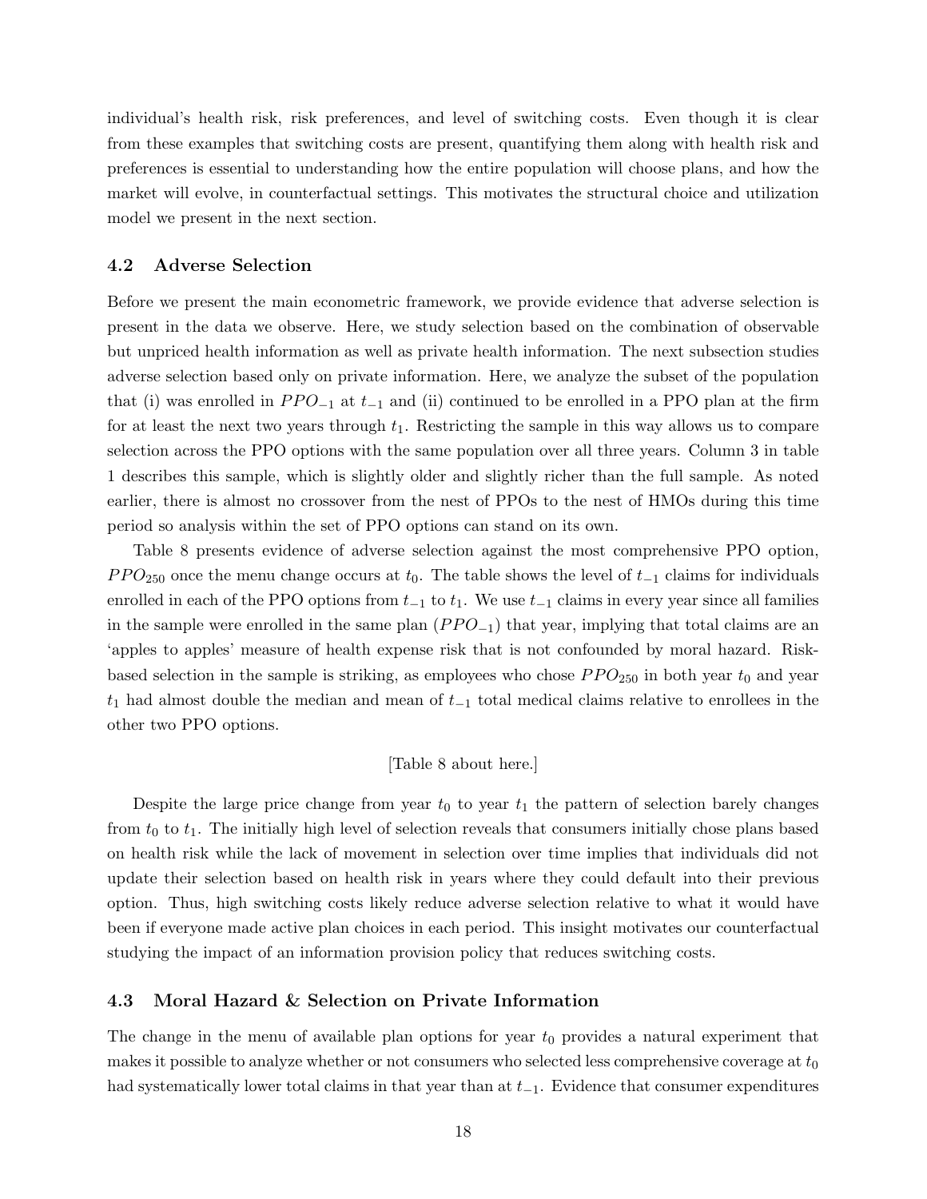individual's health risk, risk preferences, and level of switching costs. Even though it is clear from these examples that switching costs are present, quantifying them along with health risk and preferences is essential to understanding how the entire population will choose plans, and how the market will evolve, in counterfactual settings. This motivates the structural choice and utilization model we present in the next section.

### 4.2 Adverse Selection

Before we present the main econometric framework, we provide evidence that adverse selection is present in the data we observe. Here, we study selection based on the combination of observable but unpriced health information as well as private health information. The next subsection studies adverse selection based only on private information. Here, we analyze the subset of the population that (i) was enrolled in $PPO_{-1}$ at $t_{-1}$ and (ii) continued to be enrolled in a PPO plan at the firm for at least the next two years through $t_1$. Restricting the sample in this way allows us to compare selection across the PPO options with the same population over all three years. Column 3 in table 1 describes this sample, which is slightly older and slightly richer than the full sample. As noted earlier, there is almost no crossover from the nest of PPOs to the nest of HMOs during this time period so analysis within the set of PPO options can stand on its own.

Table 8 presents evidence of adverse selection against the most comprehensive PPO option, $PPO_{250}$ once the menu change occurs at $t_0$. The table shows the level of $t_{-1}$ claims for individuals enrolled in each of the PPO options from $t_{-1}$ to $t_1$. We use $t_{-1}$ claims in every year since all families in the sample were enrolled in the same plan ($PPO_{-1}$) that year, implying that total claims are an 'apples to apples' measure of health expense risk that is not confounded by moral hazard. Risk-based selection in the sample is striking, as employees who chose $PPO_{250}$ in both year $t_0$ and year $t_1$ had almost double the median and mean of $t_{-1}$ total medical claims relative to enrollees in the other two PPO options.

[Table 8 about here.]

Despite the large price change from year $t_0$ to year $t_1$ the pattern of selection barely changes from $t_0$ to $t_1$. The initially high level of selection reveals that consumers initially chose plans based on health risk while the lack of movement in selection over time implies that individuals did not update their selection based on health risk in years where they could default into their previous option. Thus, high switching costs likely reduce adverse selection relative to what it would have been if everyone made active plan choices in each period. This insight motivates our counterfactual studying the impact of an information provision policy that reduces switching costs.

### 4.3 Moral Hazard & Selection on Private Information

The change in the menu of available plan options for year $t_0$ provides a natural experiment that makes it possible to analyze whether or not consumers who selected less comprehensive coverage at $t_0$ had systematically lower total claims in that year than at $t_{-1}$. Evidence that consumer expenditures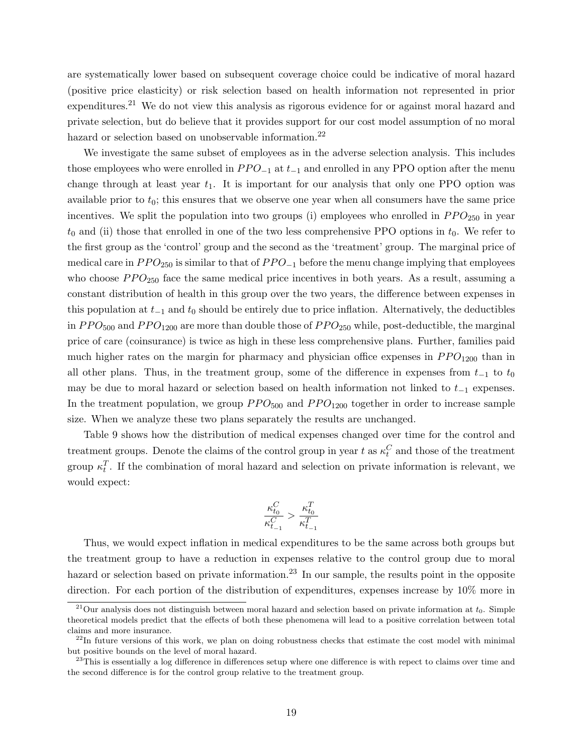are systematically lower based on subsequent coverage choice could be indicative of moral hazard (positive price elasticity) or risk selection based on health information not represented in prior expenditures.[21] We do not view this analysis as rigorous evidence for or against moral hazard and private selection, but do believe that it provides support for our cost model assumption of no moral hazard or selection based on unobservable information.[22]

We investigate the same subset of employees as in the adverse selection analysis. This includes those employees who were enrolled in $PPO_{-1}$ at $t_{-1}$ and enrolled in any PPO option after the menu change through at least year $t_1$. It is important for our analysis that only one PPO option was available prior to $t_0$; this ensures that we observe one year when all consumers have the same price incentives. We split the population into two groups (i) employees who enrolled in $PPO_{250}$ in year $t_0$ and (ii) those that enrolled in one of the two less comprehensive PPO options in $t_0$. We refer to the first group as the 'control' group and the second as the 'treatment' group. The marginal price of medical care in $PPO_{250}$ is similar to that of $PPO_{-1}$ before the menu change implying that employees who choose $PPO_{250}$ face the same medical price incentives in both years. As a result, assuming a constant distribution of health in this group over the two years, the difference between expenses in this population at $t_{-1}$ and $t_0$ should be entirely due to price inflation. Alternatively, the deductibles in $PPO_{500}$ and $PPO_{1200}$ are more than double those of $PPO_{250}$ while, post-deductible, the marginal price of care (coinsurance) is twice as high in these less comprehensive plans. Further, families paid much higher rates on the margin for pharmacy and physician office expenses in $PPO_{1200}$ than in all other plans. Thus, in the treatment group, some of the difference in expenses from $t_{-1}$ to $t_0$ may be due to moral hazard or selection based on health information not linked to $t_{-1}$ expenses. In the treatment population, we group $PPO_{500}$ and $PPO_{1200}$ together in order to increase sample size. When we analyze these two plans separately the results are unchanged.

Table 9 shows how the distribution of medical expenses changed over time for the control and treatment groups. Denote the claims of the control group in year $t$ as $\kappa_t^C$ and those of the treatment group $\kappa_t^T$. If the combination of moral hazard and selection on private information is relevant, we would expect:

$$\frac{\kappa_{t_0}^C}{\kappa_{t_{-1}}^C} > \frac{\kappa_{t_0}^T}{\kappa_{t_{-1}}^T}$$

Thus, we would expect inflation in medical expenditures to be the same across both groups but the treatment group to have a reduction in expenses relative to the control group due to moral hazard or selection based on private information.[23] In our sample, the results point in the opposite direction. For each portion of the distribution of expenditures, expenses increase by 10% more in

[21]Our analysis does not distinguish between moral hazard and selection based on private information at $t_0$. Simple theoretical models predict that the effects of both these phenomena will lead to a positive correlation between total claims and more insurance.

[22]In future versions of this work, we plan on doing robustness checks that estimate the cost model with minimal but positive bounds on the level of moral hazard.

[23]This is essentially a log difference in differences setup where one difference is with repect to claims over time and the second difference is for the control group relative to the treatment group.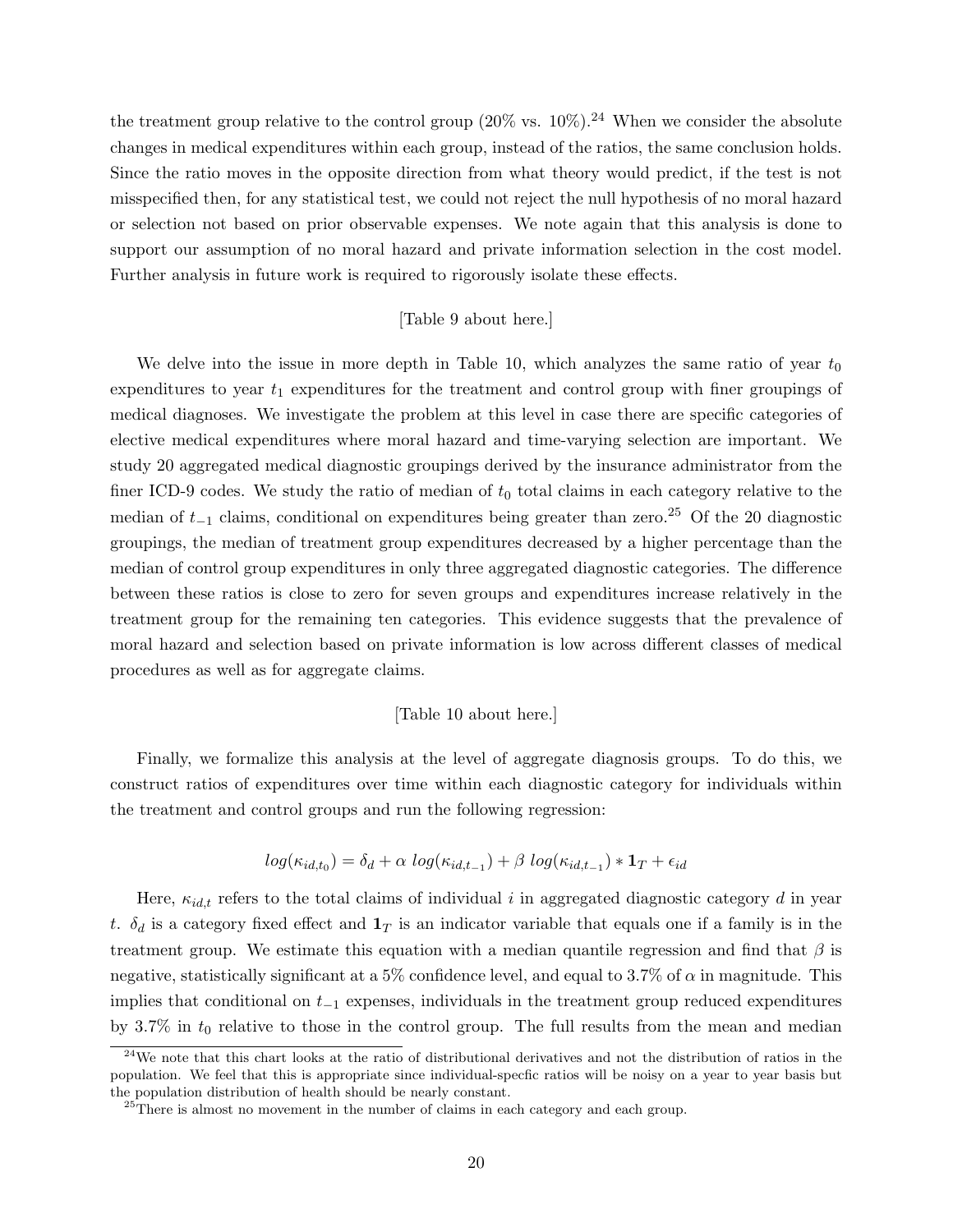the treatment group relative to the control group (20% vs. 10%).[24] When we consider the absolute changes in medical expenditures within each group, instead of the ratios, the same conclusion holds. Since the ratio moves in the opposite direction from what theory would predict, if the test is not misspecified then, for any statistical test, we could not reject the null hypothesis of no moral hazard or selection not based on prior observable expenses. We note again that this analysis is done to support our assumption of no moral hazard and private information selection in the cost model. Further analysis in future work is required to rigorously isolate these effects.

[Table 9 about here.]

We delve into the issue in more depth in Table 10, which analyzes the same ratio of year $t_0$ expenditures to year $t_1$ expenditures for the treatment and control group with finer groupings of medical diagnoses. We investigate the problem at this level in case there are specific categories of elective medical expenditures where moral hazard and time-varying selection are important. We study 20 aggregated medical diagnostic groupings derived by the insurance administrator from the finer ICD-9 codes. We study the ratio of median of $t_0$ total claims in each category relative to the median of $t_{-1}$ claims, conditional on expenditures being greater than zero.[25] Of the 20 diagnostic groupings, the median of treatment group expenditures decreased by a higher percentage than the median of control group expenditures in only three aggregated diagnostic categories. The difference between these ratios is close to zero for seven groups and expenditures increase relatively in the treatment group for the remaining ten categories. This evidence suggests that the prevalence of moral hazard and selection based on private information is low across different classes of medical procedures as well as for aggregate claims.

[Table 10 about here.]

Finally, we formalize this analysis at the level of aggregate diagnosis groups. To do this, we construct ratios of expenditures over time within each diagnostic category for individuals within the treatment and control groups and run the following regression:

$$log(\kappa_{id,t_0}) = \delta_d + \alpha \ log(\kappa_{id,t_{-1}}) + \beta \ log(\kappa_{id,t_{-1}}) * \mathbf{1}_T + \epsilon_{id}$$

Here, $\kappa_{id,t}$ refers to the total claims of individual $i$ in aggregated diagnostic category $d$ in year $t$. $\delta_d$ is a category fixed effect and $\mathbf{1}_T$ is an indicator variable that equals one if a family is in the treatment group. We estimate this equation with a median quantile regression and find that $\beta$ is negative, statistically significant at a 5% confidence level, and equal to 3.7% of $\alpha$ in magnitude. This implies that conditional on $t_{-1}$ expenses, individuals in the treatment group reduced expenditures by 3.7% in $t_0$ relative to those in the control group. The full results from the mean and median

[24]We note that this chart looks at the ratio of distributional derivatives and not the distribution of ratios in the population. We feel that this is appropriate since individual-specfic ratios will be noisy on a year to year basis but the population distribution of health should be nearly constant.

[25]There is almost no movement in the number of claims in each category and each group.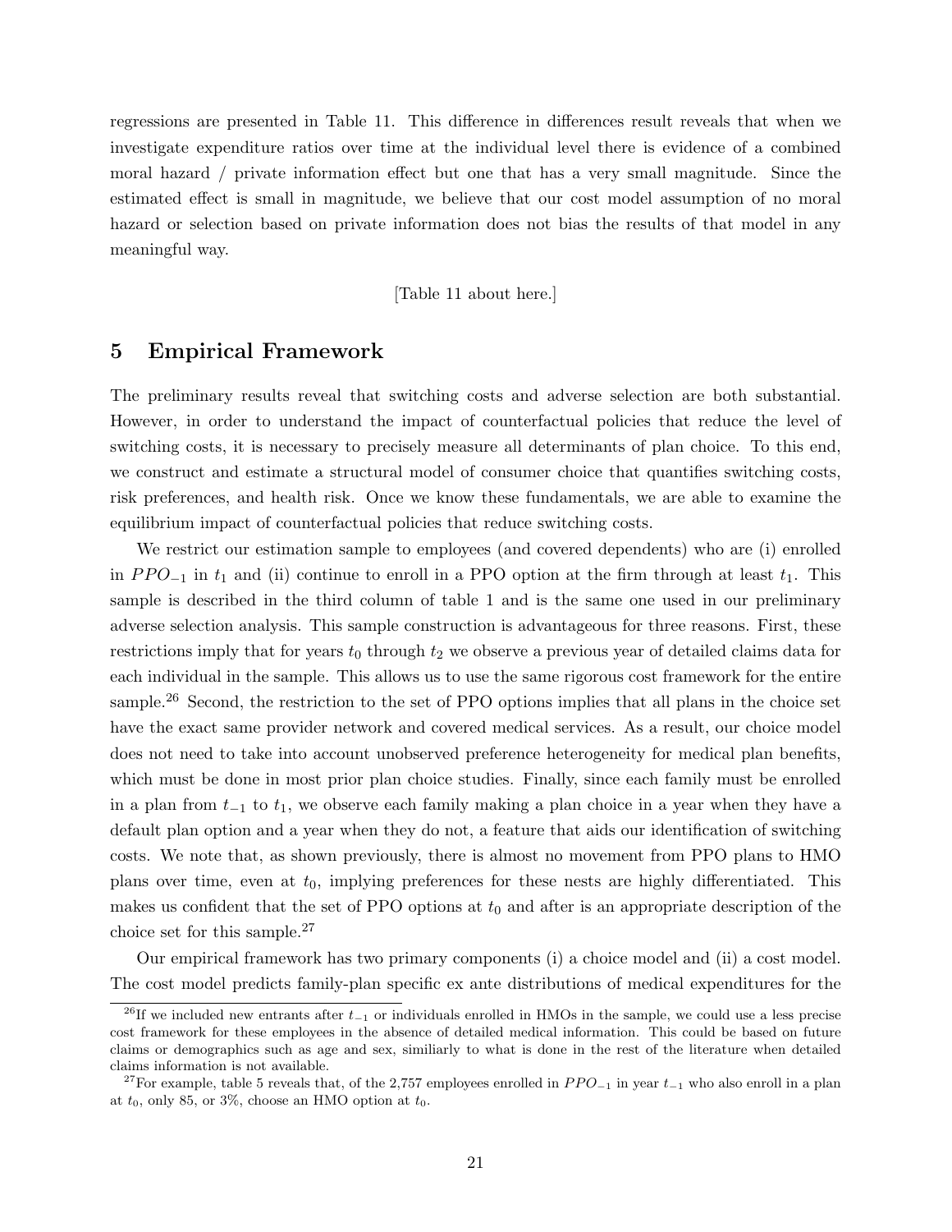regressions are presented in Table 11. This difference in differences result reveals that when we investigate expenditure ratios over time at the individual level there is evidence of a combined moral hazard / private information effect but one that has a very small magnitude. Since the estimated effect is small in magnitude, we believe that our cost model assumption of no moral hazard or selection based on private information does not bias the results of that model in any meaningful way.

[Table 11 about here.]

## 5 Empirical Framework

The preliminary results reveal that switching costs and adverse selection are both substantial. However, in order to understand the impact of counterfactual policies that reduce the level of switching costs, it is necessary to precisely measure all determinants of plan choice. To this end, we construct and estimate a structural model of consumer choice that quantifies switching costs, risk preferences, and health risk. Once we know these fundamentals, we are able to examine the equilibrium impact of counterfactual policies that reduce switching costs.

We restrict our estimation sample to employees (and covered dependents) who are (i) enrolled in $PPO_{-1}$ in $t_1$ and (ii) continue to enroll in a PPO option at the firm through at least $t_1$. This sample is described in the third column of table 1 and is the same one used in our preliminary adverse selection analysis. This sample construction is advantageous for three reasons. First, these restrictions imply that for years $t_0$ through $t_2$ we observe a previous year of detailed claims data for each individual in the sample. This allows us to use the same rigorous cost framework for the entire sample.[26] Second, the restriction to the set of PPO options implies that all plans in the choice set have the exact same provider network and covered medical services. As a result, our choice model does not need to take into account unobserved preference heterogeneity for medical plan benefits, which must be done in most prior plan choice studies. Finally, since each family must be enrolled in a plan from $t_{-1}$ to $t_1$, we observe each family making a plan choice in a year when they have a default plan option and a year when they do not, a feature that aids our identification of switching costs. We note that, as shown previously, there is almost no movement from PPO plans to HMO plans over time, even at $t_0$, implying preferences for these nests are highly differentiated. This makes us confident that the set of PPO options at $t_0$ and after is an appropriate description of the choice set for this sample.[27]

Our empirical framework has two primary components (i) a choice model and (ii) a cost model. The cost model predicts family-plan specific ex ante distributions of medical expenditures for the

[26] If we included new entrants after $t_{-1}$ or individuals enrolled in HMOs in the sample, we could use a less precise cost framework for these employees in the absence of detailed medical information. This could be based on future claims or demographics such as age and sex, similiarly to what is done in the rest of the literature when detailed claims information is not available.

[27] For example, table 5 reveals that, of the 2,757 employees enrolled in $PPO_{-1}$ in year $t_{-1}$ who also enroll in a plan at $t_0$, only 85, or 3%, choose an HMO option at $t_0$.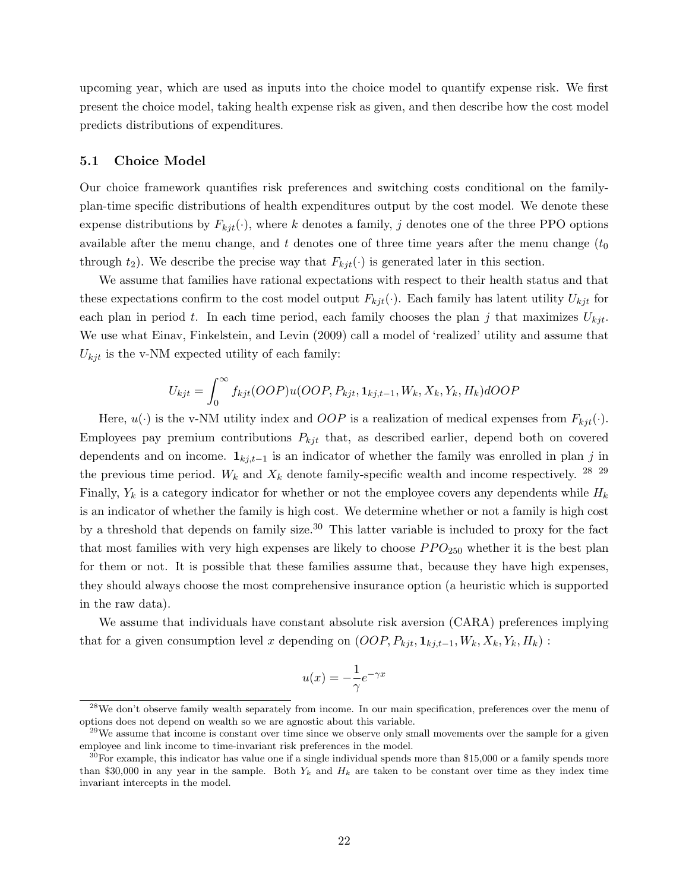upcoming year, which are used as inputs into the choice model to quantify expense risk. We first present the choice model, taking health expense risk as given, and then describe how the cost model predicts distributions of expenditures.

### 5.1 Choice Model

Our choice framework quantifies risk preferences and switching costs conditional on the family-plan-time specific distributions of health expenditures output by the cost model. We denote these expense distributions by $F_{kjt}(\cdot)$, where $k$ denotes a family, $j$ denotes one of the three PPO options available after the menu change, and $t$ denotes one of three time years after the menu change ($t_0$ through $t_2$). We describe the precise way that $F_{kjt}(\cdot)$ is generated later in this section.

We assume that families have rational expectations with respect to their health status and that these expectations confirm to the cost model output $F_{kjt}(\cdot)$. Each family has latent utility $U_{kjt}$ for each plan in period $t$. In each time period, each family chooses the plan $j$ that maximizes $U_{kjt}$. We use what Einav, Finkelstein, and Levin (2009) call a model of 'realized' utility and assume that $U_{kjt}$ is the v-NM expected utility of each family:

$$U_{kjt} = \int_0^\infty f_{kjt}(OOP)u(OOP, P_{kjt}, \mathbf{1}_{kj,t-1}, W_k, X_k, Y_k, H_k)dOOP$$

Here, $u(\cdot)$ is the v-NM utility index and $OOP$ is a realization of medical expenses from $F_{kjt}(\cdot)$. Employees pay premium contributions $P_{kjt}$ that, as described earlier, depend both on covered dependents and on income. $\mathbf{1}_{kj,t-1}$ is an indicator of whether the family was enrolled in plan $j$ in the previous time period. $W_k$ and $X_k$ denote family-specific wealth and income respectively. [28] [29] Finally, $Y_k$ is a category indicator for whether or not the employee covers any dependents while $H_k$ is an indicator of whether the family is high cost. We determine whether or not a family is high cost by a threshold that depends on family size.[30] This latter variable is included to proxy for the fact that most families with very high expenses are likely to choose $PPO_{250}$ whether it is the best plan for them or not. It is possible that these families assume that, because they have high expenses, they should always choose the most comprehensive insurance option (a heuristic which is supported in the raw data).

We assume that individuals have constant absolute risk aversion (CARA) preferences implying that for a given consumption level $x$ depending on $(OOP, P_{kjt}, \mathbf{1}_{kj,t-1}, W_k, X_k, Y_k, H_k)$ :

$$u(x) = -\frac{1}{\gamma}e^{-\gamma x}$$

[28] We don't observe family wealth separately from income. In our main specification, preferences over the menu of options does not depend on wealth so we are agnostic about this variable.

[29] We assume that income is constant over time since we observe only small movements over the sample for a given employee and link income to time-invariant risk preferences in the model.

[30] For example, this indicator has value one if a single individual spends more than \$15,000 or a family spends more than \$30,000 in any year in the sample. Both $Y_k$ and $H_k$ are taken to be constant over time as they index time invariant intercepts in the model.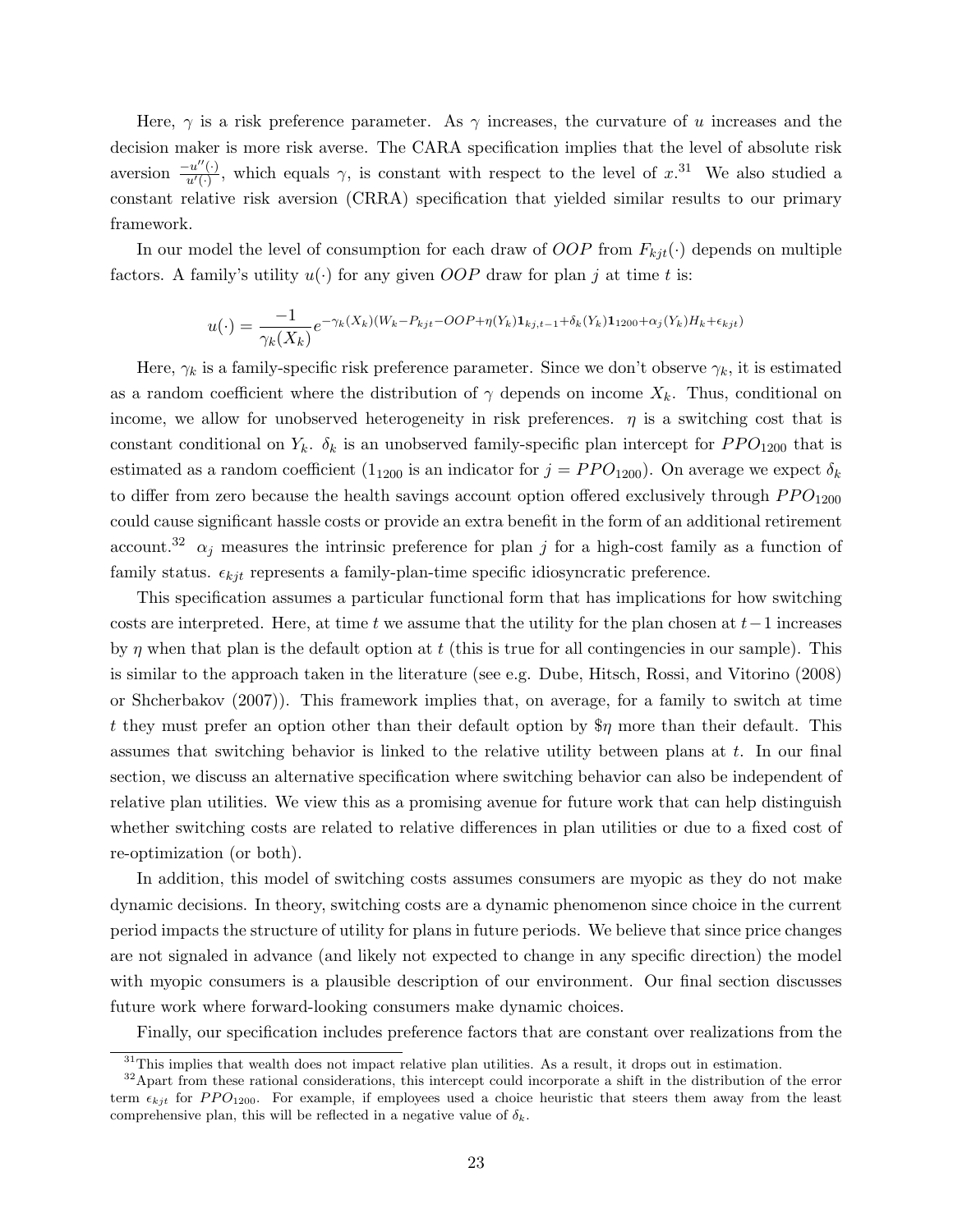Here, $\gamma$ is a risk preference parameter. As $\gamma$ increases, the curvature of $u$ increases and the decision maker is more risk averse. The CARA specification implies that the level of absolute risk aversion $\frac{-u''(\cdot)}{u'(\cdot)}$, which equals $\gamma$, is constant with respect to the level of $x$.[31] We also studied a constant relative risk aversion (CRRA) specification that yielded similar results to our primary framework.

In our model the level of consumption for each draw of $OOP$ from $F_{kjt}(\cdot)$ depends on multiple factors. A family's utility $u(\cdot)$ for any given $OOP$ draw for plan $j$ at time $t$ is:

$$u(\cdot) = \frac{-1}{\gamma_k(X_k)} e^{-\gamma_k(X_k)(W_k - P_{kjt} - OOP + \eta(Y_k)\mathbf{1}_{kj,t-1} + \delta_k(Y_k)\mathbf{1}_{1200} + \alpha_j(Y_k)H_k + \epsilon_{kjt})}$$

Here, $\gamma_k$ is a family-specific risk preference parameter. Since we don't observe $\gamma_k$, it is estimated as a random coefficient where the distribution of $\gamma$ depends on income $X_k$. Thus, conditional on income, we allow for unobserved heterogeneity in risk preferences. $\eta$ is a switching cost that is constant conditional on $Y_k$. $\delta_k$ is an unobserved family-specific plan intercept for $PPO_{1200}$ that is estimated as a random coefficient ($1_{1200}$ is an indicator for $j = PPO_{1200}$). On average we expect $\delta_k$ to differ from zero because the health savings account option offered exclusively through $PPO_{1200}$ could cause significant hassle costs or provide an extra benefit in the form of an additional retirement account.[32] $\alpha_j$ measures the intrinsic preference for plan $j$ for a high-cost family as a function of family status. $\epsilon_{kjt}$ represents a family-plan-time specific idiosyncratic preference.

This specification assumes a particular functional form that has implications for how switching costs are interpreted. Here, at time $t$ we assume that the utility for the plan chosen at $t-1$ increases by $\eta$ when that plan is the default option at $t$ (this is true for all contingencies in our sample). This is similar to the approach taken in the literature (see e.g. Dube, Hitsch, Rossi, and Vitorino (2008) or Shcherbakov (2007)). This framework implies that, on average, for a family to switch at time $t$ they must prefer an option other than their default option by $\$\eta$ more than their default. This assumes that switching behavior is linked to the relative utility between plans at $t$. In our final section, we discuss an alternative specification where switching behavior can also be independent of relative plan utilities. We view this as a promising avenue for future work that can help distinguish whether switching costs are related to relative differences in plan utilities or due to a fixed cost of re-optimization (or both).

In addition, this model of switching costs assumes consumers are myopic as they do not make dynamic decisions. In theory, switching costs are a dynamic phenomenon since choice in the current period impacts the structure of utility for plans in future periods. We believe that since price changes are not signaled in advance (and likely not expected to change in any specific direction) the model with myopic consumers is a plausible description of our environment. Our final section discusses future work where forward-looking consumers make dynamic choices.

Finally, our specification includes preference factors that are constant over realizations from the

---

[31] This implies that wealth does not impact relative plan utilities. As a result, it drops out in estimation.

[32] Apart from these rational considerations, this intercept could incorporate a shift in the distribution of the error term $\epsilon_{kjt}$ for $PPO_{1200}$. For example, if employees used a choice heuristic that steers them away from the least comprehensive plan, this will be reflected in a negative value of $\delta_k$.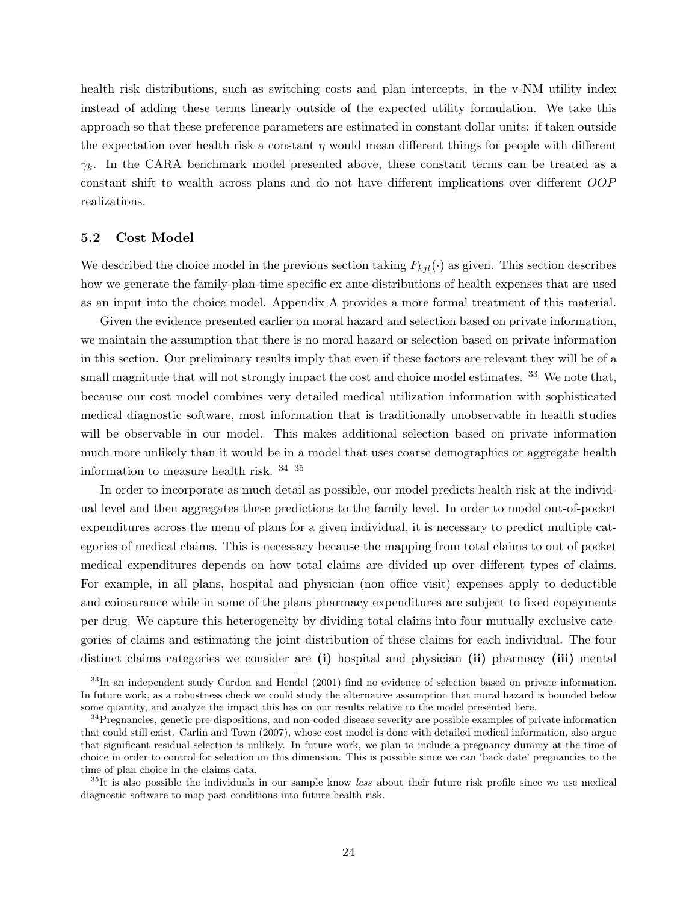health risk distributions, such as switching costs and plan intercepts, in the v-NM utility index instead of adding these terms linearly outside of the expected utility formulation. We take this approach so that these preference parameters are estimated in constant dollar units: if taken outside the expectation over health risk a constant $\eta$ would mean different things for people with different $\gamma_k$. In the CARA benchmark model presented above, these constant terms can be treated as a constant shift to wealth across plans and do not have different implications over different $OOP$ realizations.

### 5.2 Cost Model

We described the choice model in the previous section taking $F_{kjt}(\cdot)$ as given. This section describes how we generate the family-plan-time specific ex ante distributions of health expenses that are used as an input into the choice model. Appendix A provides a more formal treatment of this material.

Given the evidence presented earlier on moral hazard and selection based on private information, we maintain the assumption that there is no moral hazard or selection based on private information in this section. Our preliminary results imply that even if these factors are relevant they will be of a small magnitude that will not strongly impact the cost and choice model estimates. [33] We note that, because our cost model combines very detailed medical utilization information with sophisticated medical diagnostic software, most information that is traditionally unobservable in health studies will be observable in our model. This makes additional selection based on private information much more unlikely than it would be in a model that uses coarse demographics or aggregate health information to measure health risk. [34] [35]

In order to incorporate as much detail as possible, our model predicts health risk at the individual level and then aggregates these predictions to the family level. In order to model out-of-pocket expenditures across the menu of plans for a given individual, it is necessary to predict multiple categories of medical claims. This is necessary because the mapping from total claims to out of pocket medical expenditures depends on how total claims are divided up over different types of claims. For example, in all plans, hospital and physician (non office visit) expenses apply to deductible and coinsurance while in some of the plans pharmacy expenditures are subject to fixed copayments per drug. We capture this heterogeneity by dividing total claims into four mutually exclusive categories of claims and estimating the joint distribution of these claims for each individual. The four distinct claims categories we consider are **(i)** hospital and physician **(ii)** pharmacy **(iii)** mental

[33] In an independent study Cardon and Hendel (2001) find no evidence of selection based on private information. In future work, as a robustness check we could study the alternative assumption that moral hazard is bounded below some quantity, and analyze the impact this has on our results relative to the model presented here.

[34] Pregnancies, genetic pre-dispositions, and non-coded disease severity are possible examples of private information that could still exist. Carlin and Town (2007), whose cost model is done with detailed medical information, also argue that significant residual selection is unlikely. In future work, we plan to include a pregnancy dummy at the time of choice in order to control for selection on this dimension. This is possible since we can 'back date' pregnancies to the time of plan choice in the claims data.

[35] It is also possible the individuals in our sample know *less* about their future risk profile since we use medical diagnostic software to map past conditions into future health risk.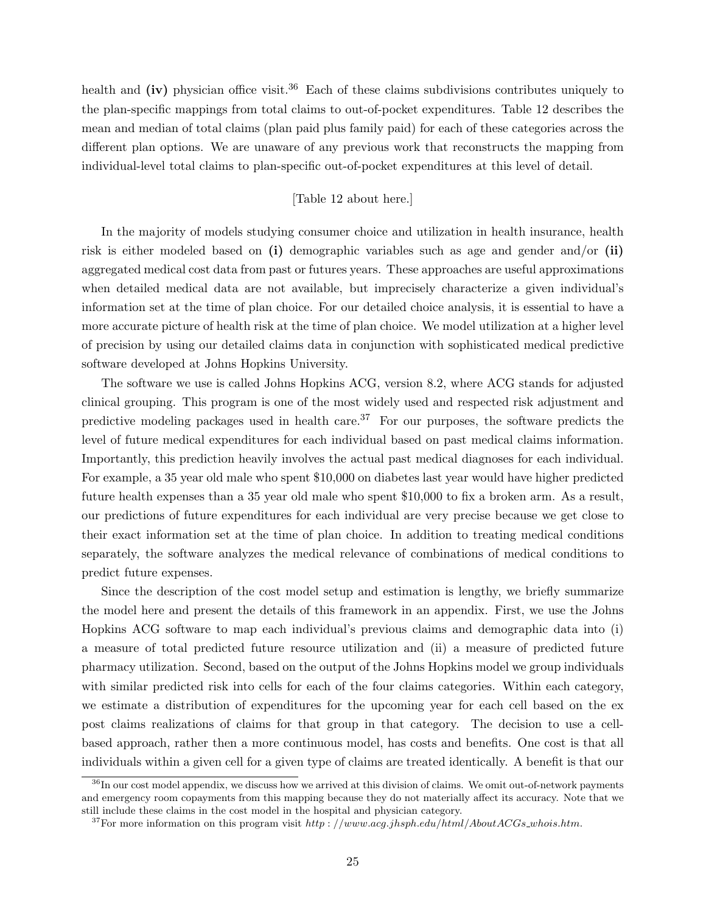health and **(iv)** physician office visit.[36] Each of these claims subdivisions contributes uniquely to the plan-specific mappings from total claims to out-of-pocket expenditures. Table 12 describes the mean and median of total claims (plan paid plus family paid) for each of these categories across the different plan options. We are unaware of any previous work that reconstructs the mapping from individual-level total claims to plan-specific out-of-pocket expenditures at this level of detail.

[Table 12 about here.]

In the majority of models studying consumer choice and utilization in health insurance, health risk is either modeled based on **(i)** demographic variables such as age and gender and/or **(ii)** aggregated medical cost data from past or futures years. These approaches are useful approximations when detailed medical data are not available, but imprecisely characterize a given individual's information set at the time of plan choice. For our detailed choice analysis, it is essential to have a more accurate picture of health risk at the time of plan choice. We model utilization at a higher level of precision by using our detailed claims data in conjunction with sophisticated medical predictive software developed at Johns Hopkins University.

The software we use is called Johns Hopkins ACG, version 8.2, where ACG stands for adjusted clinical grouping. This program is one of the most widely used and respected risk adjustment and predictive modeling packages used in health care.[37] For our purposes, the software predicts the level of future medical expenditures for each individual based on past medical claims information. Importantly, this prediction heavily involves the actual past medical diagnoses for each individual. For example, a 35 year old male who spent \$10,000 on diabetes last year would have higher predicted future health expenses than a 35 year old male who spent \$10,000 to fix a broken arm. As a result, our predictions of future expenditures for each individual are very precise because we get close to their exact information set at the time of plan choice. In addition to treating medical conditions separately, the software analyzes the medical relevance of combinations of medical conditions to predict future expenses.

Since the description of the cost model setup and estimation is lengthy, we briefly summarize the model here and present the details of this framework in an appendix. First, we use the Johns Hopkins ACG software to map each individual's previous claims and demographic data into (i) a measure of total predicted future resource utilization and (ii) a measure of predicted future pharmacy utilization. Second, based on the output of the Johns Hopkins model we group individuals with similar predicted risk into cells for each of the four claims categories. Within each category, we estimate a distribution of expenditures for the upcoming year for each cell based on the ex post claims realizations of claims for that group in that category. The decision to use a cell-based approach, rather then a more continuous model, has costs and benefits. One cost is that all individuals within a given cell for a given type of claims are treated identically. A benefit is that our

[36] In our cost model appendix, we discuss how we arrived at this division of claims. We omit out-of-network payments and emergency room copayments from this mapping because they do not materially affect its accuracy. Note that we still include these claims in the cost model in the hospital and physician category.

[37] For more information on this program visit *http://www.acg.jhsph.edu/html/AboutACGs_whois.htm*.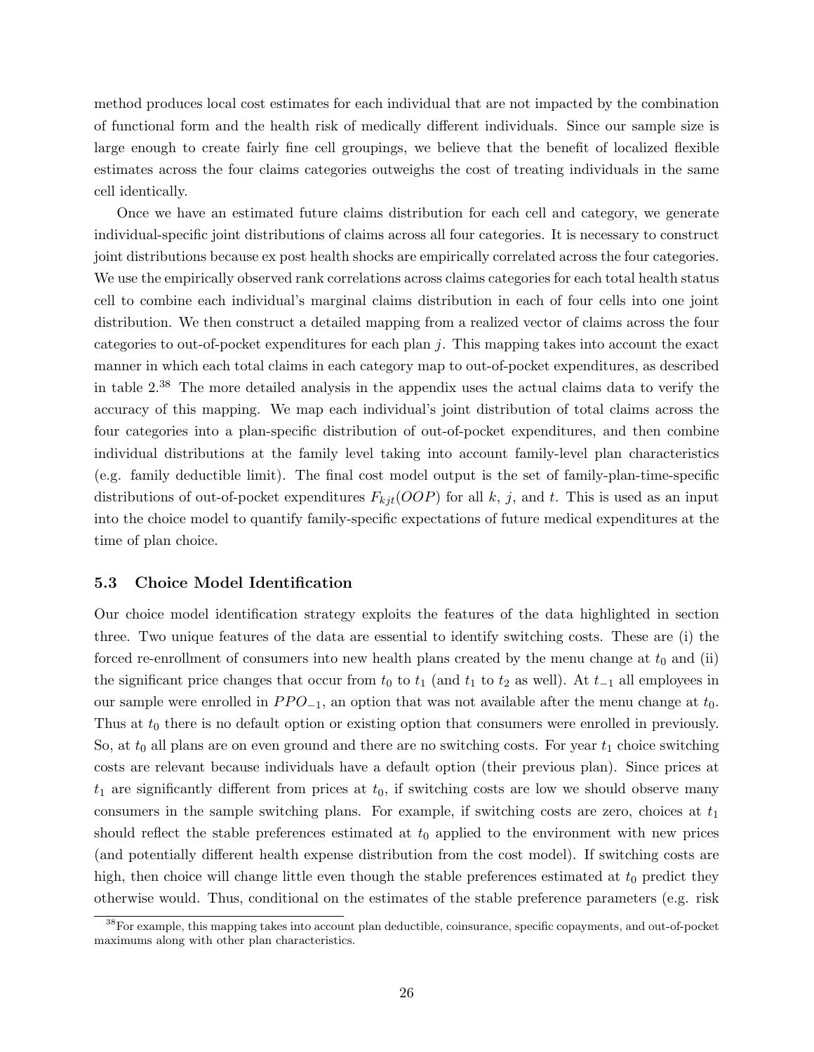method produces local cost estimates for each individual that are not impacted by the combination of functional form and the health risk of medically different individuals. Since our sample size is large enough to create fairly fine cell groupings, we believe that the benefit of localized flexible estimates across the four claims categories outweighs the cost of treating individuals in the same cell identically.

Once we have an estimated future claims distribution for each cell and category, we generate individual-specific joint distributions of claims across all four categories. It is necessary to construct joint distributions because ex post health shocks are empirically correlated across the four categories. We use the empirically observed rank correlations across claims categories for each total health status cell to combine each individual's marginal claims distribution in each of four cells into one joint distribution. We then construct a detailed mapping from a realized vector of claims across the four categories to out-of-pocket expenditures for each plan $j$. This mapping takes into account the exact manner in which each total claims in each category map to out-of-pocket expenditures, as described in table 2.[38] The more detailed analysis in the appendix uses the actual claims data to verify the accuracy of this mapping. We map each individual's joint distribution of total claims across the four categories into a plan-specific distribution of out-of-pocket expenditures, and then combine individual distributions at the family level taking into account family-level plan characteristics (e.g. family deductible limit). The final cost model output is the set of family-plan-time-specific distributions of out-of-pocket expenditures $F_{kjt}(OOP)$ for all $k$, $j$, and $t$. This is used as an input into the choice model to quantify family-specific expectations of future medical expenditures at the time of plan choice.

### 5.3 Choice Model Identification

Our choice model identification strategy exploits the features of the data highlighted in section three. Two unique features of the data are essential to identify switching costs. These are (i) the forced re-enrollment of consumers into new health plans created by the menu change at $t_0$ and (ii) the significant price changes that occur from $t_0$ to $t_1$ (and $t_1$ to $t_2$ as well). At $t_{-1}$ all employees in our sample were enrolled in $PPO_{-1}$, an option that was not available after the menu change at $t_0$. Thus at $t_0$ there is no default option or existing option that consumers were enrolled in previously. So, at $t_0$ all plans are on even ground and there are no switching costs. For year $t_1$ choice switching costs are relevant because individuals have a default option (their previous plan). Since prices at $t_1$ are significantly different from prices at $t_0$, if switching costs are low we should observe many consumers in the sample switching plans. For example, if switching costs are zero, choices at $t_1$ should reflect the stable preferences estimated at $t_0$ applied to the environment with new prices (and potentially different health expense distribution from the cost model). If switching costs are high, then choice will change little even though the stable preferences estimated at $t_0$ predict they otherwise would. Thus, conditional on the estimates of the stable preference parameters (e.g. risk

[38] For example, this mapping takes into account plan deductible, coinsurance, specific copayments, and out-of-pocket maximums along with other plan characteristics.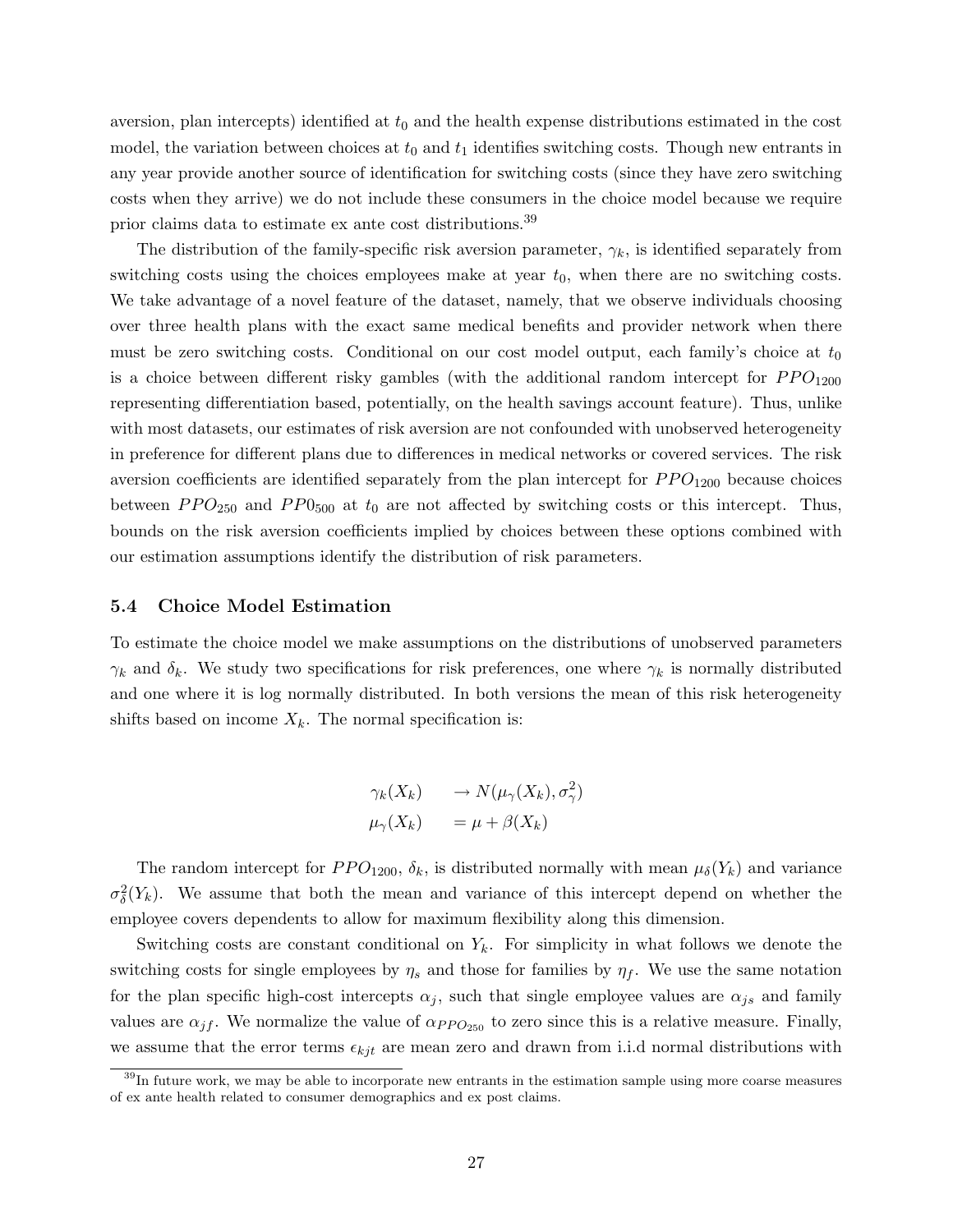aversion, plan intercepts) identified at $t_0$ and the health expense distributions estimated in the cost model, the variation between choices at $t_0$ and $t_1$ identifies switching costs. Though new entrants in any year provide another source of identification for switching costs (since they have zero switching costs when they arrive) we do not include these consumers in the choice model because we require prior claims data to estimate ex ante cost distributions.[39]

The distribution of the family-specific risk aversion parameter, $\gamma_k$, is identified separately from switching costs using the choices employees make at year $t_0$, when there are no switching costs. We take advantage of a novel feature of the dataset, namely, that we observe individuals choosing over three health plans with the exact same medical benefits and provider network when there must be zero switching costs. Conditional on our cost model output, each family's choice at $t_0$ is a choice between different risky gambles (with the additional random intercept for $PPO_{1200}$ representing differentiation based, potentially, on the health savings account feature). Thus, unlike with most datasets, our estimates of risk aversion are not confounded with unobserved heterogeneity in preference for different plans due to differences in medical networks or covered services. The risk aversion coefficients are identified separately from the plan intercept for $PPO_{1200}$ because choices between $PPO_{250}$ and $PP0_{500}$ at $t_0$ are not affected by switching costs or this intercept. Thus, bounds on the risk aversion coefficients implied by choices between these options combined with our estimation assumptions identify the distribution of risk parameters.

### 5.4 Choice Model Estimation

To estimate the choice model we make assumptions on the distributions of unobserved parameters $\gamma_k$ and $\delta_k$. We study two specifications for risk preferences, one where $\gamma_k$ is normally distributed and one where it is log normally distributed. In both versions the mean of this risk heterogeneity shifts based on income $X_k$. The normal specification is:

$$
\begin{aligned}
\gamma_k(X_k) \quad &\rightarrow N(\mu_\gamma(X_k), \sigma_\gamma^2) \\
\mu_\gamma(X_k) \quad &= \mu + \beta(X_k)
\end{aligned}
$$

The random intercept for $PPO_{1200}$, $\delta_k$, is distributed normally with mean $\mu_\delta(Y_k)$ and variance $\sigma_\delta^2(Y_k)$. We assume that both the mean and variance of this intercept depend on whether the employee covers dependents to allow for maximum flexibility along this dimension.

Switching costs are constant conditional on $Y_k$. For simplicity in what follows we denote the switching costs for single employees by $\eta_s$ and those for families by $\eta_f$. We use the same notation for the plan specific high-cost intercepts $\alpha_j$, such that single employee values are $\alpha_{js}$ and family values are $\alpha_{jf}$. We normalize the value of $\alpha_{PPO_{250}}$ to zero since this is a relative measure. Finally, we assume that the error terms $\epsilon_{kjt}$ are mean zero and drawn from i.i.d normal distributions with

[39]In future work, we may be able to incorporate new entrants in the estimation sample using more coarse measures of ex ante health related to consumer demographics and ex post claims.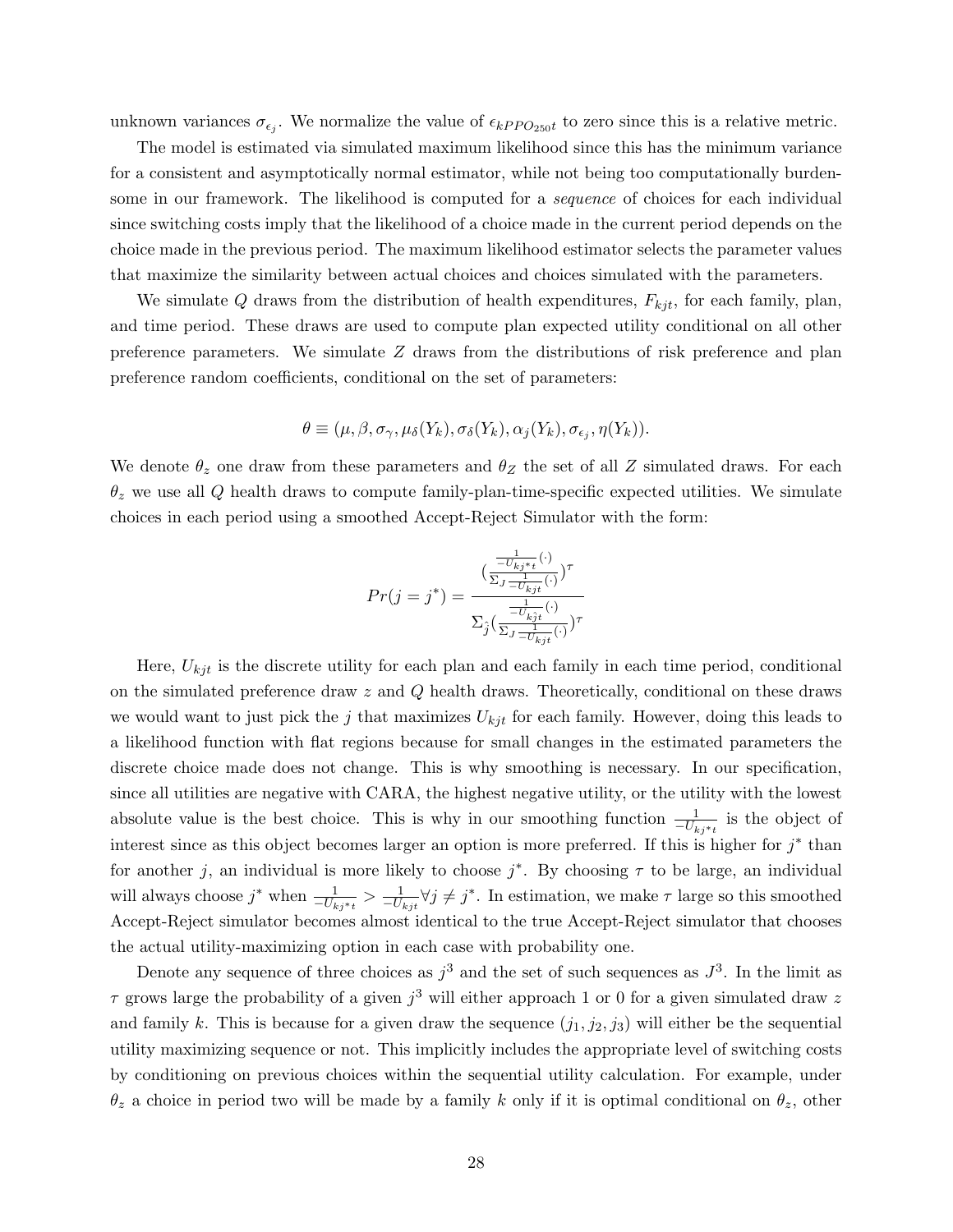unknown variances $\sigma_{\epsilon_j}$. We normalize the value of $\epsilon_{kPPO_{250}t}$ to zero since this is a relative metric.

The model is estimated via simulated maximum likelihood since this has the minimum variance for a consistent and asymptotically normal estimator, while not being too computationally burdensome in our framework. The likelihood is computed for a *sequence* of choices for each individual since switching costs imply that the likelihood of a choice made in the current period depends on the choice made in the previous period. The maximum likelihood estimator selects the parameter values that maximize the similarity between actual choices and choices simulated with the parameters.

We simulate $Q$ draws from the distribution of health expenditures, $F_{kjt}$, for each family, plan, and time period. These draws are used to compute plan expected utility conditional on all other preference parameters. We simulate $Z$ draws from the distributions of risk preference and plan preference random coefficients, conditional on the set of parameters:

$$\theta \equiv (\mu, \beta, \sigma_\gamma, \mu_\delta(Y_k), \sigma_\delta(Y_k), \alpha_j(Y_k), \sigma_{\epsilon_j}, \eta(Y_k)).$$

We denote $\theta_z$ one draw from these parameters and $\theta_Z$ the set of all $Z$ simulated draws. For each $\theta_z$ we use all $Q$ health draws to compute family-plan-time-specific expected utilities. We simulate choices in each period using a smoothed Accept-Reject Simulator with the form:

$$Pr(j = j^*) = \frac{\left(\frac{\frac{1}{-U_{kj^*t}}(\cdot)}{\Sigma_J \frac{1}{-U_{kjt}}(\cdot)}\right)^\tau}{\Sigma_{\hat{j}}\left(\frac{\frac{1}{-U_{k\hat{j}t}}(\cdot)}{\Sigma_J \frac{1}{-U_{kjt}}(\cdot)}\right)^\tau}$$

Here, $U_{kjt}$ is the discrete utility for each plan and each family in each time period, conditional on the simulated preference draw $z$ and $Q$ health draws. Theoretically, conditional on these draws we would want to just pick the $j$ that maximizes $U_{kjt}$ for each family. However, doing this leads to a likelihood function with flat regions because for small changes in the estimated parameters the discrete choice made does not change. This is why smoothing is necessary. In our specification, since all utilities are negative with CARA, the highest negative utility, or the utility with the lowest absolute value is the best choice. This is why in our smoothing function $\frac{1}{-U_{kj^*t}}$ is the object of interest since as this object becomes larger an option is more preferred. If this is higher for $j^*$ than for another $j$, an individual is more likely to choose $j^*$. By choosing $\tau$ to be large, an individual will always choose $j^*$ when $\frac{1}{-U_{kj^*t}} > \frac{1}{-U_{kjt}} \forall j \neq j^*$. In estimation, we make $\tau$ large so this smoothed Accept-Reject simulator becomes almost identical to the true Accept-Reject simulator that chooses the actual utility-maximizing option in each case with probability one.

Denote any sequence of three choices as $j^3$ and the set of such sequences as $J^3$. In the limit as $\tau$ grows large the probability of a given $j^3$ will either approach 1 or 0 for a given simulated draw $z$ and family $k$. This is because for a given draw the sequence $(j_1, j_2, j_3)$ will either be the sequential utility maximizing sequence or not. This implicitly includes the appropriate level of switching costs by conditioning on previous choices within the sequential utility calculation. For example, under $\theta_z$ a choice in period two will be made by a family $k$ only if it is optimal conditional on $\theta_z$, other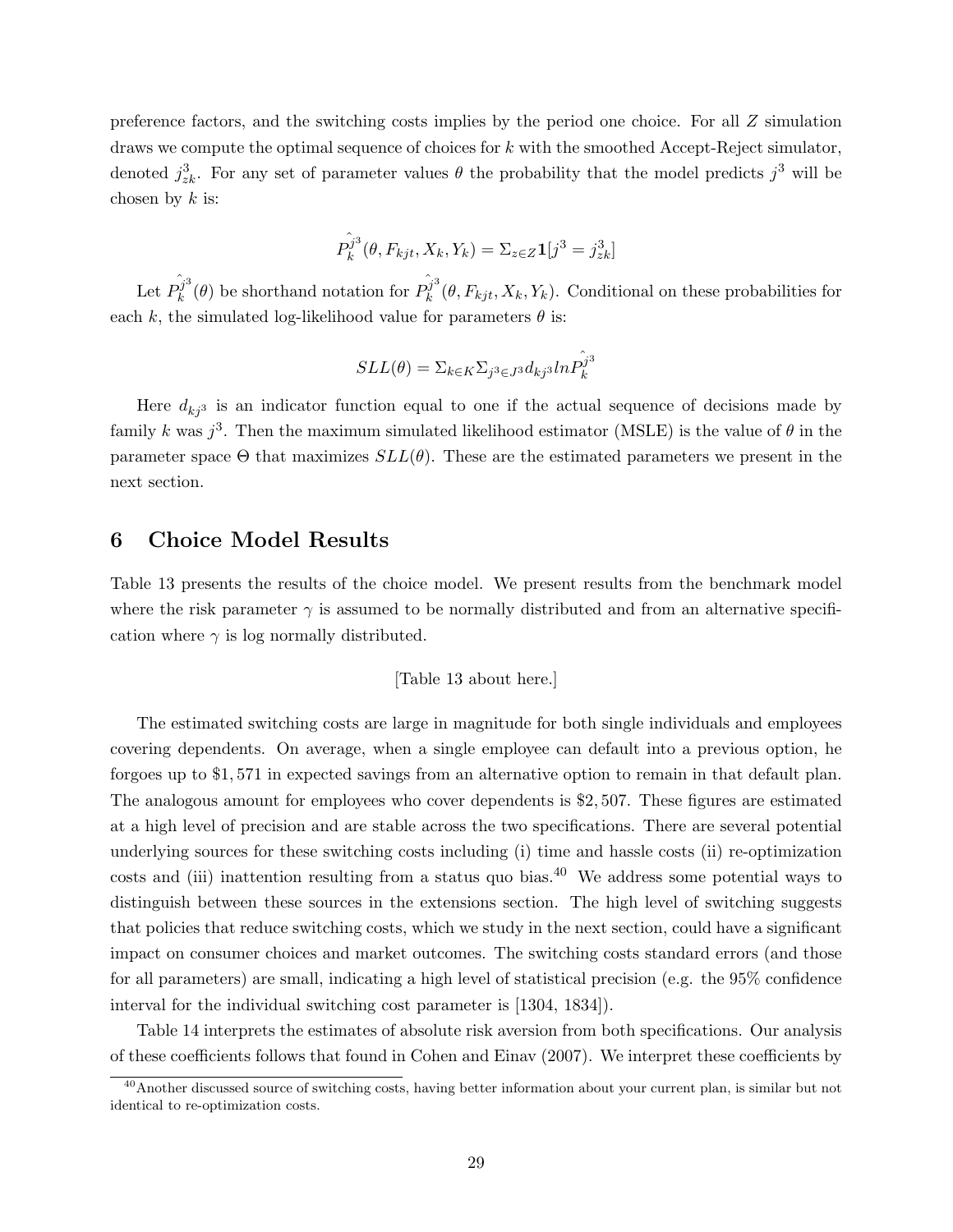preference factors, and the switching costs implies by the period one choice. For all $Z$ simulation draws we compute the optimal sequence of choices for $k$ with the smoothed Accept-Reject simulator, denoted $j^3_{zk}$. For any set of parameter values $\theta$ the probability that the model predicts $j^3$ will be chosen by $k$ is:

$$\hat{P_k^{j^3}}(\theta, F_{kjt}, X_k, Y_k) = \Sigma_{z \in Z} \mathbf{1}[j^3 = j^3_{zk}]$$

Let $\hat{P_k^{j^3}}(\theta)$ be shorthand notation for $\hat{P_k^{j^3}}(\theta, F_{kjt}, X_k, Y_k)$. Conditional on these probabilities for each $k$, the simulated log-likelihood value for parameters $\theta$ is:

$$SLL(\theta) = \Sigma_{k \in K} \Sigma_{j^3 \in J^3} d_{kj^3} ln \hat{P_k^{j^3}}$$

Here $d_{kj^3}$ is an indicator function equal to one if the actual sequence of decisions made by family $k$ was $j^3$. Then the maximum simulated likelihood estimator (MSLE) is the value of $\theta$ in the parameter space $\Theta$ that maximizes $SLL(\theta)$. These are the estimated parameters we present in the next section.

## 6 Choice Model Results

Table 13 presents the results of the choice model. We present results from the benchmark model where the risk parameter $\gamma$ is assumed to be normally distributed and from an alternative specification where $\gamma$ is log normally distributed.

[Table 13 about here.]

The estimated switching costs are large in magnitude for both single individuals and employees covering dependents. On average, when a single employee can default into a previous option, he forgoes up to $1,571 in expected savings from an alternative option to remain in that default plan. The analogous amount for employees who cover dependents is $2,507. These figures are estimated at a high level of precision and are stable across the two specifications. There are several potential underlying sources for these switching costs including (i) time and hassle costs (ii) re-optimization costs and (iii) inattention resulting from a status quo bias.[40] We address some potential ways to distinguish between these sources in the extensions section. The high level of switching suggests that policies that reduce switching costs, which we study in the next section, could have a significant impact on consumer choices and market outcomes. The switching costs standard errors (and those for all parameters) are small, indicating a high level of statistical precision (e.g. the 95% confidence interval for the individual switching cost parameter is [1304, 1834]).

Table 14 interprets the estimates of absolute risk aversion from both specifications. Our analysis of these coefficients follows that found in Cohen and Einav (2007). We interpret these coefficients by

[40] Another discussed source of switching costs, having better information about your current plan, is similar but not identical to re-optimization costs.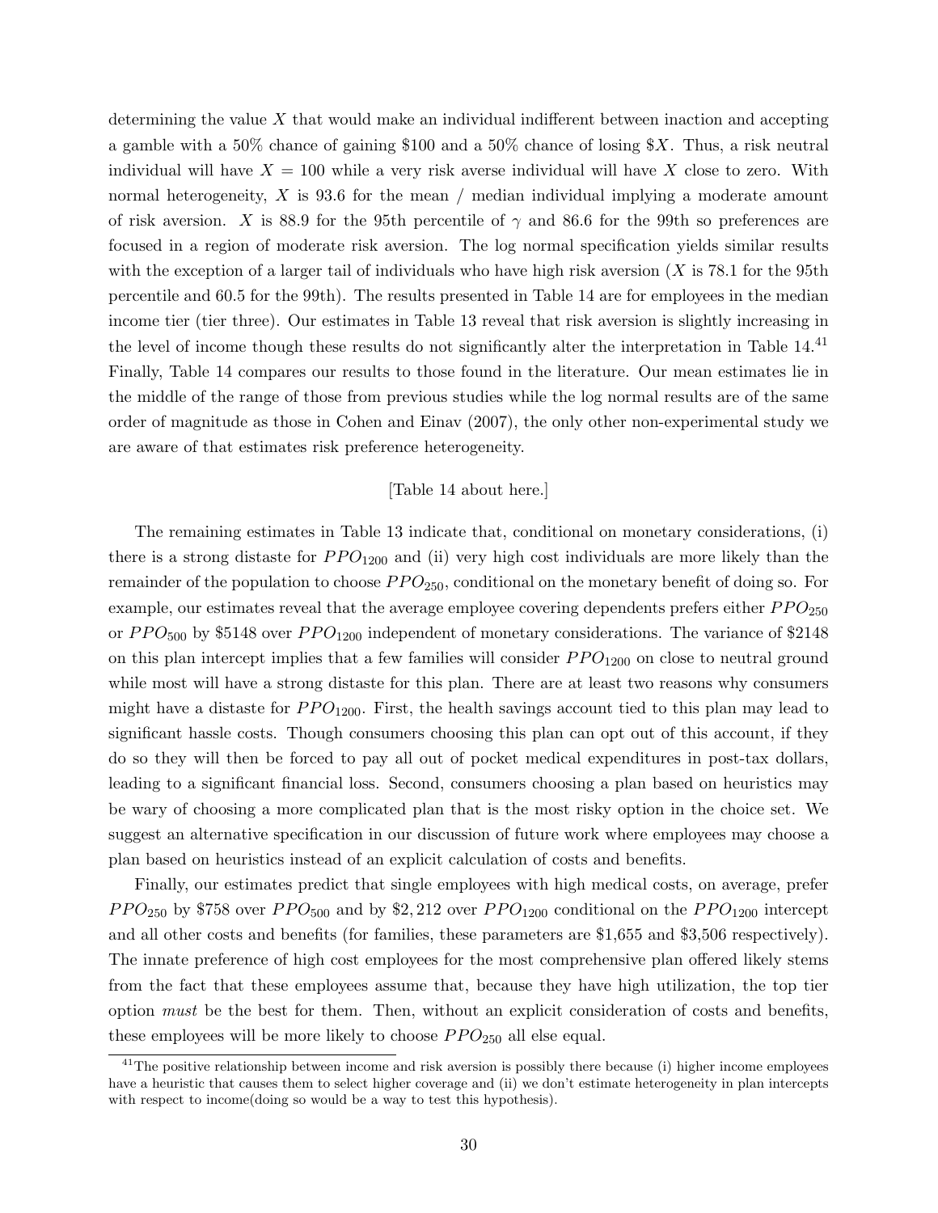determining the value $X$ that would make an individual indifferent between inaction and accepting a gamble with a 50% chance of gaining \$100 and a 50% chance of losing \$$X$. Thus, a risk neutral individual will have $X = 100$ while a very risk averse individual will have $X$ close to zero. With normal heterogeneity, $X$ is 93.6 for the mean / median individual implying a moderate amount of risk aversion. $X$ is 88.9 for the 95th percentile of $\gamma$ and 86.6 for the 99th so preferences are focused in a region of moderate risk aversion. The log normal specification yields similar results with the exception of a larger tail of individuals who have high risk aversion ($X$ is 78.1 for the 95th percentile and 60.5 for the 99th). The results presented in Table 14 are for employees in the median income tier (tier three). Our estimates in Table 13 reveal that risk aversion is slightly increasing in the level of income though these results do not significantly alter the interpretation in Table 14.[41] Finally, Table 14 compares our results to those found in the literature. Our mean estimates lie in the middle of the range of those from previous studies while the log normal results are of the same order of magnitude as those in Cohen and Einav (2007), the only other non-experimental study we are aware of that estimates risk preference heterogeneity.

[Table 14 about here.]

The remaining estimates in Table 13 indicate that, conditional on monetary considerations, (i) there is a strong distaste for $PPO_{1200}$ and (ii) very high cost individuals are more likely than the remainder of the population to choose $PPO_{250}$, conditional on the monetary benefit of doing so. For example, our estimates reveal that the average employee covering dependents prefers either $PPO_{250}$ or $PPO_{500}$ by \$5148 over $PPO_{1200}$ independent of monetary considerations. The variance of \$2148 on this plan intercept implies that a few families will consider $PPO_{1200}$ on close to neutral ground while most will have a strong distaste for this plan. There are at least two reasons why consumers might have a distaste for $PPO_{1200}$. First, the health savings account tied to this plan may lead to significant hassle costs. Though consumers choosing this plan can opt out of this account, if they do so they will then be forced to pay all out of pocket medical expenditures in post-tax dollars, leading to a significant financial loss. Second, consumers choosing a plan based on heuristics may be wary of choosing a more complicated plan that is the most risky option in the choice set. We suggest an alternative specification in our discussion of future work where employees may choose a plan based on heuristics instead of an explicit calculation of costs and benefits.

Finally, our estimates predict that single employees with high medical costs, on average, prefer $PPO_{250}$ by \$758 over $PPO_{500}$ and by \$2,212 over $PPO_{1200}$ conditional on the $PPO_{1200}$ intercept and all other costs and benefits (for families, these parameters are \$1,655 and \$3,506 respectively). The innate preference of high cost employees for the most comprehensive plan offered likely stems from the fact that these employees assume that, because they have high utilization, the top tier option *must* be the best for them. Then, without an explicit consideration of costs and benefits, these employees will be more likely to choose $PPO_{250}$ all else equal.

[41] The positive relationship between income and risk aversion is possibly there because (i) higher income employees have a heuristic that causes them to select higher coverage and (ii) we don't estimate heterogeneity in plan intercepts with respect to income(doing so would be a way to test this hypothesis).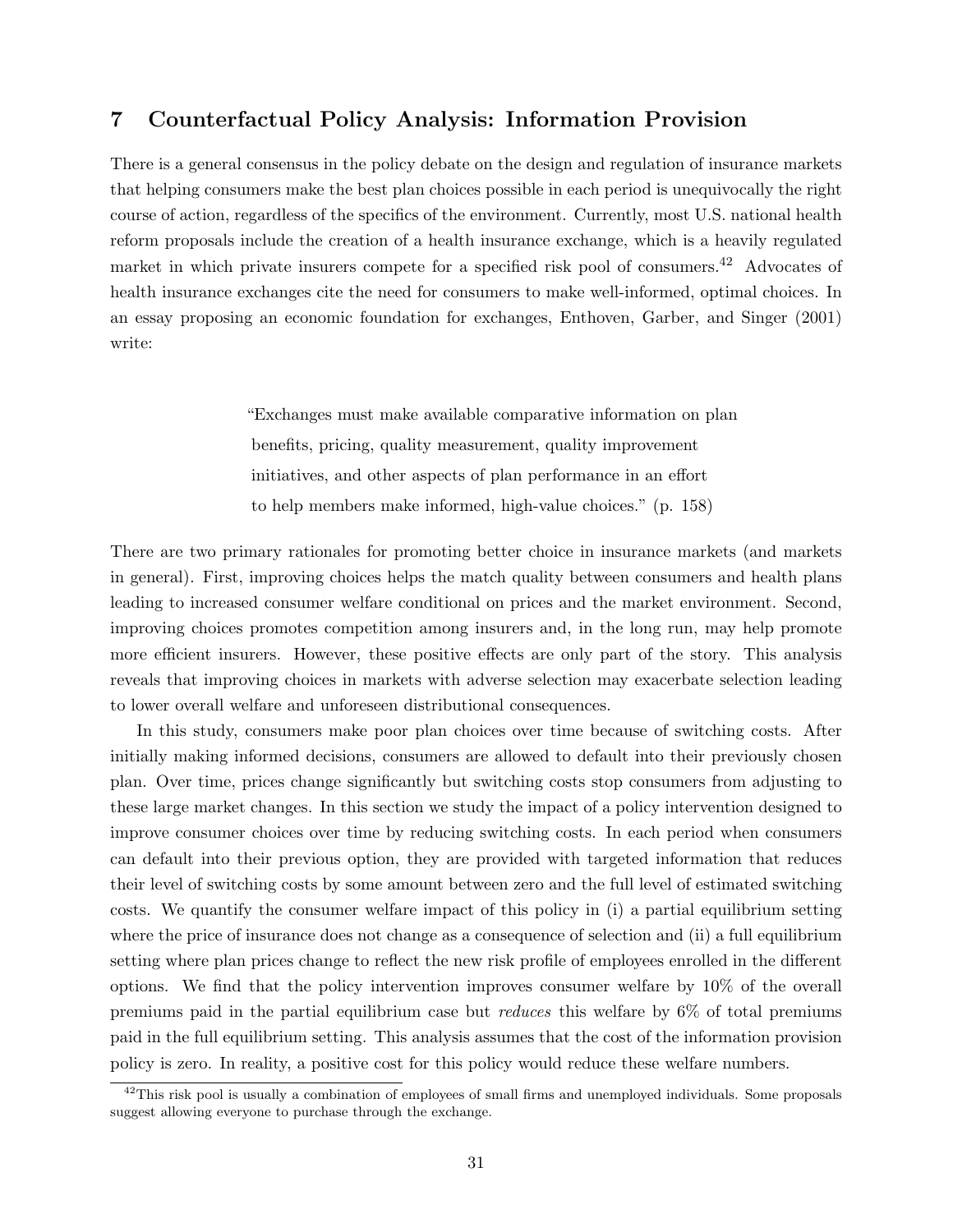## 7 Counterfactual Policy Analysis: Information Provision

There is a general consensus in the policy debate on the design and regulation of insurance markets that helping consumers make the best plan choices possible in each period is unequivocally the right course of action, regardless of the specifics of the environment. Currently, most U.S. national health reform proposals include the creation of a health insurance exchange, which is a heavily regulated market in which private insurers compete for a specified risk pool of consumers.[42] Advocates of health insurance exchanges cite the need for consumers to make well-informed, optimal choices. In an essay proposing an economic foundation for exchanges, Enthoven, Garber, and Singer (2001) write:

> "Exchanges must make available comparative information on plan benefits, pricing, quality measurement, quality improvement initiatives, and other aspects of plan performance in an effort to help members make informed, high-value choices." (p. 158)

There are two primary rationales for promoting better choice in insurance markets (and markets in general). First, improving choices helps the match quality between consumers and health plans leading to increased consumer welfare conditional on prices and the market environment. Second, improving choices promotes competition among insurers and, in the long run, may help promote more efficient insurers. However, these positive effects are only part of the story. This analysis reveals that improving choices in markets with adverse selection may exacerbate selection leading to lower overall welfare and unforeseen distributional consequences.

In this study, consumers make poor plan choices over time because of switching costs. After initially making informed decisions, consumers are allowed to default into their previously chosen plan. Over time, prices change significantly but switching costs stop consumers from adjusting to these large market changes. In this section we study the impact of a policy intervention designed to improve consumer choices over time by reducing switching costs. In each period when consumers can default into their previous option, they are provided with targeted information that reduces their level of switching costs by some amount between zero and the full level of estimated switching costs. We quantify the consumer welfare impact of this policy in (i) a partial equilibrium setting where the price of insurance does not change as a consequence of selection and (ii) a full equilibrium setting where plan prices change to reflect the new risk profile of employees enrolled in the different options. We find that the policy intervention improves consumer welfare by 10% of the overall premiums paid in the partial equilibrium case but *reduces* this welfare by 6% of total premiums paid in the full equilibrium setting. This analysis assumes that the cost of the information provision policy is zero. In reality, a positive cost for this policy would reduce these welfare numbers.

[42] This risk pool is usually a combination of employees of small firms and unemployed individuals. Some proposals suggest allowing everyone to purchase through the exchange.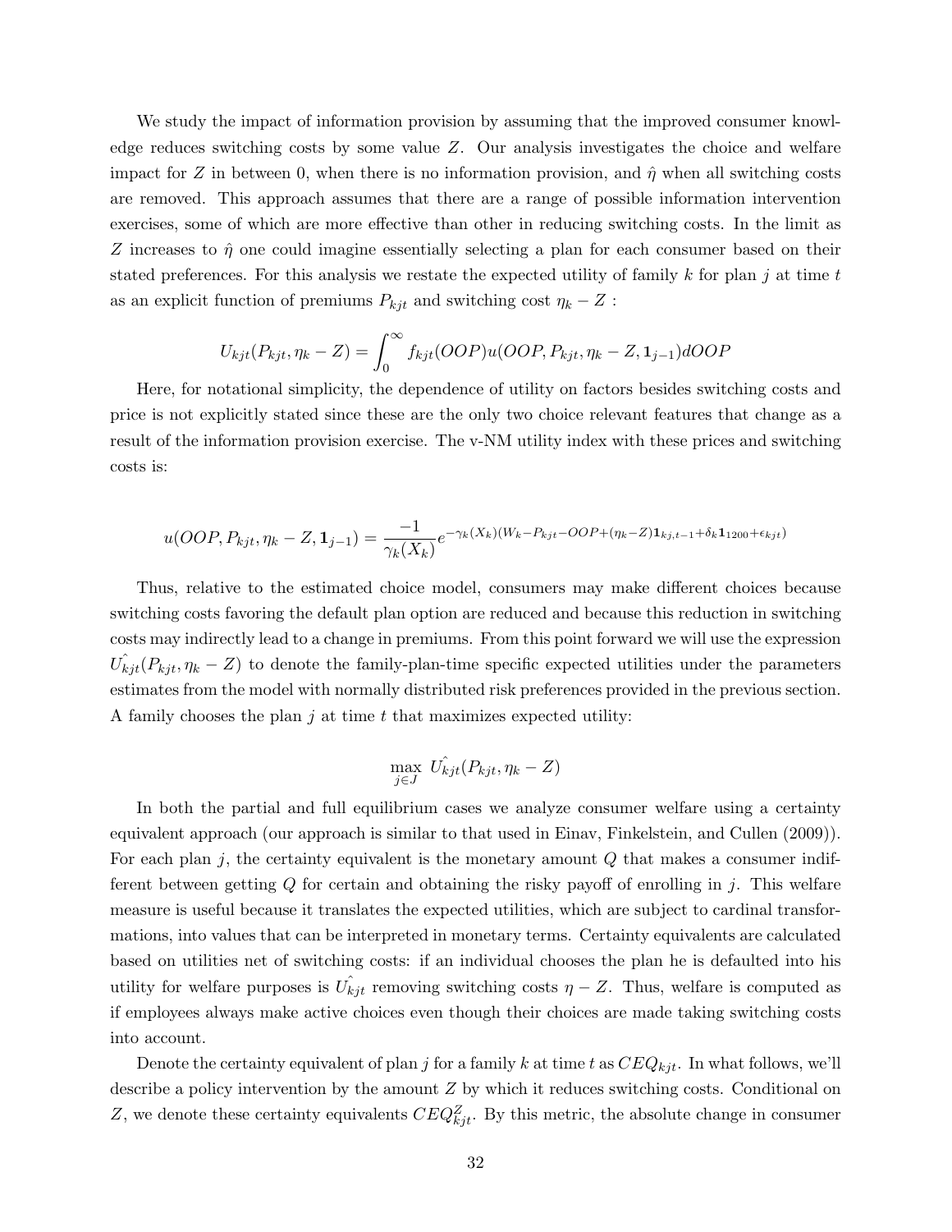We study the impact of information provision by assuming that the improved consumer knowledge reduces switching costs by some value $Z$. Our analysis investigates the choice and welfare impact for $Z$ in between 0, when there is no information provision, and $\hat{\eta}$ when all switching costs are removed. This approach assumes that there are a range of possible information intervention exercises, some of which are more effective than other in reducing switching costs. In the limit as $Z$ increases to $\hat{\eta}$ one could imagine essentially selecting a plan for each consumer based on their stated preferences. For this analysis we restate the expected utility of family $k$ for plan $j$ at time $t$ as an explicit function of premiums $P_{kjt}$ and switching cost $\eta_k - Z$ :

$$U_{kjt}(P_{kjt}, \eta_k - Z) = \int_0^\infty f_{kjt}(OOP) u(OOP, P_{kjt}, \eta_k - Z, \mathbf{1}_{j-1}) dOOP$$

Here, for notational simplicity, the dependence of utility on factors besides switching costs and price is not explicitly stated since these are the only two choice relevant features that change as a result of the information provision exercise. The v-NM utility index with these prices and switching costs is:

$$u(OOP, P_{kjt}, \eta_k - Z, \mathbf{1}_{j-1}) = \frac{-1}{\gamma_k(X_k)} e^{-\gamma_k(X_k)(W_k - P_{kjt} - OOP + (\eta_k - Z)\mathbf{1}_{kj,t-1} + \delta_k \mathbf{1}_{1200} + \epsilon_{kjt})}$$

Thus, relative to the estimated choice model, consumers may make different choices because switching costs favoring the default plan option are reduced and because this reduction in switching costs may indirectly lead to a change in premiums. From this point forward we will use the expression $\hat{U_{kjt}}(P_{kjt}, \eta_k - Z)$ to denote the family-plan-time specific expected utilities under the parameters estimates from the model with normally distributed risk preferences provided in the previous section. A family chooses the plan $j$ at time $t$ that maximizes expected utility:

$$\max_{j \in J} \hat{U_{kjt}}(P_{kjt}, \eta_k - Z)$$

In both the partial and full equilibrium cases we analyze consumer welfare using a certainty equivalent approach (our approach is similar to that used in Einav, Finkelstein, and Cullen (2009)). For each plan $j$, the certainty equivalent is the monetary amount $Q$ that makes a consumer indifferent between getting $Q$ for certain and obtaining the risky payoff of enrolling in $j$. This welfare measure is useful because it translates the expected utilities, which are subject to cardinal transformations, into values that can be interpreted in monetary terms. Certainty equivalents are calculated based on utilities net of switching costs: if an individual chooses the plan he is defaulted into his utility for welfare purposes is $\hat{U_{kjt}}$ removing switching costs $\eta - Z$. Thus, welfare is computed as if employees always make active choices even though their choices are made taking switching costs into account.

Denote the certainty equivalent of plan $j$ for a family $k$ at time $t$ as $CEQ_{kjt}$. In what follows, we'll describe a policy intervention by the amount $Z$ by which it reduces switching costs. Conditional on $Z$, we denote these certainty equivalents $CEQ^Z_{kjt}$. By this metric, the absolute change in consumer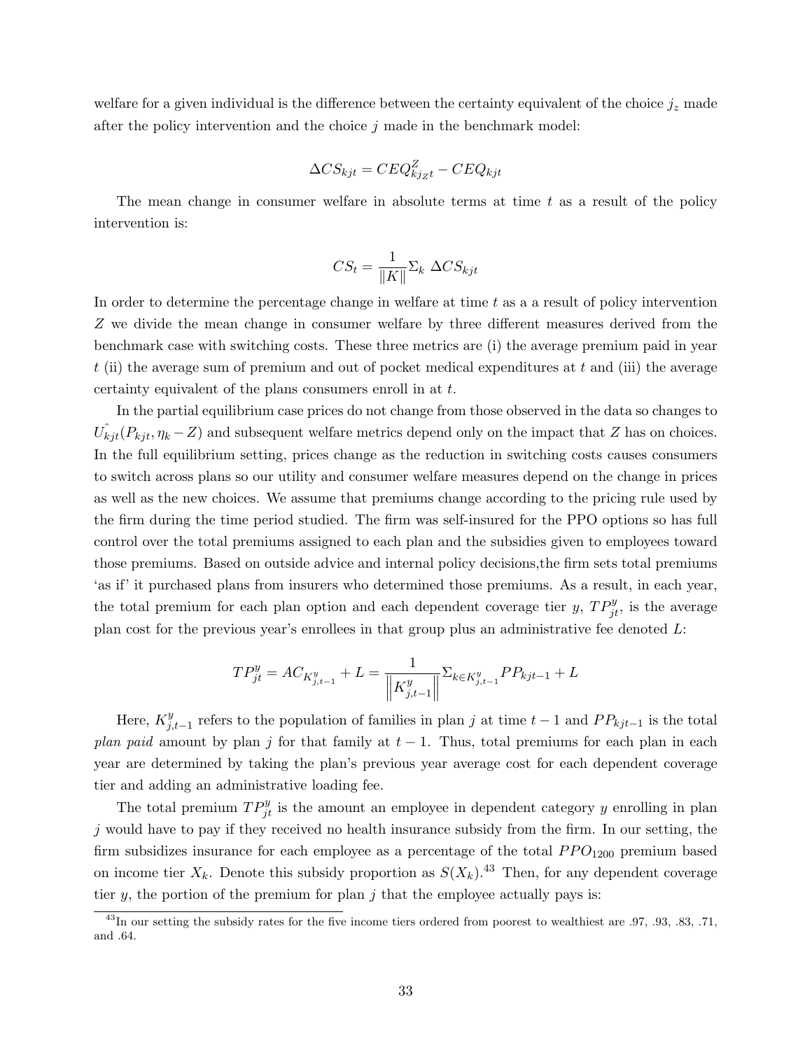welfare for a given individual is the difference between the certainty equivalent of the choice $j_z$ made after the policy intervention and the choice $j$ made in the benchmark model:

$$\Delta CS_{kjt} = CEQ^{Z}_{kj_Z t} - CEQ_{kjt}$$

The mean change in consumer welfare in absolute terms at time $t$ as a result of the policy intervention is:

$$CS_t = \frac{1}{\|K\|} \Sigma_k \ \Delta CS_{kjt}$$

In order to determine the percentage change in welfare at time $t$ as a a result of policy intervention $Z$ we divide the mean change in consumer welfare by three different measures derived from the benchmark case with switching costs. These three metrics are (i) the average premium paid in year $t$ (ii) the average sum of premium and out of pocket medical expenditures at $t$ and (iii) the average certainty equivalent of the plans consumers enroll in at $t$.

In the partial equilibrium case prices do not change from those observed in the data so changes to $\hat{U_{kjt}}(P_{kjt}, \eta_k - Z)$ and subsequent welfare metrics depend only on the impact that $Z$ has on choices. In the full equilibrium setting, prices change as the reduction in switching costs causes consumers to switch across plans so our utility and consumer welfare measures depend on the change in prices as well as the new choices. We assume that premiums change according to the pricing rule used by the firm during the time period studied. The firm was self-insured for the PPO options so has full control over the total premiums assigned to each plan and the subsidies given to employees toward those premiums. Based on outside advice and internal policy decisions,the firm sets total premiums 'as if' it purchased plans from insurers who determined those premiums. As a result, in each year, the total premium for each plan option and each dependent coverage tier $y$, $TP^{y}_{jt}$, is the average plan cost for the previous year's enrollees in that group plus an administrative fee denoted $L$:

$$TP^{y}_{jt} = AC_{K^{y}_{j,t-1}} + L = \frac{1}{\left\|K^{y}_{j,t-1}\right\|} \Sigma_{k \in K^{y}_{j,t-1}} PP_{kjt-1} + L$$

Here, $K^{y}_{j,t-1}$ refers to the population of families in plan $j$ at time $t-1$ and $PP_{kjt-1}$ is the total *plan paid* amount by plan $j$ for that family at $t-1$. Thus, total premiums for each plan in each year are determined by taking the plan's previous year average cost for each dependent coverage tier and adding an administrative loading fee.

The total premium $TP^{y}_{jt}$ is the amount an employee in dependent category $y$ enrolling in plan $j$ would have to pay if they received no health insurance subsidy from the firm. In our setting, the firm subsidizes insurance for each employee as a percentage of the total $PPO_{1200}$ premium based on income tier $X_k$. Denote this subsidy proportion as $S(X_k)$.[43] Then, for any dependent coverage tier $y$, the portion of the premium for plan $j$ that the employee actually pays is:

[43] In our setting the subsidy rates for the five income tiers ordered from poorest to wealthiest are .97, .93, .83, .71, and .64.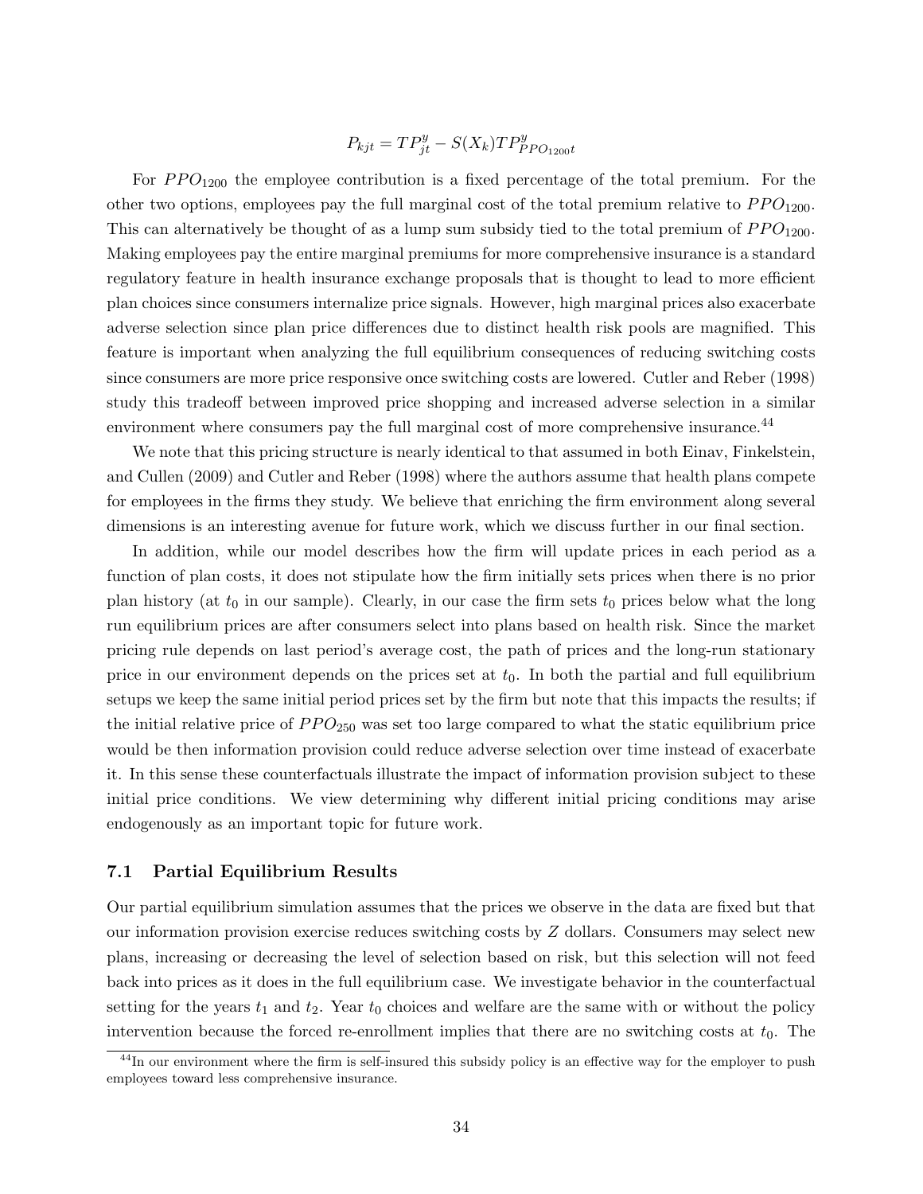$$P_{kjt} = TP^{y}_{jt} - S(X_k)TP^{y}_{PPO_{1200}t}$$

For $PPO_{1200}$ the employee contribution is a fixed percentage of the total premium. For the other two options, employees pay the full marginal cost of the total premium relative to $PPO_{1200}$. This can alternatively be thought of as a lump sum subsidy tied to the total premium of $PPO_{1200}$. Making employees pay the entire marginal premiums for more comprehensive insurance is a standard regulatory feature in health insurance exchange proposals that is thought to lead to more efficient plan choices since consumers internalize price signals. However, high marginal prices also exacerbate adverse selection since plan price differences due to distinct health risk pools are magnified. This feature is important when analyzing the full equilibrium consequences of reducing switching costs since consumers are more price responsive once switching costs are lowered. Cutler and Reber (1998) study this tradeoff between improved price shopping and increased adverse selection in a similar environment where consumers pay the full marginal cost of more comprehensive insurance.[44]

We note that this pricing structure is nearly identical to that assumed in both Einav, Finkelstein, and Cullen (2009) and Cutler and Reber (1998) where the authors assume that health plans compete for employees in the firms they study. We believe that enriching the firm environment along several dimensions is an interesting avenue for future work, which we discuss further in our final section.

In addition, while our model describes how the firm will update prices in each period as a function of plan costs, it does not stipulate how the firm initially sets prices when there is no prior plan history (at $t_0$ in our sample). Clearly, in our case the firm sets $t_0$ prices below what the long run equilibrium prices are after consumers select into plans based on health risk. Since the market pricing rule depends on last period's average cost, the path of prices and the long-run stationary price in our environment depends on the prices set at $t_0$. In both the partial and full equilibrium setups we keep the same initial period prices set by the firm but note that this impacts the results; if the initial relative price of $PPO_{250}$ was set too large compared to what the static equilibrium price would be then information provision could reduce adverse selection over time instead of exacerbate it. In this sense these counterfactuals illustrate the impact of information provision subject to these initial price conditions. We view determining why different initial pricing conditions may arise endogenously as an important topic for future work.

### 7.1 Partial Equilibrium Results

Our partial equilibrium simulation assumes that the prices we observe in the data are fixed but that our information provision exercise reduces switching costs by $Z$ dollars. Consumers may select new plans, increasing or decreasing the level of selection based on risk, but this selection will not feed back into prices as it does in the full equilibrium case. We investigate behavior in the counterfactual setting for the years $t_1$ and $t_2$. Year $t_0$ choices and welfare are the same with or without the policy intervention because the forced re-enrollment implies that there are no switching costs at $t_0$. The

[44] In our environment where the firm is self-insured this subsidy policy is an effective way for the employer to push employees toward less comprehensive insurance.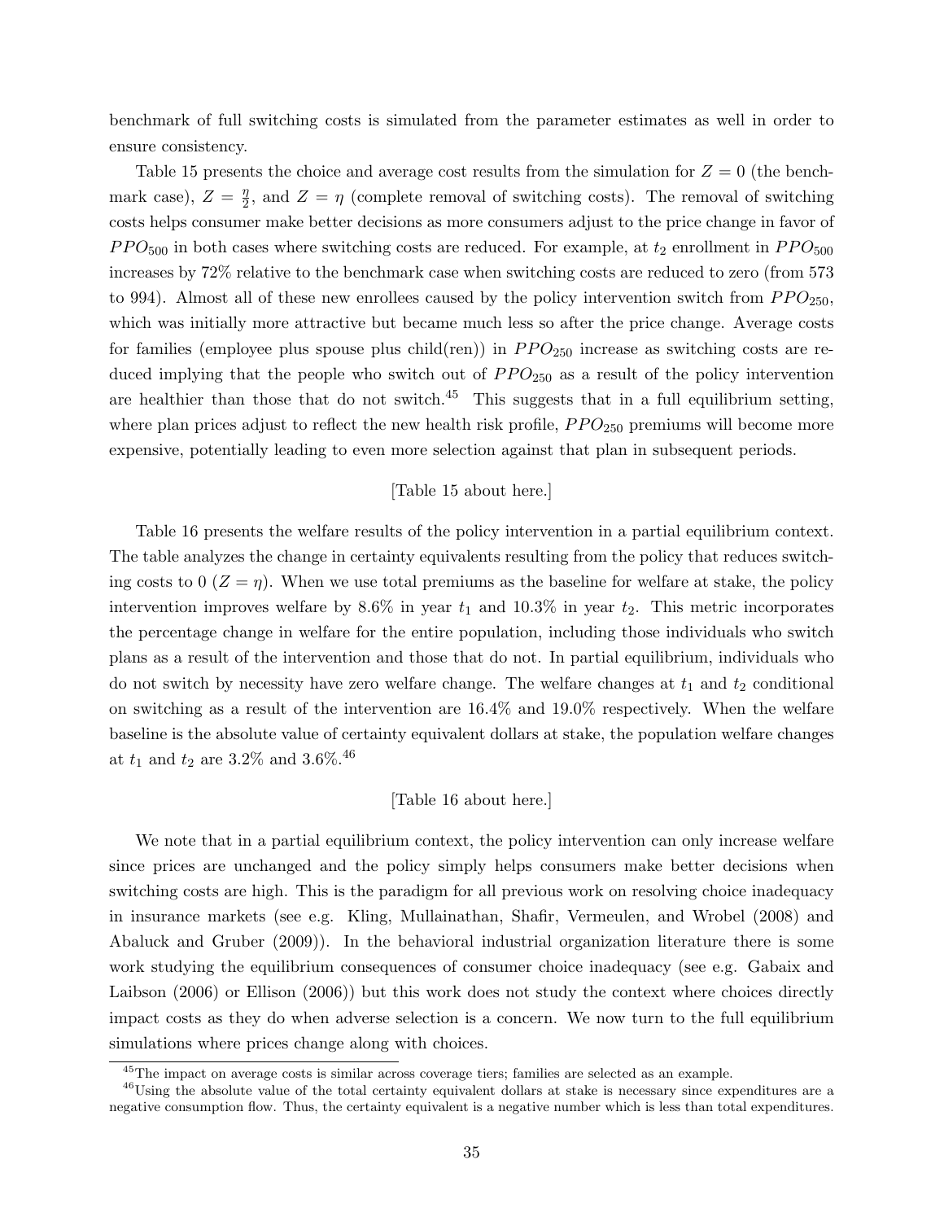benchmark of full switching costs is simulated from the parameter estimates as well in order to ensure consistency.

Table 15 presents the choice and average cost results from the simulation for $Z = 0$ (the benchmark case), $Z = \frac{\eta}{2}$, and $Z = \eta$ (complete removal of switching costs). The removal of switching costs helps consumer make better decisions as more consumers adjust to the price change in favor of $PPO_{500}$ in both cases where switching costs are reduced. For example, at $t_2$ enrollment in $PPO_{500}$ increases by 72% relative to the benchmark case when switching costs are reduced to zero (from 573 to 994). Almost all of these new enrollees caused by the policy intervention switch from $PPO_{250}$, which was initially more attractive but became much less so after the price change. Average costs for families (employee plus spouse plus child(ren)) in $PPO_{250}$ increase as switching costs are reduced implying that the people who switch out of $PPO_{250}$ as a result of the policy intervention are healthier than those that do not switch.[45] This suggests that in a full equilibrium setting, where plan prices adjust to reflect the new health risk profile, $PPO_{250}$ premiums will become more expensive, potentially leading to even more selection against that plan in subsequent periods.

[Table 15 about here.]

Table 16 presents the welfare results of the policy intervention in a partial equilibrium context. The table analyzes the change in certainty equivalents resulting from the policy that reduces switching costs to 0 ($Z = \eta$). When we use total premiums as the baseline for welfare at stake, the policy intervention improves welfare by 8.6% in year $t_1$ and 10.3% in year $t_2$. This metric incorporates the percentage change in welfare for the entire population, including those individuals who switch plans as a result of the intervention and those that do not. In partial equilibrium, individuals who do not switch by necessity have zero welfare change. The welfare changes at $t_1$ and $t_2$ conditional on switching as a result of the intervention are 16.4% and 19.0% respectively. When the welfare baseline is the absolute value of certainty equivalent dollars at stake, the population welfare changes at $t_1$ and $t_2$ are 3.2% and 3.6%.[46]

[Table 16 about here.]

We note that in a partial equilibrium context, the policy intervention can only increase welfare since prices are unchanged and the policy simply helps consumers make better decisions when switching costs are high. This is the paradigm for all previous work on resolving choice inadequacy in insurance markets (see e.g. Kling, Mullainathan, Shafir, Vermeulen, and Wrobel (2008) and Abaluck and Gruber (2009)). In the behavioral industrial organization literature there is some work studying the equilibrium consequences of consumer choice inadequacy (see e.g. Gabaix and Laibson (2006) or Ellison (2006)) but this work does not study the context where choices directly impact costs as they do when adverse selection is a concern. We now turn to the full equilibrium simulations where prices change along with choices.

[45] The impact on average costs is similar across coverage tiers; families are selected as an example.

[46] Using the absolute value of the total certainty equivalent dollars at stake is necessary since expenditures are a negative consumption flow. Thus, the certainty equivalent is a negative number which is less than total expenditures.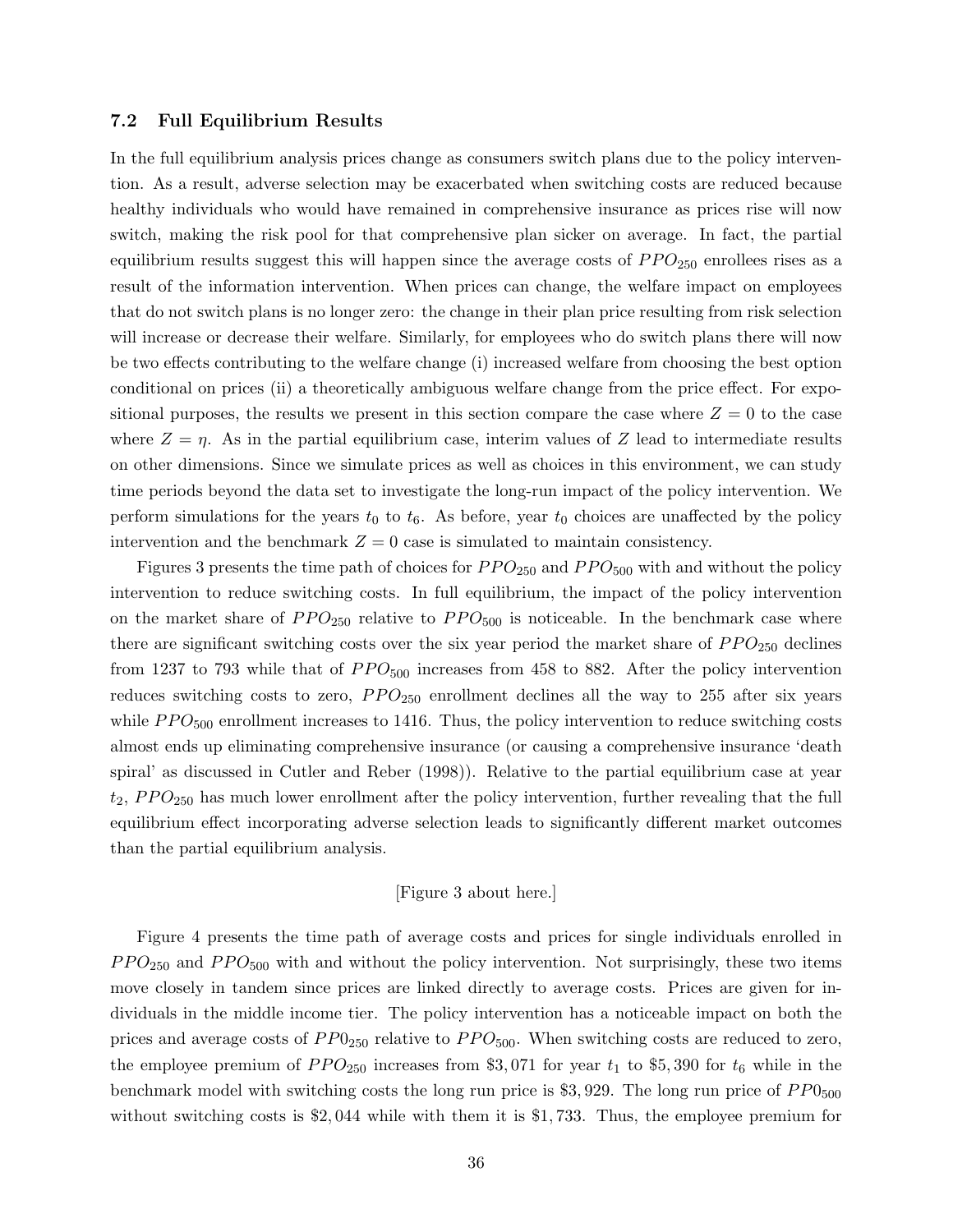### 7.2 Full Equilibrium Results

In the full equilibrium analysis prices change as consumers switch plans due to the policy intervention. As a result, adverse selection may be exacerbated when switching costs are reduced because healthy individuals who would have remained in comprehensive insurance as prices rise will now switch, making the risk pool for that comprehensive plan sicker on average. In fact, the partial equilibrium results suggest this will happen since the average costs of $PPO_{250}$ enrollees rises as a result of the information intervention. When prices can change, the welfare impact on employees that do not switch plans is no longer zero: the change in their plan price resulting from risk selection will increase or decrease their welfare. Similarly, for employees who do switch plans there will now be two effects contributing to the welfare change (i) increased welfare from choosing the best option conditional on prices (ii) a theoretically ambiguous welfare change from the price effect. For expositional purposes, the results we present in this section compare the case where $Z = 0$ to the case where $Z = \eta$. As in the partial equilibrium case, interim values of $Z$ lead to intermediate results on other dimensions. Since we simulate prices as well as choices in this environment, we can study time periods beyond the data set to investigate the long-run impact of the policy intervention. We perform simulations for the years $t_0$ to $t_6$. As before, year $t_0$ choices are unaffected by the policy intervention and the benchmark $Z = 0$ case is simulated to maintain consistency.

Figures 3 presents the time path of choices for $PPO_{250}$ and $PPO_{500}$ with and without the policy intervention to reduce switching costs. In full equilibrium, the impact of the policy intervention on the market share of $PPO_{250}$ relative to $PPO_{500}$ is noticeable. In the benchmark case where there are significant switching costs over the six year period the market share of $PPO_{250}$ declines from 1237 to 793 while that of $PPO_{500}$ increases from 458 to 882. After the policy intervention reduces switching costs to zero, $PPO_{250}$ enrollment declines all the way to 255 after six years while $PPO_{500}$ enrollment increases to 1416. Thus, the policy intervention to reduce switching costs almost ends up eliminating comprehensive insurance (or causing a comprehensive insurance 'death spiral' as discussed in Cutler and Reber (1998)). Relative to the partial equilibrium case at year $t_2$, $PPO_{250}$ has much lower enrollment after the policy intervention, further revealing that the full equilibrium effect incorporating adverse selection leads to significantly different market outcomes than the partial equilibrium analysis.

[Figure 3 about here.]

Figure 4 presents the time path of average costs and prices for single individuals enrolled in $PPO_{250}$ and $PPO_{500}$ with and without the policy intervention. Not surprisingly, these two items move closely in tandem since prices are linked directly to average costs. Prices are given for individuals in the middle income tier. The policy intervention has a noticeable impact on both the prices and average costs of $PP0_{250}$ relative to $PPO_{500}$. When switching costs are reduced to zero, the employee premium of $PPO_{250}$ increases from \$3,071 for year $t_1$ to \$5,390 for $t_6$ while in the benchmark model with switching costs the long run price is \$3,929. The long run price of $PP0_{500}$ without switching costs is \$2,044 while with them it is \$1,733. Thus, the employee premium for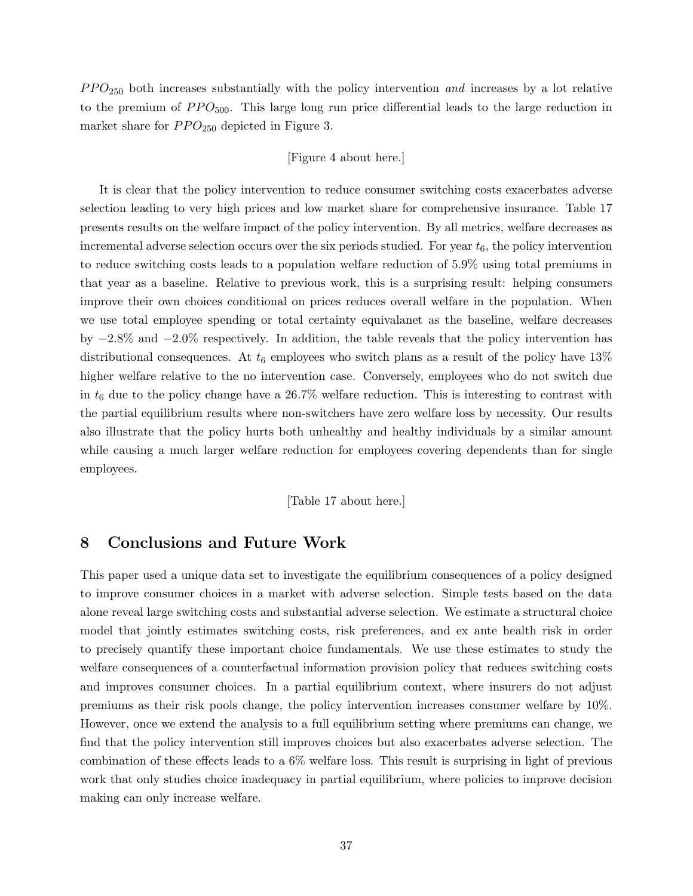$PPO_{250}$ both increases substantially with the policy intervention *and* increases by a lot relative to the premium of $PPO_{500}$. This large long run price differential leads to the large reduction in market share for $PPO_{250}$ depicted in Figure 3.

[Figure 4 about here.]

It is clear that the policy intervention to reduce consumer switching costs exacerbates adverse selection leading to very high prices and low market share for comprehensive insurance. Table 17 presents results on the welfare impact of the policy intervention. By all metrics, welfare decreases as incremental adverse selection occurs over the six periods studied. For year $t_6$, the policy intervention to reduce switching costs leads to a population welfare reduction of 5.9% using total premiums in that year as a baseline. Relative to previous work, this is a surprising result: helping consumers improve their own choices conditional on prices reduces overall welfare in the population. When we use total employee spending or total certainty equivalanet as the baseline, welfare decreases by $-2.8\%$ and $-2.0\%$ respectively. In addition, the table reveals that the policy intervention has distributional consequences. At $t_6$ employees who switch plans as a result of the policy have 13% higher welfare relative to the no intervention case. Conversely, employees who do not switch due in $t_6$ due to the policy change have a 26.7% welfare reduction. This is interesting to contrast with the partial equilibrium results where non-switchers have zero welfare loss by necessity. Our results also illustrate that the policy hurts both unhealthy and healthy individuals by a similar amount while causing a much larger welfare reduction for employees covering dependents than for single employees.

[Table 17 about here.]

## 8 Conclusions and Future Work

This paper used a unique data set to investigate the equilibrium consequences of a policy designed to improve consumer choices in a market with adverse selection. Simple tests based on the data alone reveal large switching costs and substantial adverse selection. We estimate a structural choice model that jointly estimates switching costs, risk preferences, and ex ante health risk in order to precisely quantify these important choice fundamentals. We use these estimates to study the welfare consequences of a counterfactual information provision policy that reduces switching costs and improves consumer choices. In a partial equilibrium context, where insurers do not adjust premiums as their risk pools change, the policy intervention increases consumer welfare by 10%. However, once we extend the analysis to a full equilibrium setting where premiums can change, we find that the policy intervention still improves choices but also exacerbates adverse selection. The combination of these effects leads to a 6% welfare loss. This result is surprising in light of previous work that only studies choice inadequacy in partial equilibrium, where policies to improve decision making can only increase welfare.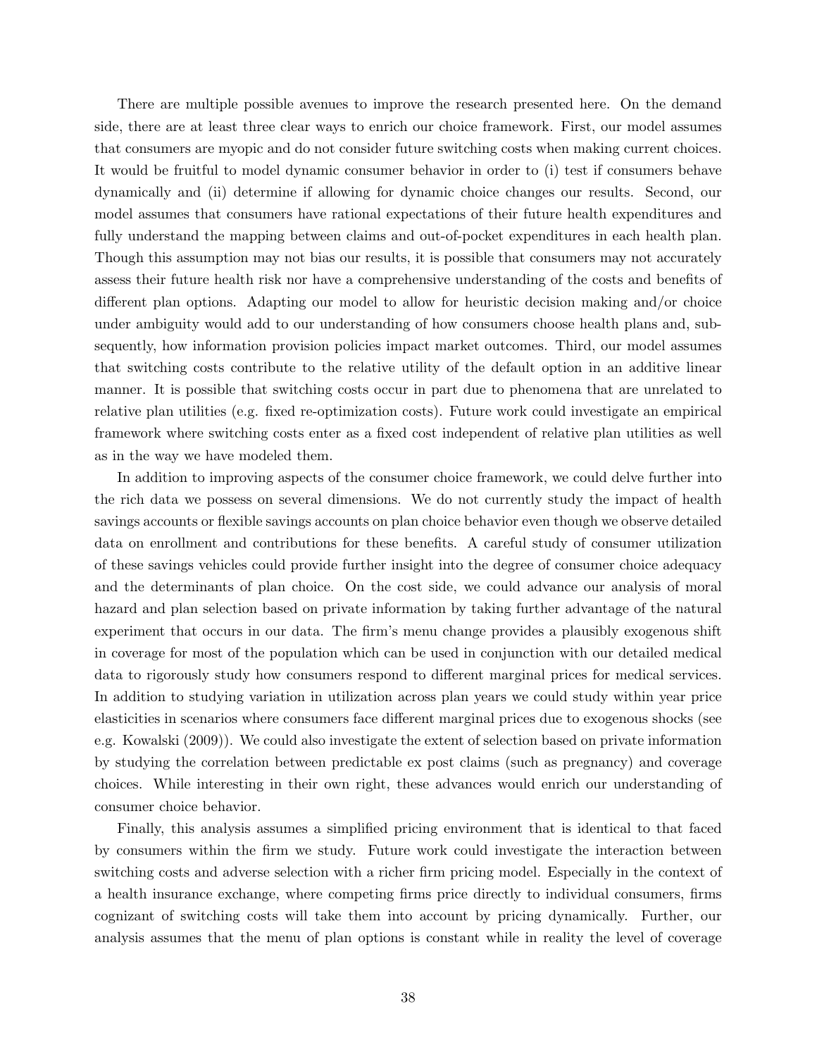There are multiple possible avenues to improve the research presented here. On the demand side, there are at least three clear ways to enrich our choice framework. First, our model assumes that consumers are myopic and do not consider future switching costs when making current choices. It would be fruitful to model dynamic consumer behavior in order to (i) test if consumers behave dynamically and (ii) determine if allowing for dynamic choice changes our results. Second, our model assumes that consumers have rational expectations of their future health expenditures and fully understand the mapping between claims and out-of-pocket expenditures in each health plan. Though this assumption may not bias our results, it is possible that consumers may not accurately assess their future health risk nor have a comprehensive understanding of the costs and benefits of different plan options. Adapting our model to allow for heuristic decision making and/or choice under ambiguity would add to our understanding of how consumers choose health plans and, subsequently, how information provision policies impact market outcomes. Third, our model assumes that switching costs contribute to the relative utility of the default option in an additive linear manner. It is possible that switching costs occur in part due to phenomena that are unrelated to relative plan utilities (e.g. fixed re-optimization costs). Future work could investigate an empirical framework where switching costs enter as a fixed cost independent of relative plan utilities as well as in the way we have modeled them.

In addition to improving aspects of the consumer choice framework, we could delve further into the rich data we possess on several dimensions. We do not currently study the impact of health savings accounts or flexible savings accounts on plan choice behavior even though we observe detailed data on enrollment and contributions for these benefits. A careful study of consumer utilization of these savings vehicles could provide further insight into the degree of consumer choice adequacy and the determinants of plan choice. On the cost side, we could advance our analysis of moral hazard and plan selection based on private information by taking further advantage of the natural experiment that occurs in our data. The firm's menu change provides a plausibly exogenous shift in coverage for most of the population which can be used in conjunction with our detailed medical data to rigorously study how consumers respond to different marginal prices for medical services. In addition to studying variation in utilization across plan years we could study within year price elasticities in scenarios where consumers face different marginal prices due to exogenous shocks (see e.g. Kowalski (2009)). We could also investigate the extent of selection based on private information by studying the correlation between predictable ex post claims (such as pregnancy) and coverage choices. While interesting in their own right, these advances would enrich our understanding of consumer choice behavior.

Finally, this analysis assumes a simplified pricing environment that is identical to that faced by consumers within the firm we study. Future work could investigate the interaction between switching costs and adverse selection with a richer firm pricing model. Especially in the context of a health insurance exchange, where competing firms price directly to individual consumers, firms cognizant of switching costs will take them into account by pricing dynamically. Further, our analysis assumes that the menu of plan options is constant while in reality the level of coverage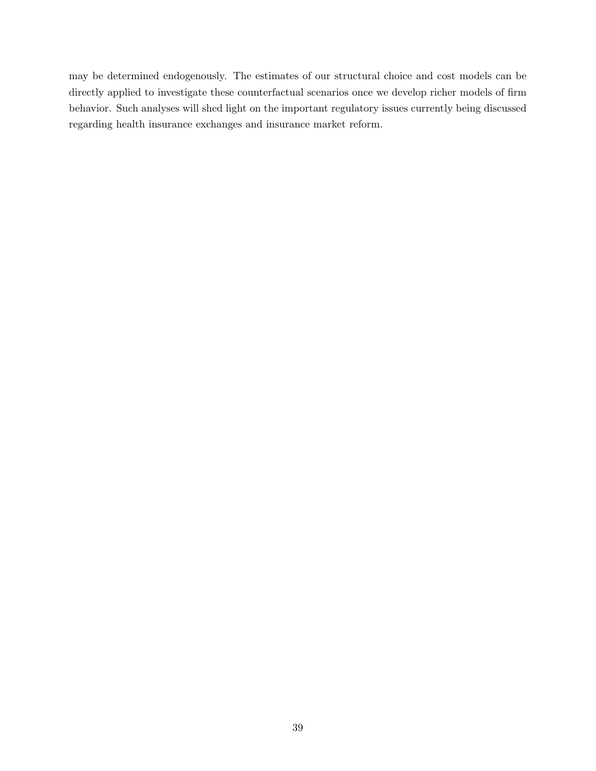may be determined endogenously. The estimates of our structural choice and cost models can be directly applied to investigate these counterfactual scenarios once we develop richer models of firm behavior. Such analyses will shed light on the important regulatory issues currently being discussed regarding health insurance exchanges and insurance market reform.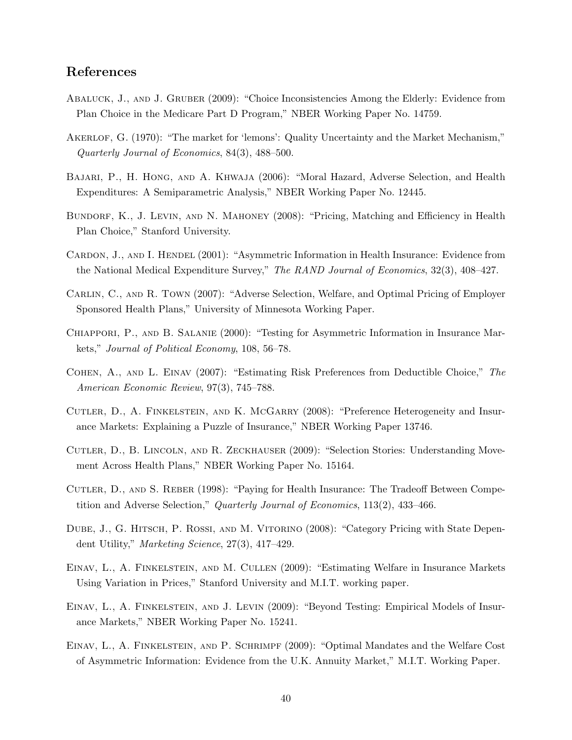## References

Abaluck, J., and J. Gruber (2009): "Choice Inconsistencies Among the Elderly: Evidence from Plan Choice in the Medicare Part D Program," NBER Working Paper No. 14759.

Akerlof, G. (1970): "The market for 'lemons': Quality Uncertainty and the Market Mechanism," *Quarterly Journal of Economics*, 84(3), 488–500.

Bajari, P., H. Hong, and A. Khwaja (2006): "Moral Hazard, Adverse Selection, and Health Expenditures: A Semiparametric Analysis," NBER Working Paper No. 12445.

Bundorf, K., J. Levin, and N. Mahoney (2008): "Pricing, Matching and Efficiency in Health Plan Choice," Stanford University.

Cardon, J., and I. Hendel (2001): "Asymmetric Information in Health Insurance: Evidence from the National Medical Expenditure Survey," *The RAND Journal of Economics*, 32(3), 408–427.

Carlin, C., and R. Town (2007): "Adverse Selection, Welfare, and Optimal Pricing of Employer Sponsored Health Plans," University of Minnesota Working Paper.

Chiappori, P., and B. Salanie (2000): "Testing for Asymmetric Information in Insurance Markets," *Journal of Political Economy*, 108, 56–78.

Cohen, A., and L. Einav (2007): "Estimating Risk Preferences from Deductible Choice," *The American Economic Review*, 97(3), 745–788.

Cutler, D., A. Finkelstein, and K. McGarry (2008): "Preference Heterogeneity and Insurance Markets: Explaining a Puzzle of Insurance," NBER Working Paper 13746.

Cutler, D., B. Lincoln, and R. Zeckhauser (2009): "Selection Stories: Understanding Movement Across Health Plans," NBER Working Paper No. 15164.

Cutler, D., and S. Reber (1998): "Paying for Health Insurance: The Tradeoff Between Competition and Adverse Selection," *Quarterly Journal of Economics*, 113(2), 433–466.

Dube, J., G. Hitsch, P. Rossi, and M. Vitorino (2008): "Category Pricing with State Dependent Utility," *Marketing Science*, 27(3), 417–429.

Einav, L., A. Finkelstein, and M. Cullen (2009): "Estimating Welfare in Insurance Markets Using Variation in Prices," Stanford University and M.I.T. working paper.

Einav, L., A. Finkelstein, and J. Levin (2009): "Beyond Testing: Empirical Models of Insurance Markets," NBER Working Paper No. 15241.

Einav, L., A. Finkelstein, and P. Schrimpf (2009): "Optimal Mandates and the Welfare Cost of Asymmetric Information: Evidence from the U.K. Annuity Market," M.I.T. Working Paper.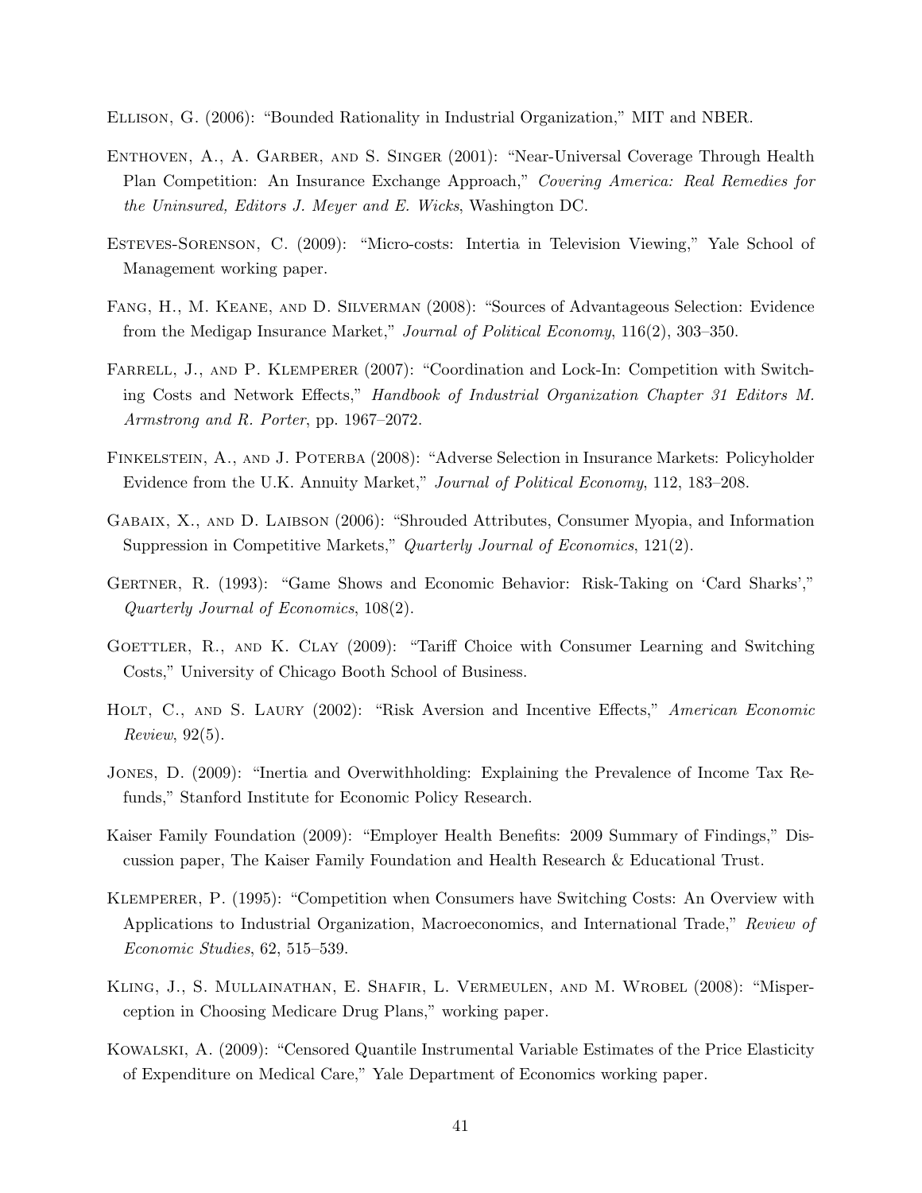Ellison, G. (2006): "Bounded Rationality in Industrial Organization," MIT and NBER.

Enthoven, A., A. Garber, and S. Singer (2001): "Near-Universal Coverage Through Health Plan Competition: An Insurance Exchange Approach," *Covering America: Real Remedies for the Uninsured, Editors J. Meyer and E. Wicks*, Washington DC.

Esteves-Sorenson, C. (2009): "Micro-costs: Intertia in Television Viewing," Yale School of Management working paper.

Fang, H., M. Keane, and D. Silverman (2008): "Sources of Advantageous Selection: Evidence from the Medigap Insurance Market," *Journal of Political Economy*, 116(2), 303–350.

Farrell, J., and P. Klemperer (2007): "Coordination and Lock-In: Competition with Switching Costs and Network Effects," *Handbook of Industrial Organization Chapter 31 Editors M. Armstrong and R. Porter*, pp. 1967–2072.

Finkelstein, A., and J. Poterba (2008): "Adverse Selection in Insurance Markets: Policyholder Evidence from the U.K. Annuity Market," *Journal of Political Economy*, 112, 183–208.

Gabaix, X., and D. Laibson (2006): "Shrouded Attributes, Consumer Myopia, and Information Suppression in Competitive Markets," *Quarterly Journal of Economics*, 121(2).

Gertner, R. (1993): "Game Shows and Economic Behavior: Risk-Taking on 'Card Sharks'," *Quarterly Journal of Economics*, 108(2).

Goettler, R., and K. Clay (2009): "Tariff Choice with Consumer Learning and Switching Costs," University of Chicago Booth School of Business.

Holt, C., and S. Laury (2002): "Risk Aversion and Incentive Effects," *American Economic Review*, 92(5).

Jones, D. (2009): "Inertia and Overwithholding: Explaining the Prevalence of Income Tax Refunds," Stanford Institute for Economic Policy Research.

Kaiser Family Foundation (2009): "Employer Health Benefits: 2009 Summary of Findings," Discussion paper, The Kaiser Family Foundation and Health Research & Educational Trust.

Klemperer, P. (1995): "Competition when Consumers have Switching Costs: An Overview with Applications to Industrial Organization, Macroeconomics, and International Trade," *Review of Economic Studies*, 62, 515–539.

Kling, J., S. Mullainathan, E. Shafir, L. Vermeulen, and M. Wrobel (2008): "Misperception in Choosing Medicare Drug Plans," working paper.

Kowalski, A. (2009): "Censored Quantile Instrumental Variable Estimates of the Price Elasticity of Expenditure on Medical Care," Yale Department of Economics working paper.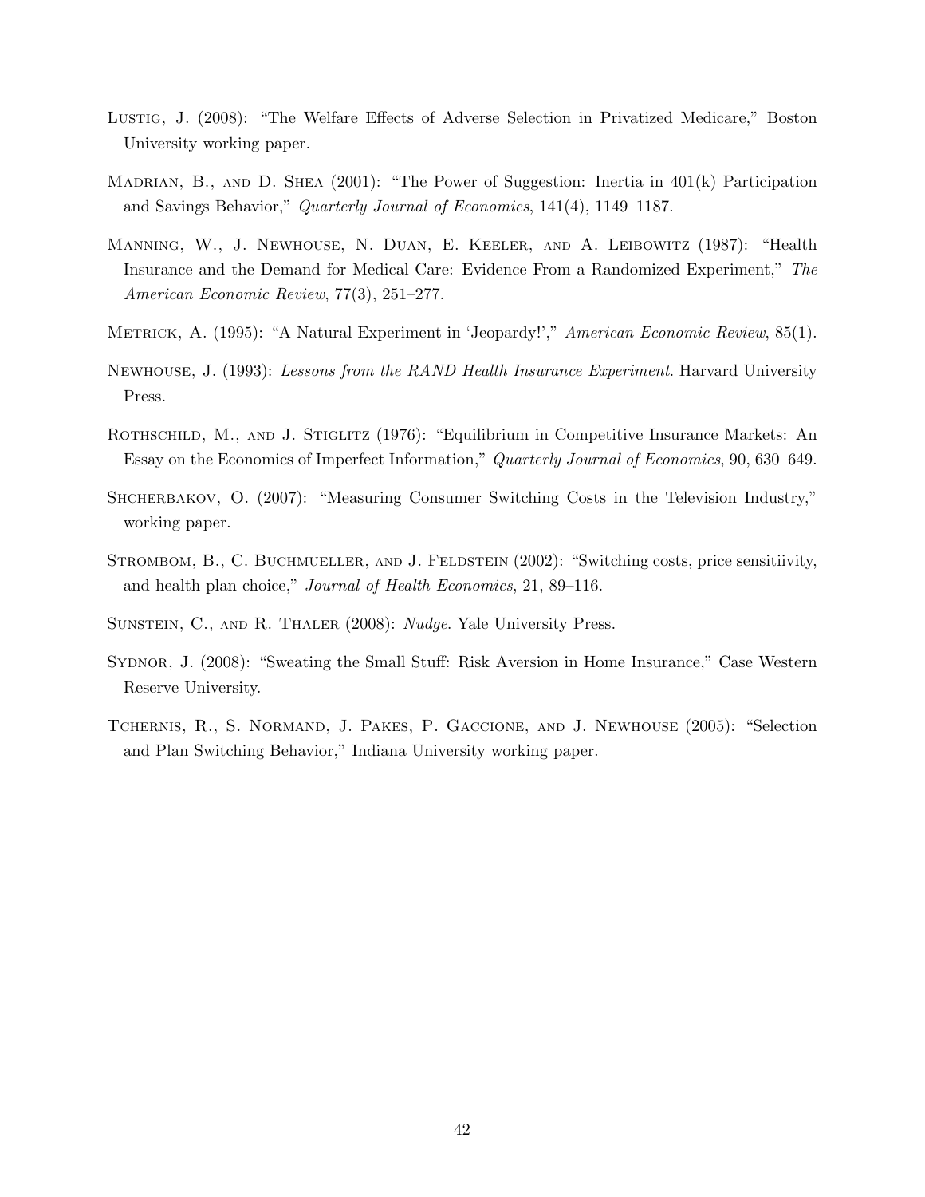Lustig, J. (2008): "The Welfare Effects of Adverse Selection in Privatized Medicare," Boston University working paper.

Madrian, B., and D. Shea (2001): "The Power of Suggestion: Inertia in 401(k) Participation and Savings Behavior," *Quarterly Journal of Economics*, 141(4), 1149–1187.

Manning, W., J. Newhouse, N. Duan, E. Keeler, and A. Leibowitz (1987): "Health Insurance and the Demand for Medical Care: Evidence From a Randomized Experiment," *The American Economic Review*, 77(3), 251–277.

Metrick, A. (1995): "A Natural Experiment in 'Jeopardy!'," *American Economic Review*, 85(1).

Newhouse, J. (1993): *Lessons from the RAND Health Insurance Experiment*. Harvard University Press.

Rothschild, M., and J. Stiglitz (1976): "Equilibrium in Competitive Insurance Markets: An Essay on the Economics of Imperfect Information," *Quarterly Journal of Economics*, 90, 630–649.

Shcherbakov, O. (2007): "Measuring Consumer Switching Costs in the Television Industry," working paper.

Strombom, B., C. Buchmueller, and J. Feldstein (2002): "Switching costs, price sensitiivity, and health plan choice," *Journal of Health Economics*, 21, 89–116.

Sunstein, C., and R. Thaler (2008): *Nudge*. Yale University Press.

Sydnor, J. (2008): "Sweating the Small Stuff: Risk Aversion in Home Insurance," Case Western Reserve University.

Tchernis, R., S. Normand, J. Pakes, P. Gaccione, and J. Newhouse (2005): "Selection and Plan Switching Behavior," Indiana University working paper.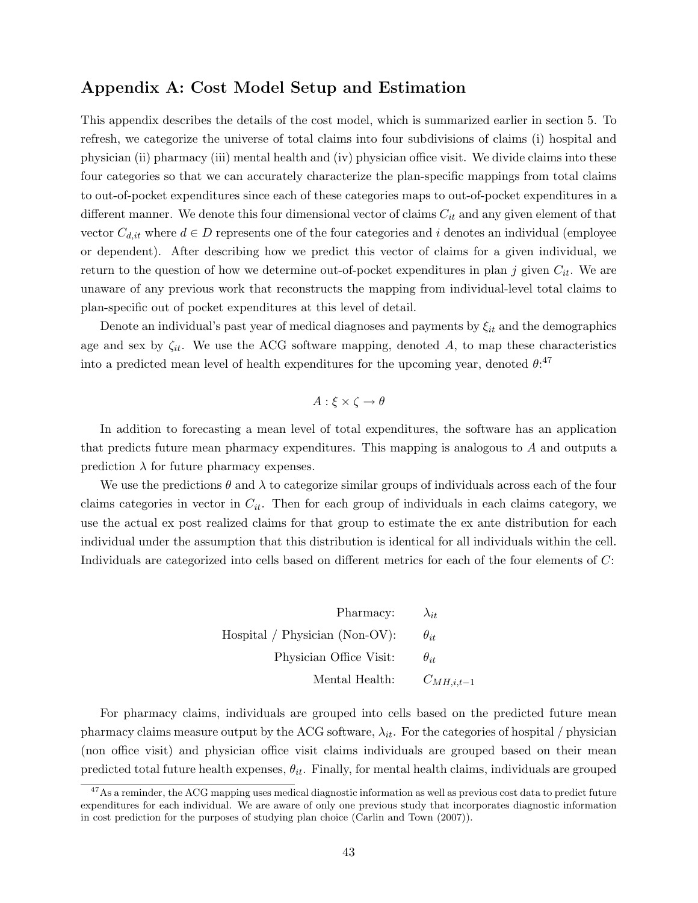## Appendix A: Cost Model Setup and Estimation

This appendix describes the details of the cost model, which is summarized earlier in section 5. To refresh, we categorize the universe of total claims into four subdivisions of claims (i) hospital and physician (ii) pharmacy (iii) mental health and (iv) physician office visit. We divide claims into these four categories so that we can accurately characterize the plan-specific mappings from total claims to out-of-pocket expenditures since each of these categories maps to out-of-pocket expenditures in a different manner. We denote this four dimensional vector of claims $C_{it}$ and any given element of that vector $C_{d,it}$ where $d \in D$ represents one of the four categories and $i$ denotes an individual (employee or dependent). After describing how we predict this vector of claims for a given individual, we return to the question of how we determine out-of-pocket expenditures in plan $j$ given $C_{it}$. We are unaware of any previous work that reconstructs the mapping from individual-level total claims to plan-specific out of pocket expenditures at this level of detail.

Denote an individual's past year of medical diagnoses and payments by $\xi_{it}$ and the demographics age and sex by $\zeta_{it}$. We use the ACG software mapping, denoted $A$, to map these characteristics into a predicted mean level of health expenditures for the upcoming year, denoted $\theta$:[47]

$$A : \xi \times \zeta \rightarrow \theta$$

In addition to forecasting a mean level of total expenditures, the software has an application that predicts future mean pharmacy expenditures. This mapping is analogous to $A$ and outputs a prediction $\lambda$ for future pharmacy expenses.

We use the predictions $\theta$ and $\lambda$ to categorize similar groups of individuals across each of the four claims categories in vector in $C_{it}$. Then for each group of individuals in each claims category, we use the actual ex post realized claims for that group to estimate the ex ante distribution for each individual under the assumption that this distribution is identical for all individuals within the cell. Individuals are categorized into cells based on different metrics for each of the four elements of $C$:

| | |
|---:|:---|
| Pharmacy: | $\lambda_{it}$ |
| Hospital / Physician (Non-OV): | $\theta_{it}$ |
| Physician Office Visit: | $\theta_{it}$ |
| Mental Health: | $C_{MH,i,t-1}$ |

For pharmacy claims, individuals are grouped into cells based on the predicted future mean pharmacy claims measure output by the ACG software, $\lambda_{it}$. For the categories of hospital / physician (non office visit) and physician office visit claims individuals are grouped based on their mean predicted total future health expenses, $\theta_{it}$. Finally, for mental health claims, individuals are grouped

[47] As a reminder, the ACG mapping uses medical diagnostic information as well as previous cost data to predict future expenditures for each individual. We are aware of only one previous study that incorporates diagnostic information in cost prediction for the purposes of studying plan choice (Carlin and Town (2007)).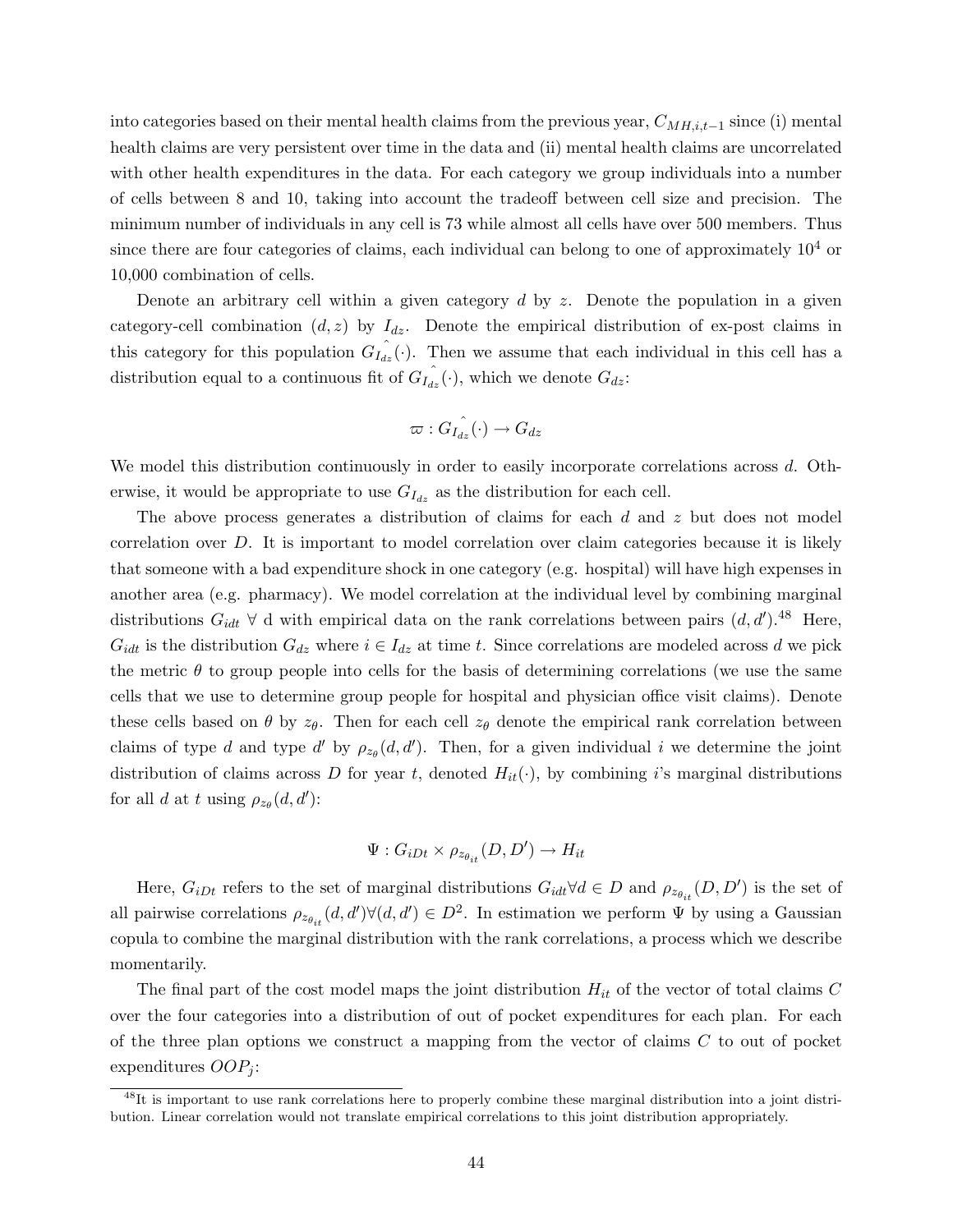into categories based on their mental health claims from the previous year, $C_{MH,i,t-1}$ since (i) mental health claims are very persistent over time in the data and (ii) mental health claims are uncorrelated with other health expenditures in the data. For each category we group individuals into a number of cells between 8 and 10, taking into account the tradeoff between cell size and precision. The minimum number of individuals in any cell is 73 while almost all cells have over 500 members. Thus since there are four categories of claims, each individual can belong to one of approximately $10^4$ or 10,000 combination of cells.

Denote an arbitrary cell within a given category $d$ by $z$. Denote the population in a given category-cell combination $(d, z)$ by $I_{dz}$. Denote the empirical distribution of ex-post claims in this category for this population $\hat{G_{I_{dz}}}(\cdot)$. Then we assume that each individual in this cell has a distribution equal to a continuous fit of $\hat{G_{I_{dz}}}(\cdot)$, which we denote $G_{dz}$:

$$\varpi : \hat{G_{I_{dz}}}(\cdot) \rightarrow G_{dz}$$

We model this distribution continuously in order to easily incorporate correlations across $d$. Otherwise, it would be appropriate to use $G_{I_{dz}}$ as the distribution for each cell.

The above process generates a distribution of claims for each $d$ and $z$ but does not model correlation over $D$. It is important to model correlation over claim categories because it is likely that someone with a bad expenditure shock in one category (e.g. hospital) will have high expenses in another area (e.g. pharmacy). We model correlation at the individual level by combining marginal distributions $G_{idt}$ $\forall$ d with empirical data on the rank correlations between pairs $(d, d')$.[48] Here, $G_{idt}$ is the distribution $G_{dz}$ where $i \in I_{dz}$ at time $t$. Since correlations are modeled across $d$ we pick the metric $\theta$ to group people into cells for the basis of determining correlations (we use the same cells that we use to determine group people for hospital and physician office visit claims). Denote these cells based on $\theta$ by $z_\theta$. Then for each cell $z_\theta$ denote the empirical rank correlation between claims of type $d$ and type $d'$ by $\rho_{z_\theta}(d, d')$. Then, for a given individual $i$ we determine the joint distribution of claims across $D$ for year $t$, denoted $H_{it}(\cdot)$, by combining $i$'s marginal distributions for all $d$ at $t$ using $\rho_{z_\theta}(d, d')$:

$$\Psi : G_{iDt} \times \rho_{z_{\theta_{it}}}(D, D') \rightarrow H_{it}$$

Here, $G_{iDt}$ refers to the set of marginal distributions $G_{idt} \forall d \in D$ and $\rho_{z_{\theta_{it}}}(D, D')$ is the set of all pairwise correlations $\rho_{z_{\theta_{it}}}(d, d') \forall (d, d') \in D^2$. In estimation we perform $\Psi$ by using a Gaussian copula to combine the marginal distribution with the rank correlations, a process which we describe momentarily.

The final part of the cost model maps the joint distribution $H_{it}$ of the vector of total claims $C$ over the four categories into a distribution of out of pocket expenditures for each plan. For each of the three plan options we construct a mapping from the vector of claims $C$ to out of pocket expenditures $OOP_j$:

[48] It is important to use rank correlations here to properly combine these marginal distribution into a joint distribution. Linear correlation would not translate empirical correlations to this joint distribution appropriately.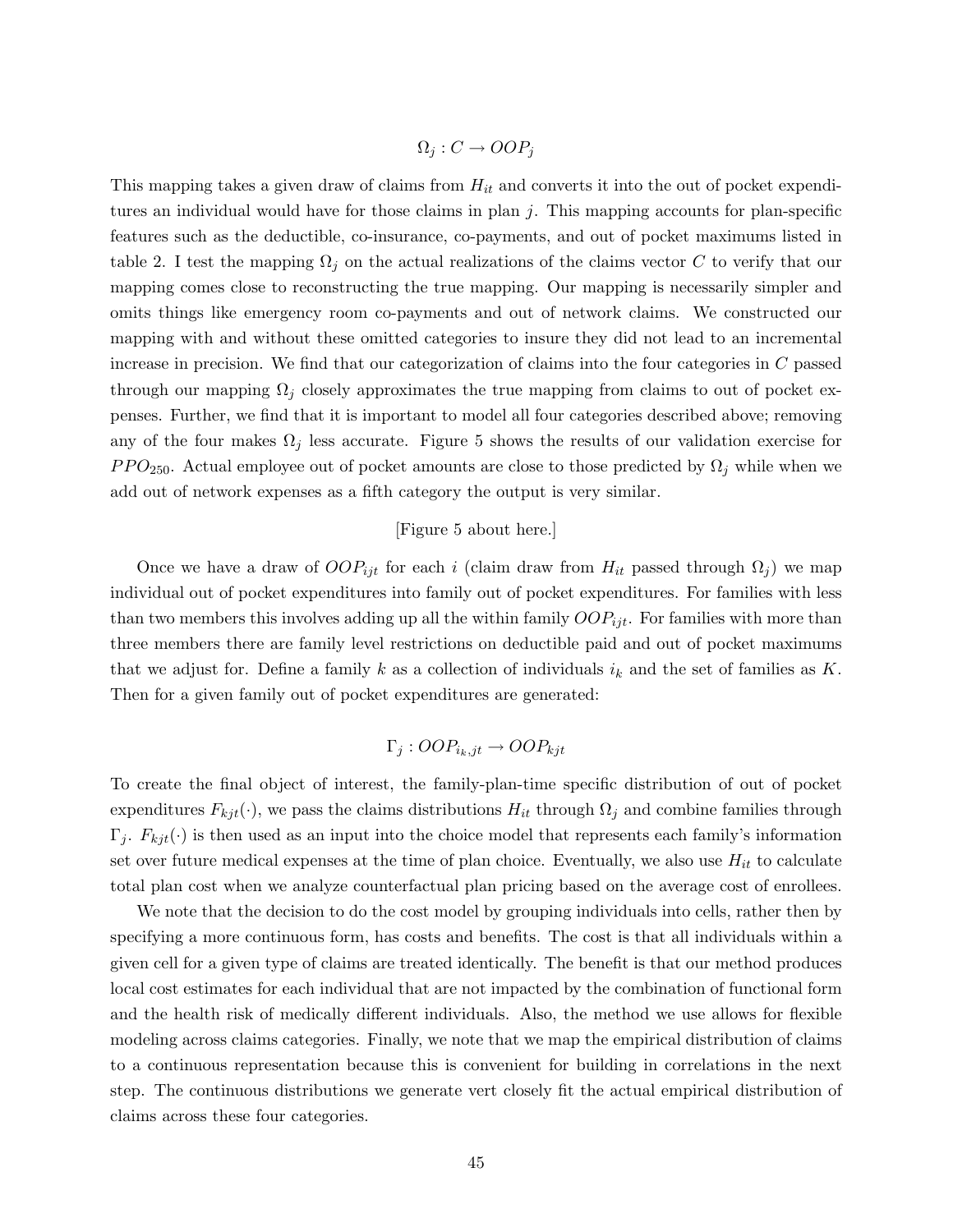$$\Omega_j : C \rightarrow OOP_j$$

This mapping takes a given draw of claims from $H_{it}$ and converts it into the out of pocket expenditures an individual would have for those claims in plan $j$. This mapping accounts for plan-specific features such as the deductible, co-insurance, co-payments, and out of pocket maximums listed in table 2. I test the mapping $\Omega_j$ on the actual realizations of the claims vector $C$ to verify that our mapping comes close to reconstructing the true mapping. Our mapping is necessarily simpler and omits things like emergency room co-payments and out of network claims. We constructed our mapping with and without these omitted categories to insure they did not lead to an incremental increase in precision. We find that our categorization of claims into the four categories in $C$ passed through our mapping $\Omega_j$ closely approximates the true mapping from claims to out of pocket expenses. Further, we find that it is important to model all four categories described above; removing any of the four makes $\Omega_j$ less accurate. Figure 5 shows the results of our validation exercise for $PPO_{250}$. Actual employee out of pocket amounts are close to those predicted by $\Omega_j$ while when we add out of network expenses as a fifth category the output is very similar.

[Figure 5 about here.]

Once we have a draw of $OOP_{ijt}$ for each $i$ (claim draw from $H_{it}$ passed through $\Omega_j$) we map individual out of pocket expenditures into family out of pocket expenditures. For families with less than two members this involves adding up all the within family $OOP_{ijt}$. For families with more than three members there are family level restrictions on deductible paid and out of pocket maximums that we adjust for. Define a family $k$ as a collection of individuals $i_k$ and the set of families as $K$. Then for a given family out of pocket expenditures are generated:

$$\Gamma_j : OOP_{i_k,jt} \rightarrow OOP_{kjt}$$

To create the final object of interest, the family-plan-time specific distribution of out of pocket expenditures $F_{kjt}(\cdot)$, we pass the claims distributions $H_{it}$ through $\Omega_j$ and combine families through $\Gamma_j$. $F_{kjt}(\cdot)$ is then used as an input into the choice model that represents each family's information set over future medical expenses at the time of plan choice. Eventually, we also use $H_{it}$ to calculate total plan cost when we analyze counterfactual plan pricing based on the average cost of enrollees.

We note that the decision to do the cost model by grouping individuals into cells, rather then by specifying a more continuous form, has costs and benefits. The cost is that all individuals within a given cell for a given type of claims are treated identically. The benefit is that our method produces local cost estimates for each individual that are not impacted by the combination of functional form and the health risk of medically different individuals. Also, the method we use allows for flexible modeling across claims categories. Finally, we note that we map the empirical distribution of claims to a continuous representation because this is convenient for building in correlations in the next step. The continuous distributions we generate vert closely fit the actual empirical distribution of claims across these four categories.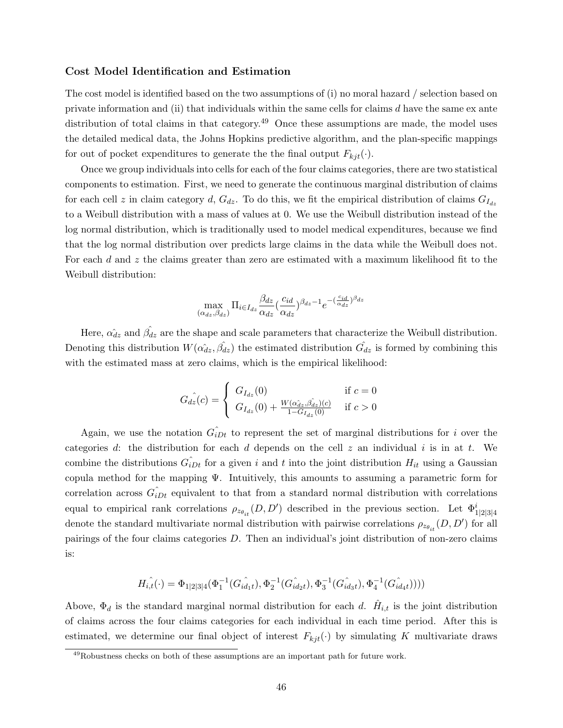### Cost Model Identification and Estimation

The cost model is identified based on the two assumptions of (i) no moral hazard / selection based on private information and (ii) that individuals within the same cells for claims $d$ have the same ex ante distribution of total claims in that category.[49] Once these assumptions are made, the model uses the detailed medical data, the Johns Hopkins predictive algorithm, and the plan-specific mappings for out of pocket expenditures to generate the the final output $F_{kjt}(\cdot)$.

Once we group individuals into cells for each of the four claims categories, there are two statistical components to estimation. First, we need to generate the continuous marginal distribution of claims for each cell $z$ in claim category $d$, $G_{dz}$. To do this, we fit the empirical distribution of claims $G_{I_{dz}}$ to a Weibull distribution with a mass of values at 0. We use the Weibull distribution instead of the log normal distribution, which is traditionally used to model medical expenditures, because we find that the log normal distribution over predicts large claims in the data while the Weibull does not. For each $d$ and $z$ the claims greater than zero are estimated with a maximum likelihood fit to the Weibull distribution:

$$\max_{(\alpha_{dz},\beta_{dz})} \Pi_{i \in I_{dz}} \frac{\beta_{dz}}{\alpha_{dz}} (\frac{c_{id}}{\alpha_{dz}})^{\beta_{dz}-1} e^{-(\frac{c_{id}}{\alpha_{dz}})^{\beta_{dz}}}$$

Here, $\hat{\alpha_{dz}}$ and $\hat{\beta_{dz}}$ are the shape and scale parameters that characterize the Weibull distribution. Denoting this distribution $W(\hat{\alpha_{dz}}, \hat{\beta_{dz}})$ the estimated distribution $\hat{G_{dz}}$ is formed by combining this with the estimated mass at zero claims, which is the empirical likelihood:

$$\hat{G_{dz}}(c) = \begin{cases} G_{I_{dz}}(0) & \text{if } c = 0 \\ G_{I_{dz}}(0) + \frac{W(\hat{\alpha_{dz}}, \hat{\beta_{dz}})(c)}{1 - G_{I_{dz}}(0)} & \text{if } c > 0 \end{cases}$$

Again, we use the notation $\hat{G_{iDt}}$ to represent the set of marginal distributions for $i$ over the categories $d$: the distribution for each $d$ depends on the cell $z$ an individual $i$ is in at $t$. We combine the distributions $\hat{G_{iDt}}$ for a given $i$ and $t$ into the joint distribution $H_{it}$ using a Gaussian copula method for the mapping $\Psi$. Intuitively, this amounts to assuming a parametric form for correlation across $\hat{G_{iDt}}$ equivalent to that from a standard normal distribution with correlations equal to empirical rank correlations $\rho_{z_{\theta_{it}}}(D, D')$ described in the previous section. Let $\Phi^i_{1|2|3|4}$ denote the standard multivariate normal distribution with pairwise correlations $\rho_{z_{\theta_{it}}}(D, D')$ for all pairings of the four claims categories $D$. Then an individual's joint distribution of non-zero claims is:

$$\hat{H_{i,t}}(\cdot) = \Phi_{1|2|3|4}(\Phi_1^{-1}(\hat{G_{id_1t}}), \Phi_2^{-1}(\hat{G_{id_2t}}), \Phi_3^{-1}(\hat{G_{id_3t}}), \Phi_4^{-1}(\hat{G_{id_4t}})))$$

Above, $\Phi_d$ is the standard marginal normal distribution for each $d$. $\hat{H}_{i,t}$ is the joint distribution of claims across the four claims categories for each individual in each time period. After this is estimated, we determine our final object of interest $F_{kjt}(\cdot)$ by simulating $K$ multivariate draws

[49] Robustness checks on both of these assumptions are an important path for future work.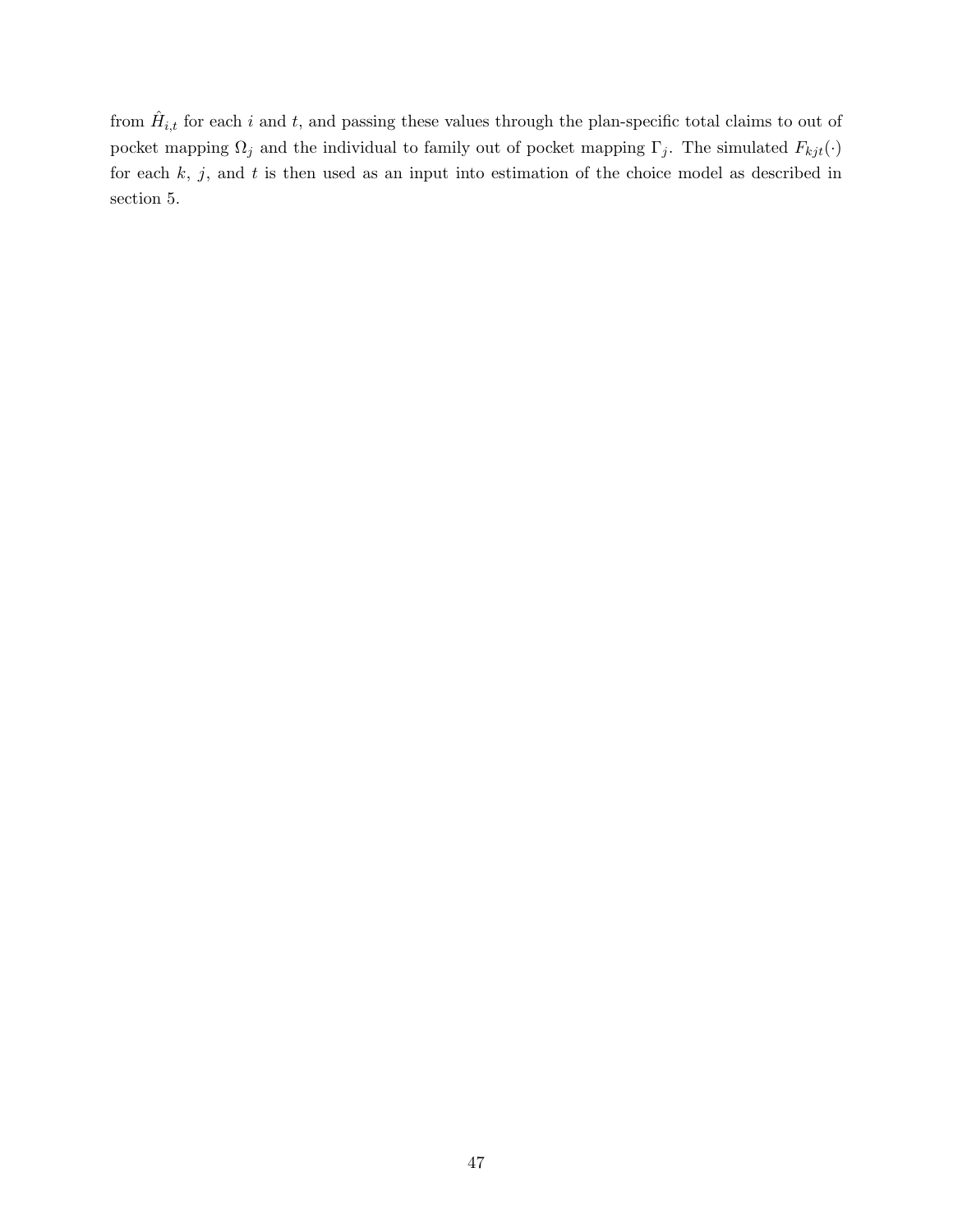from $\hat{H}_{i,t}$ for each $i$ and $t$, and passing these values through the plan-specific total claims to out of pocket mapping $\Omega_j$ and the individual to family out of pocket mapping $\Gamma_j$. The simulated $F_{kjt}(\cdot)$ for each $k$, $j$, and $t$ is then used as an input into estimation of the choice model as described in section 5.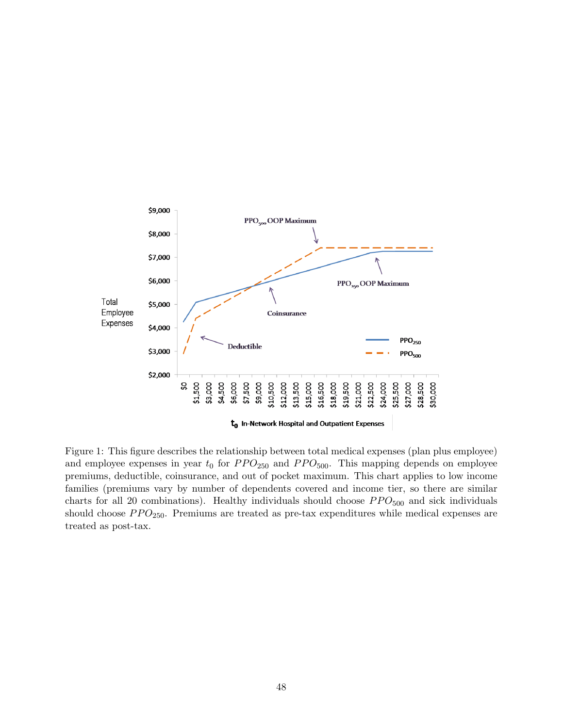Figure 1: This figure describes the relationship between total medical expenses (plan plus employee) and employee expenses in year $t_0$ for $PPO_{250}$ and $PPO_{500}$. This mapping depends on employee premiums, deductible, coinsurance, and out of pocket maximum. This chart applies to low income families (premiums vary by number of dependents covered and income tier, so there are similar charts for all 20 combinations). Healthy individuals should choose $PPO_{500}$ and sick individuals should choose $PPO_{250}$. Premiums are treated as pre-tax expenditures while medical expenses are treated as post-tax.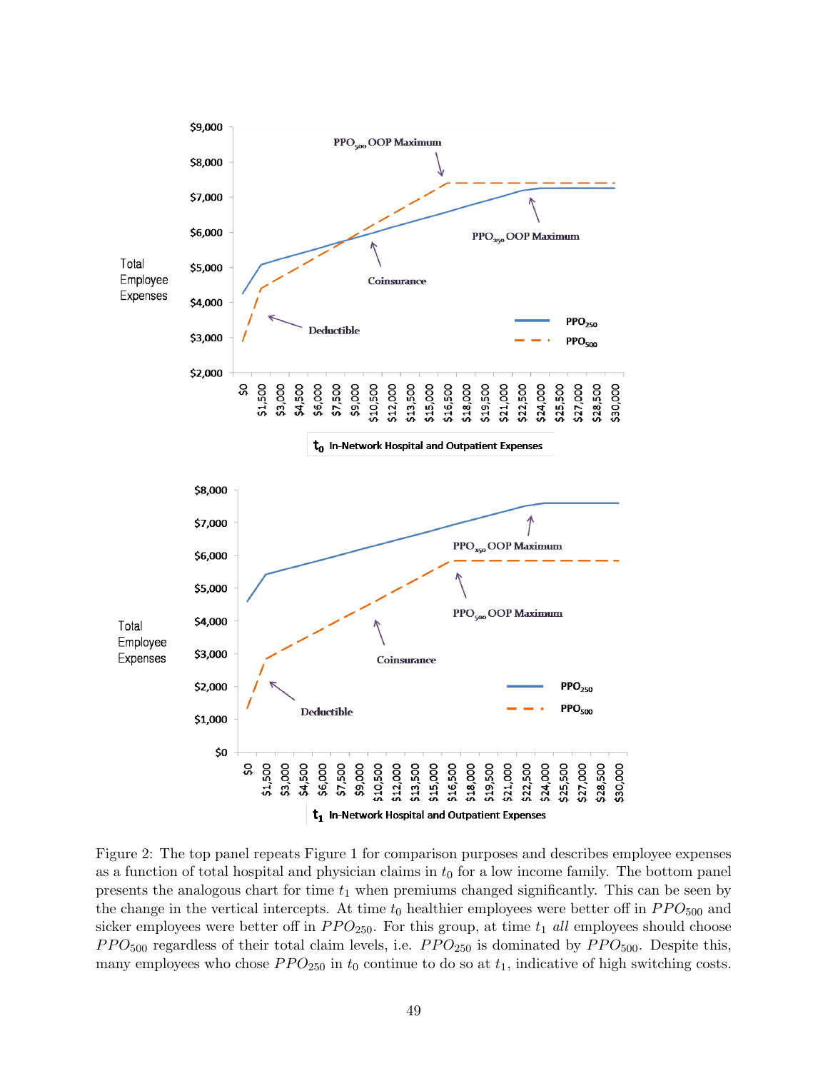Figure 2: The top panel repeats Figure 1 for comparison purposes and describes employee expenses as a function of total hospital and physician claims in $t_0$ for a low income family. The bottom panel presents the analogous chart for time $t_1$ when premiums changed significantly. This can be seen by the change in the vertical intercepts. At time $t_0$ healthier employees were better off in $PPO_{500}$ and sicker employees were better off in $PPO_{250}$. For this group, at time $t_1$ *all* employees should choose $PPO_{500}$ regardless of their total claim levels, i.e. $PPO_{250}$ is dominated by $PPO_{500}$. Despite this, many employees who chose $PPO_{250}$ in $t_0$ continue to do so at $t_1$, indicative of high switching costs.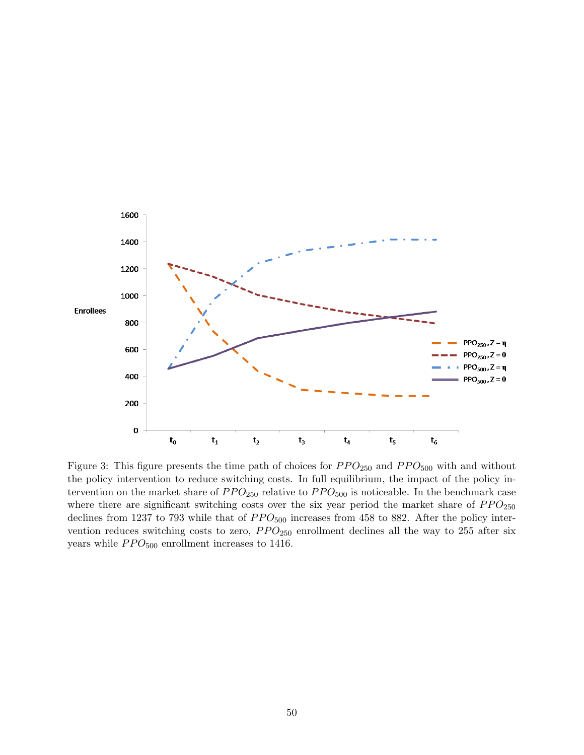Figure 3: This figure presents the time path of choices for $PPO_{250}$ and $PPO_{500}$ with and without the policy intervention to reduce switching costs. In full equilibrium, the impact of the policy intervention on the market share of $PPO_{250}$ relative to $PPO_{500}$ is noticeable. In the benchmark case where there are significant switching costs over the six year period the market share of $PPO_{250}$ declines from 1237 to 793 while that of $PPO_{500}$ increases from 458 to 882. After the policy intervention reduces switching costs to zero, $PPO_{250}$ enrollment declines all the way to 255 after six years while $PPO_{500}$ enrollment increases to 1416.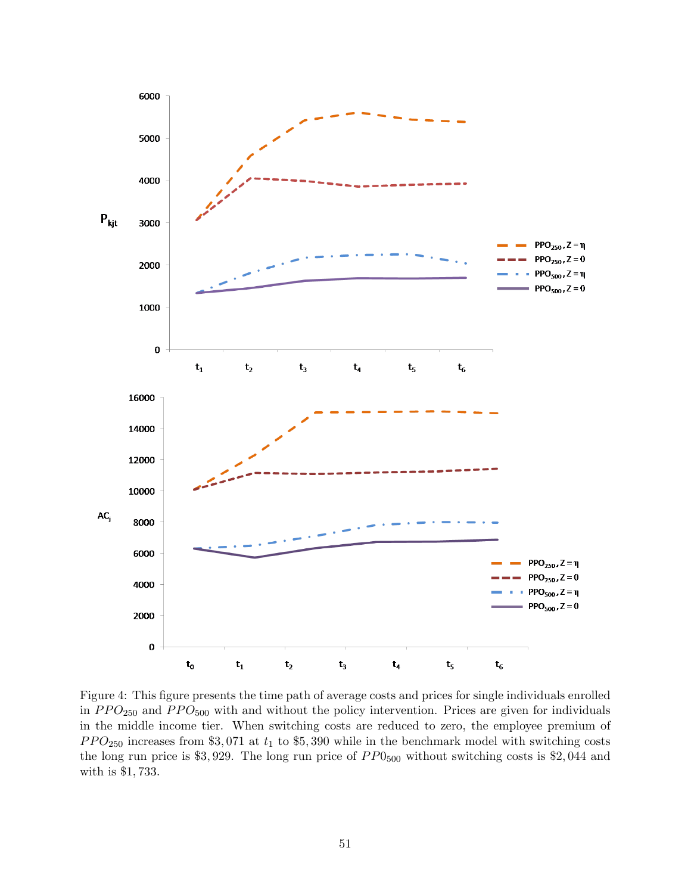Figure 4: This figure presents the time path of average costs and prices for single individuals enrolled in $PPO_{250}$ and $PPO_{500}$ with and without the policy intervention. Prices are given for individuals in the middle income tier. When switching costs are reduced to zero, the employee premium of $PPO_{250}$ increases from \$3,071 at $t_1$ to \$5,390 while in the benchmark model with switching costs the long run price is \$3,929. The long run price of $PP0_{500}$ without switching costs is \$2,044 and with is \$1,733.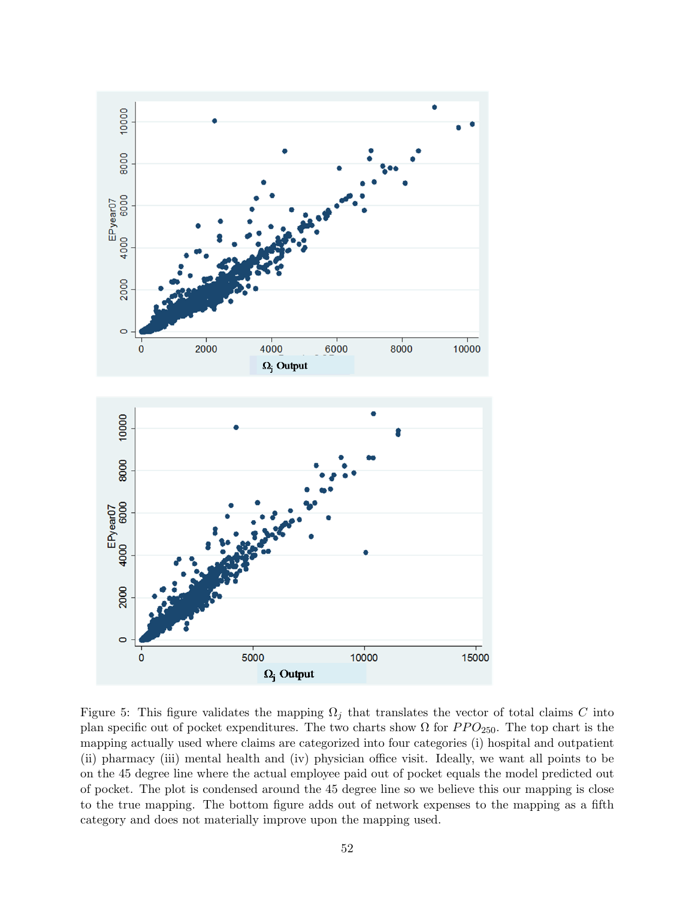Figure 5: This figure validates the mapping $\Omega_j$ that translates the vector of total claims $C$ into plan specific out of pocket expenditures. The two charts show $\Omega$ for $PPO_{250}$. The top chart is the mapping actually used where claims are categorized into four categories (i) hospital and outpatient (ii) pharmacy (iii) mental health and (iv) physician office visit. Ideally, we want all points to be on the 45 degree line where the actual employee paid out of pocket equals the model predicted out of pocket. The plot is condensed around the 45 degree line so we believe this our mapping is close to the true mapping. The bottom figure adds out of network expenses to the mapping as a fifth category and does not materially improve upon the mapping used.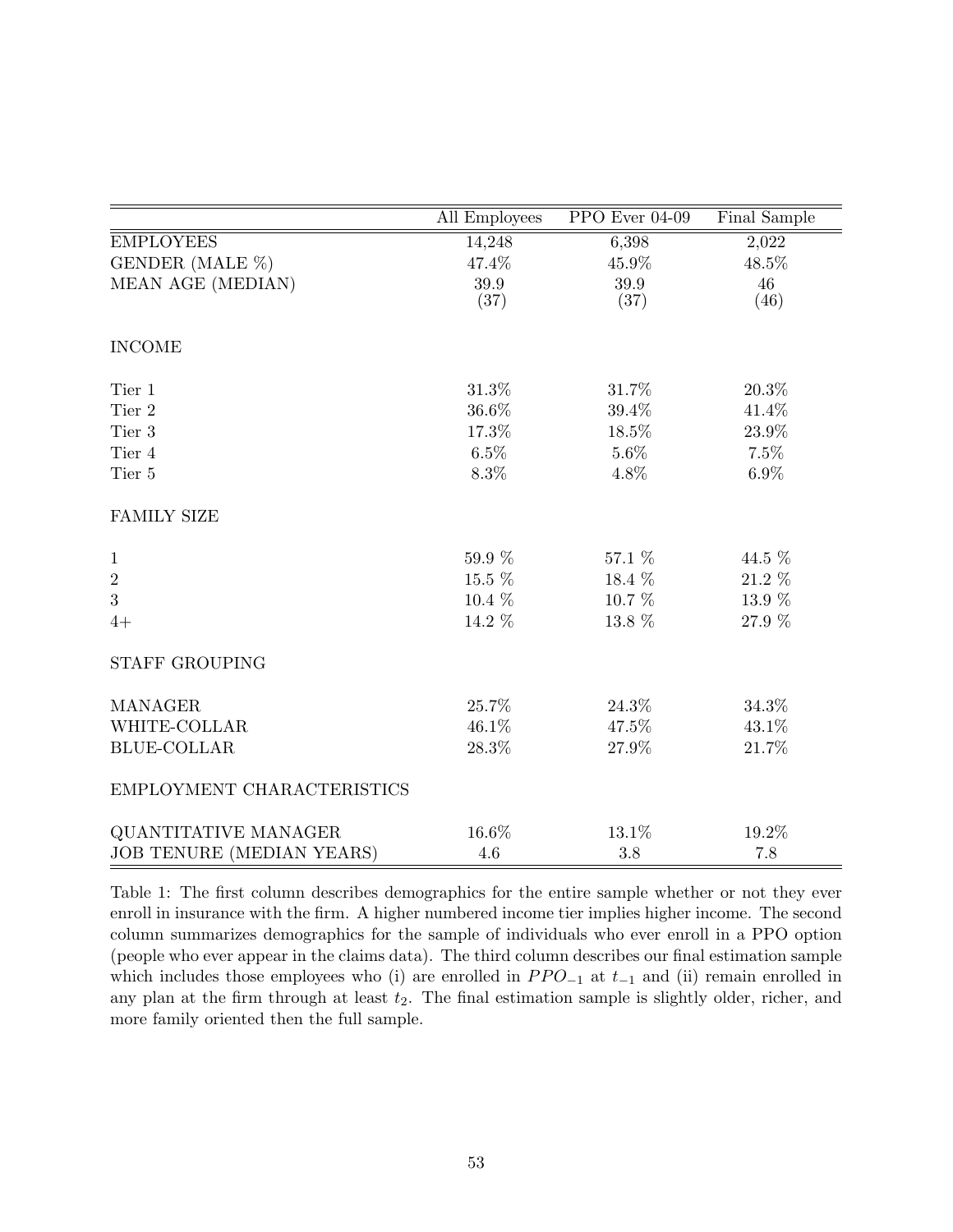| | All Employees | PPO Ever 04-09 | Final Sample |
|---|---|---|---|
| EMPLOYEES | 14,248 | 6,398 | 2,022 |
| GENDER (MALE %) | 47.4% | 45.9% | 48.5% |
| MEAN AGE (MEDIAN) | 39.9 (37) | 39.9 (37) | 46 (46) |
| INCOME | | | |
| Tier 1 | 31.3% | 31.7% | 20.3% |
| Tier 2 | 36.6% | 39.4% | 41.4% |
| Tier 3 | 17.3% | 18.5% | 23.9% |
| Tier 4 | 6.5% | 5.6% | 7.5% |
| Tier 5 | 8.3% | 4.8% | 6.9% |
| FAMILY SIZE | | | |
| 1 | 59.9 % | 57.1 % | 44.5 % |
| 2 | 15.5 % | 18.4 % | 21.2 % |
| 3 | 10.4 % | 10.7 % | 13.9 % |
| 4+ | 14.2 % | 13.8 % | 27.9 % |
| STAFF GROUPING | | | |
| MANAGER | 25.7% | 24.3% | 34.3% |
| WHITE-COLLAR | 46.1% | 47.5% | 43.1% |
| BLUE-COLLAR | 28.3% | 27.9% | 21.7% |
| EMPLOYMENT CHARACTERISTICS | | | |
| QUANTITATIVE MANAGER | 16.6% | 13.1% | 19.2% |
| JOB TENURE (MEDIAN YEARS) | 4.6 | 3.8 | 7.8 |

Table 1: The first column describes demographics for the entire sample whether or not they ever enroll in insurance with the firm. A higher numbered income tier implies higher income. The second column summarizes demographics for the sample of individuals who ever enroll in a PPO option (people who ever appear in the claims data). The third column describes our final estimation sample which includes those employees who (i) are enrolled in $PPO_{-1}$ at $t_{-1}$ and (ii) remain enrolled in any plan at the firm through at least $t_2$. The final estimation sample is slightly older, richer, and more family oriented then the full sample.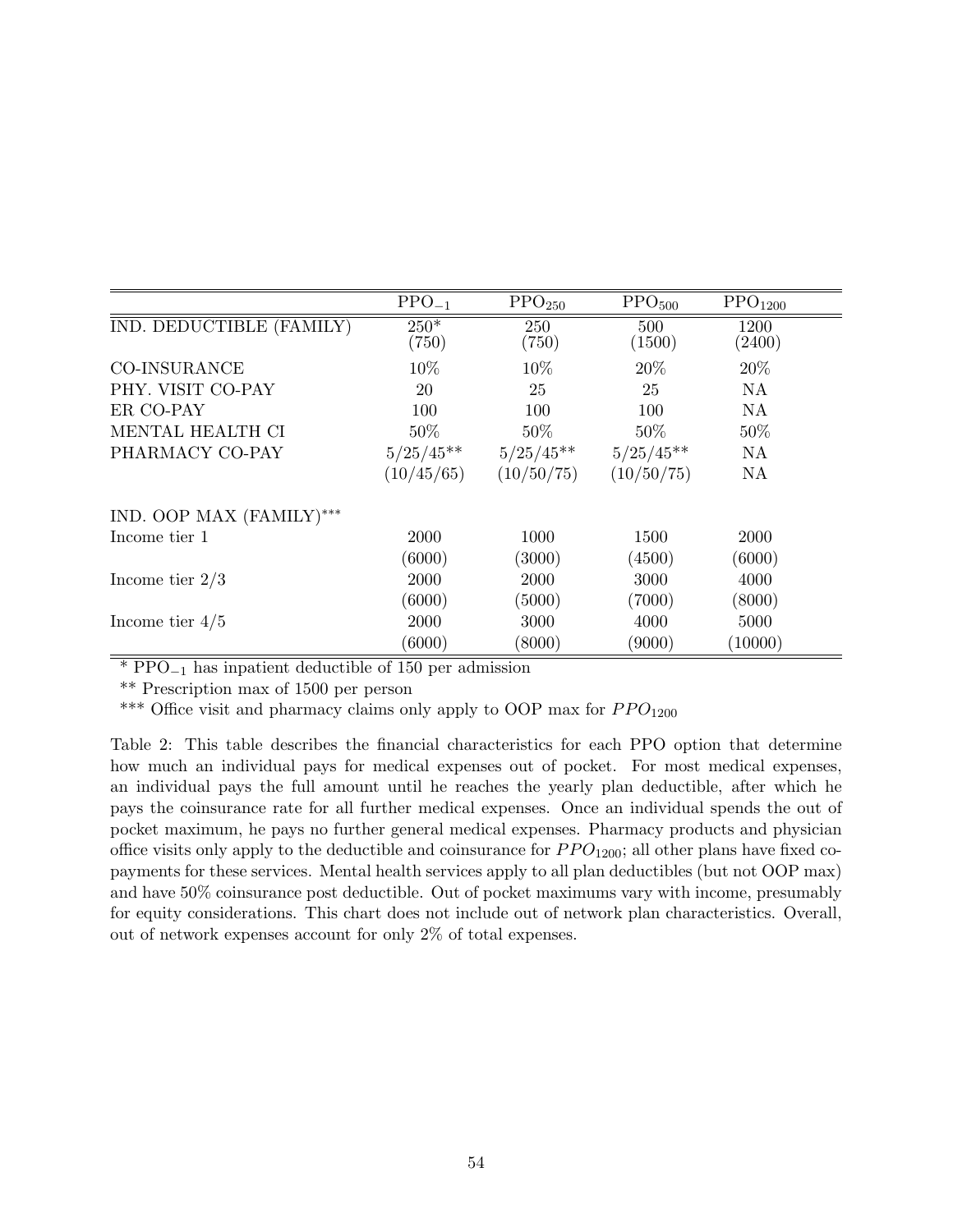| | $PPO_{-1}$ | $PPO_{250}$ | $PPO_{500}$ | $PPO_{1200}$ |
|---|---|---|---|---|
| IND. DEDUCTIBLE (FAMILY) | 250* | 250 | 500 | 1200 |
| | (750) | (750) | (1500) | (2400) |
| CO-INSURANCE | 10% | 10% | 20% | 20% |
| PHY. VISIT CO-PAY | 20 | 25 | 25 | NA |
| ER CO-PAY | 100 | 100 | 100 | NA |
| MENTAL HEALTH CI | 50% | 50% | 50% | 50% |
| PHARMACY CO-PAY | 5/25/45** | 5/25/45** | 5/25/45** | NA |
| | (10/45/65) | (10/50/75) | (10/50/75) | NA |
| IND. OOP MAX (FAMILY)*** | | | | |
| Income tier 1 | 2000 | 1000 | 1500 | 2000 |
| | (6000) | (3000) | (4500) | (6000) |
| Income tier 2/3 | 2000 | 2000 | 3000 | 4000 |
| | (6000) | (5000) | (7000) | (8000) |
| Income tier 4/5 | 2000 | 3000 | 4000 | 5000 |
| | (6000) | (8000) | (9000) | (10000) |

* $PPO_{-1}$ has inpatient deductible of 150 per admission

** Prescription max of 1500 per person

*** Office visit and pharmacy claims only apply to OOP max for $PPO_{1200}$

Table 2: This table describes the financial characteristics for each PPO option that determine how much an individual pays for medical expenses out of pocket. For most medical expenses, an individual pays the full amount until he reaches the yearly plan deductible, after which he pays the coinsurance rate for all further medical expenses. Once an individual spends the out of pocket maximum, he pays no further general medical expenses. Pharmacy products and physician office visits only apply to the deductible and coinsurance for $PPO_{1200}$; all other plans have fixed co-payments for these services. Mental health services apply to all plan deductibles (but not OOP max) and have 50% coinsurance post deductible. Out of pocket maximums vary with income, presumably for equity considerations. This chart does not include out of network plan characteristics. Overall, out of network expenses account for only 2% of total expenses.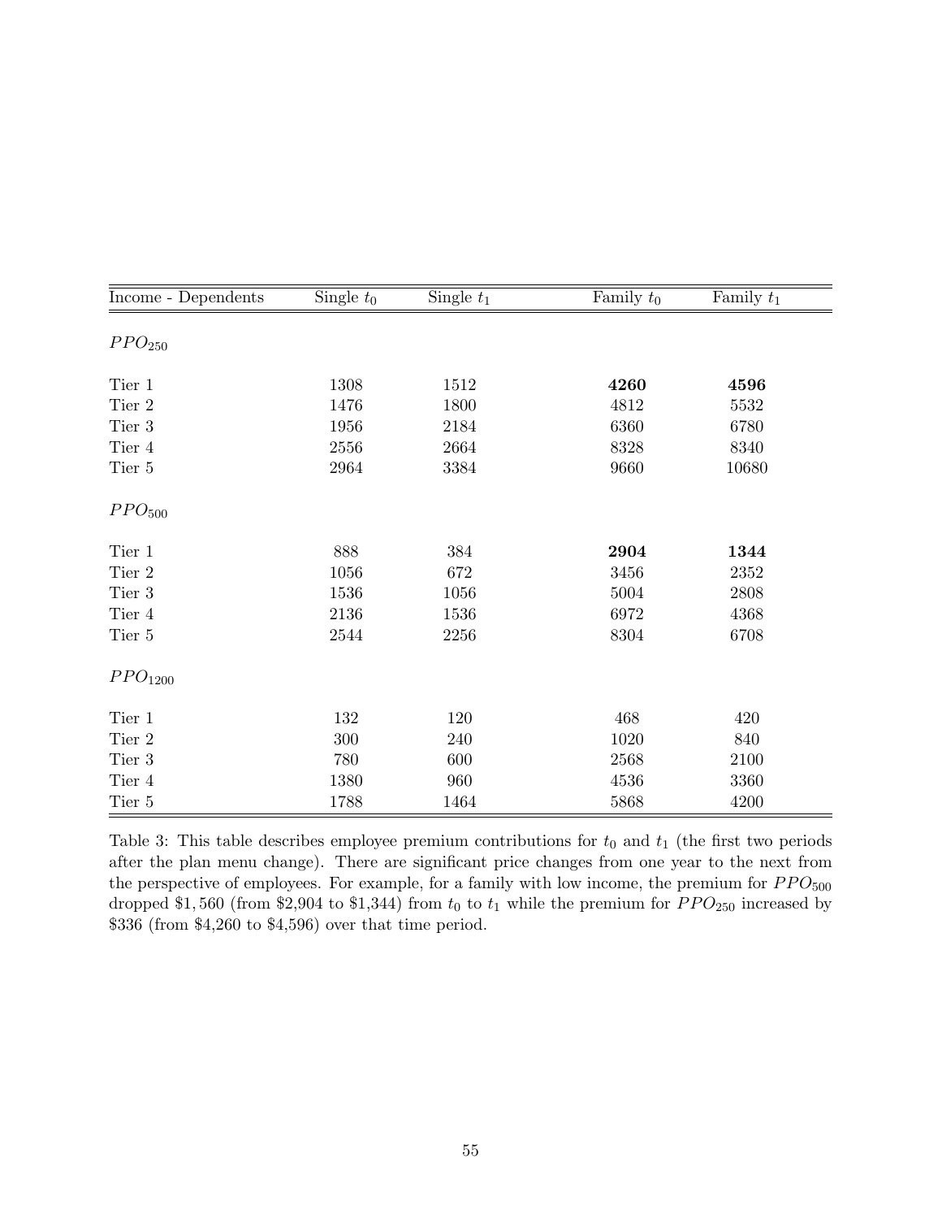| Income - Dependents | Single $t_0$ | Single $t_1$ | Family $t_0$ | Family $t_1$ |
|---|---|---|---|---|
| $PPO_{250}$ | | | | |
| Tier 1 | 1308 | 1512 | **4260** | **4596** |
| Tier 2 | 1476 | 1800 | 4812 | 5532 |
| Tier 3 | 1956 | 2184 | 6360 | 6780 |
| Tier 4 | 2556 | 2664 | 8328 | 8340 |
| Tier 5 | 2964 | 3384 | 9660 | 10680 |
| $PPO_{500}$ | | | | |
| Tier 1 | 888 | 384 | **2904** | **1344** |
| Tier 2 | 1056 | 672 | 3456 | 2352 |
| Tier 3 | 1536 | 1056 | 5004 | 2808 |
| Tier 4 | 2136 | 1536 | 6972 | 4368 |
| Tier 5 | 2544 | 2256 | 8304 | 6708 |
| $PPO_{1200}$ | | | | |
| Tier 1 | 132 | 120 | 468 | 420 |
| Tier 2 | 300 | 240 | 1020 | 840 |
| Tier 3 | 780 | 600 | 2568 | 2100 |
| Tier 4 | 1380 | 960 | 4536 | 3360 |
| Tier 5 | 1788 | 1464 | 5868 | 4200 |

Table 3: This table describes employee premium contributions for $t_0$ and $t_1$ (the first two periods after the plan menu change). There are significant price changes from one year to the next from the perspective of employees. For example, for a family with low income, the premium for $PPO_{500}$ dropped $1,560 (from $2,904 to $1,344) from $t_0$ to $t_1$ while the premium for $PPO_{250}$ increased by $336 (from $4,260 to $4,596) over that time period.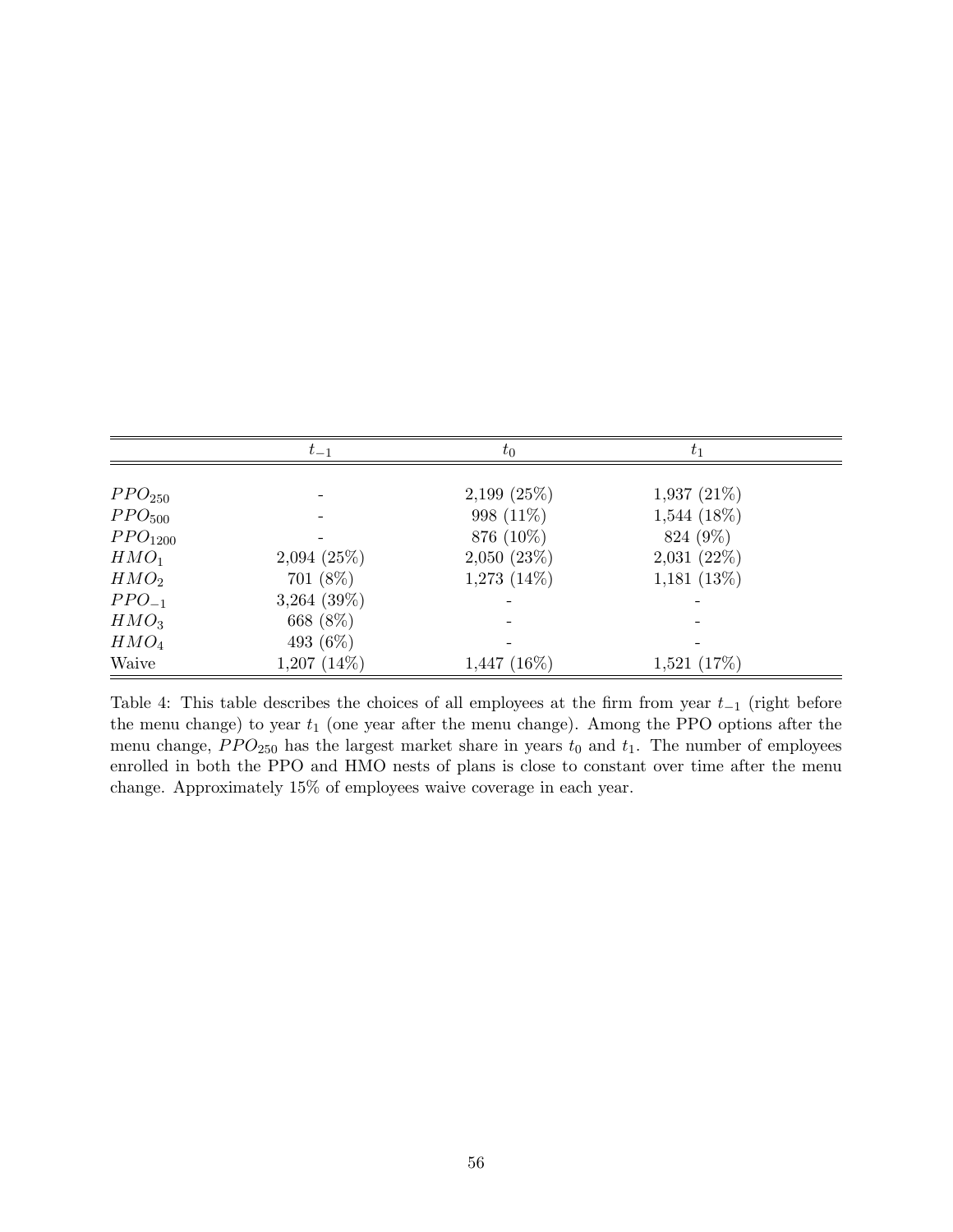| | $t_{-1}$ | $t_0$ | $t_1$ |
|---|---|---|---|
| $PPO_{250}$ | - | 2,199 (25%) | 1,937 (21%) |
| $PPO_{500}$ | - | 998 (11%) | 1,544 (18%) |
| $PPO_{1200}$ | - | 876 (10%) | 824 (9%) |
| $HMO_1$ | 2,094 (25%) | 2,050 (23%) | 2,031 (22%) |
| $HMO_2$ | 701 (8%) | 1,273 (14%) | 1,181 (13%) |
| $PPO_{-1}$ | 3,264 (39%) | - | - |
| $HMO_3$ | 668 (8%) | - | - |
| $HMO_4$ | 493 (6%) | - | - |
| Waive | 1,207 (14%) | 1,447 (16%) | 1,521 (17%) |

Table 4: This table describes the choices of all employees at the firm from year $t_{-1}$ (right before the menu change) to year $t_1$ (one year after the menu change). Among the PPO options after the menu change, $PPO_{250}$ has the largest market share in years $t_0$ and $t_1$. The number of employees enrolled in both the PPO and HMO nests of plans is close to constant over time after the menu change. Approximately 15% of employees waive coverage in each year.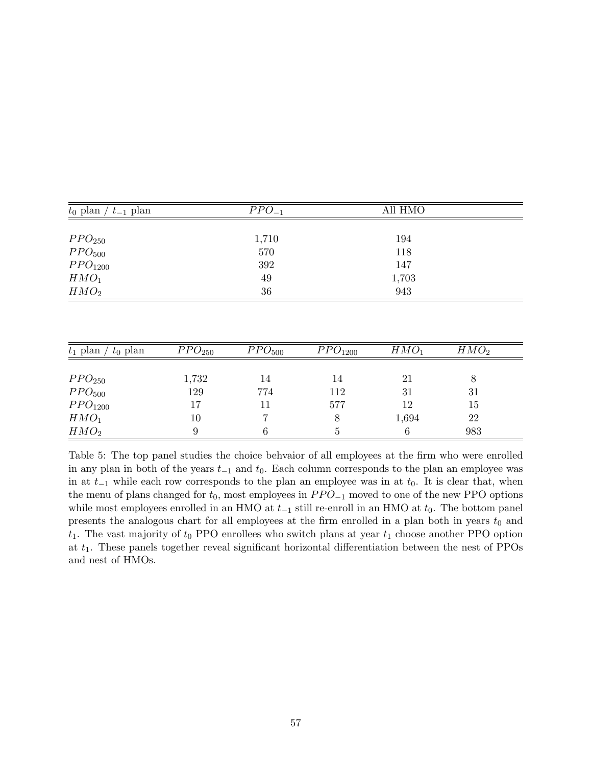| $t_0$ plan / $t_{-1}$ plan | $PPO_{-1}$ | All HMO |
|---|---|---|
| $PPO_{250}$ | 1,710 | 194 |
| $PPO_{500}$ | 570 | 118 |
| $PPO_{1200}$ | 392 | 147 |
| $HMO_1$ | 49 | 1,703 |
| $HMO_2$ | 36 | 943 |

| $t_1$ plan / $t_0$ plan | $PPO_{250}$ | $PPO_{500}$ | $PPO_{1200}$ | $HMO_1$ | $HMO_2$ |
|---|---|---|---|---|---|
| $PPO_{250}$ | 1,732 | 14 | 14 | 21 | 8 |
| $PPO_{500}$ | 129 | 774 | 112 | 31 | 31 |
| $PPO_{1200}$ | 17 | 11 | 577 | 12 | 15 |
| $HMO_1$ | 10 | 7 | 8 | 1,694 | 22 |
| $HMO_2$ | 9 | 6 | 5 | 6 | 983 |

Table 5: The top panel studies the choice behvaior of all employees at the firm who were enrolled in any plan in both of the years $t_{-1}$ and $t_0$. Each column corresponds to the plan an employee was in at $t_{-1}$ while each row corresponds to the plan an employee was in at $t_0$. It is clear that, when the menu of plans changed for $t_0$, most employees in $PPO_{-1}$ moved to one of the new PPO options while most employees enrolled in an HMO at $t_{-1}$ still re-enroll in an HMO at $t_0$. The bottom panel presents the analogous chart for all employees at the firm enrolled in a plan both in years $t_0$ and $t_1$. The vast majority of $t_0$ PPO enrollees who switch plans at year $t_1$ choose another PPO option at $t_1$. These panels together reveal significant horizontal differentiation between the nest of PPOs and nest of HMOs.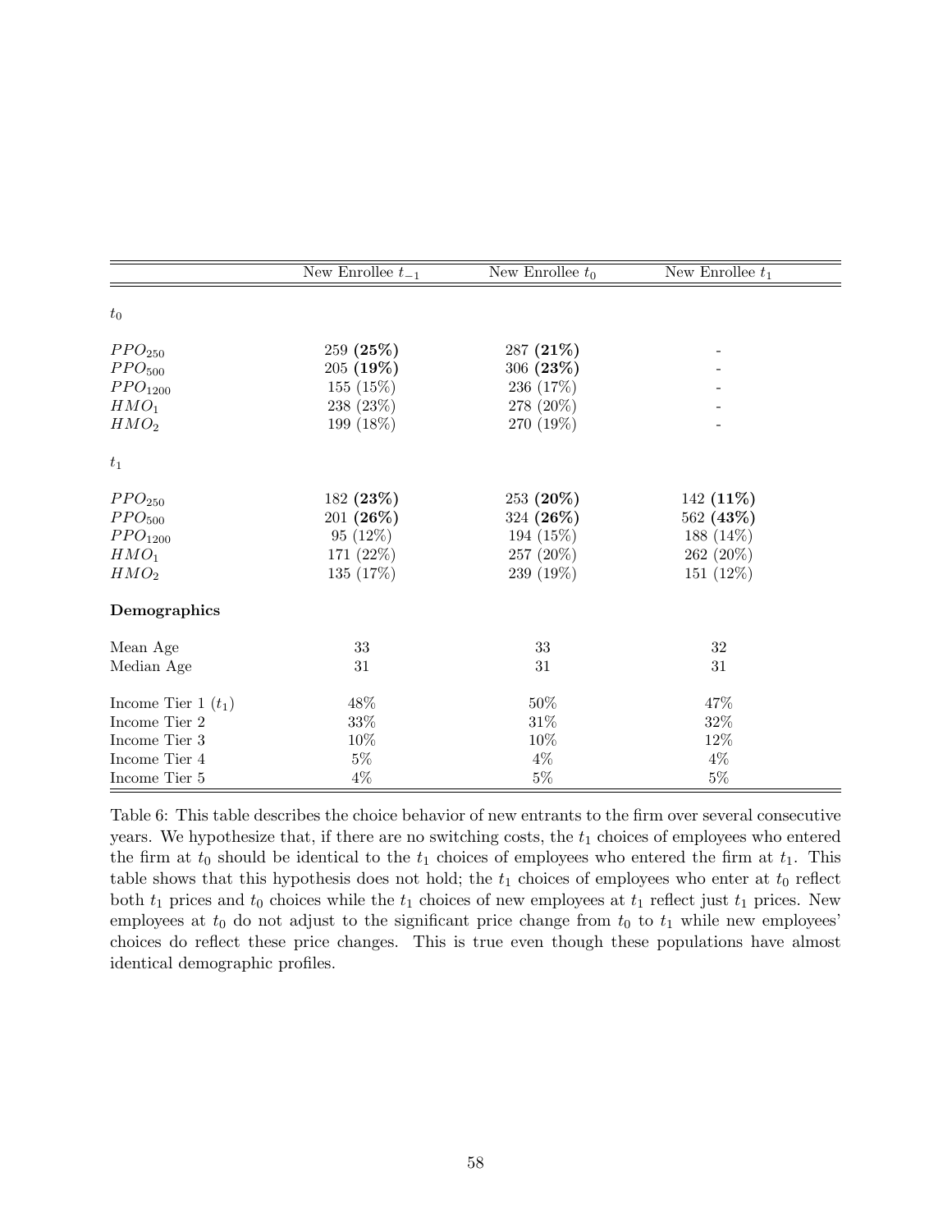| | New Enrollee $t_{-1}$ | New Enrollee $t_0$ | New Enrollee $t_1$ |
|---|---|---|---|
| $t_0$ | | | |
| $PPO_{250}$ | 259 **(25%)** | 287 **(21%)** | - |
| $PPO_{500}$ | 205 **(19%)** | 306 **(23%)** | - |
| $PPO_{1200}$ | 155 (15%) | 236 (17%) | - |
| $HMO_1$ | 238 (23%) | 278 (20%) | - |
| $HMO_2$ | 199 (18%) | 270 (19%) | - |
| $t_1$ | | | |
| $PPO_{250}$ | 182 **(23%)** | 253 **(20%)** | 142 **(11%)** |
| $PPO_{500}$ | 201 **(26%)** | 324 **(26%)** | 562 **(43%)** |
| $PPO_{1200}$ | 95 (12%) | 194 (15%) | 188 (14%) |
| $HMO_1$ | 171 (22%) | 257 (20%) | 262 (20%) |
| $HMO_2$ | 135 (17%) | 239 (19%) | 151 (12%) |
| **Demographics** | | | |
| Mean Age | 33 | 33 | 32 |
| Median Age | 31 | 31 | 31 |
| Income Tier 1 ($t_1$) | 48% | 50% | 47% |
| Income Tier 2 | 33% | 31% | 32% |
| Income Tier 3 | 10% | 10% | 12% |
| Income Tier 4 | 5% | 4% | 4% |
| Income Tier 5 | 4% | 5% | 5% |

Table 6: This table describes the choice behavior of new entrants to the firm over several consecutive years. We hypothesize that, if there are no switching costs, the $t_1$ choices of employees who entered the firm at $t_0$ should be identical to the $t_1$ choices of employees who entered the firm at $t_1$. This table shows that this hypothesis does not hold; the $t_1$ choices of employees who enter at $t_0$ reflect both $t_1$ prices and $t_0$ choices while the $t_1$ choices of new employees at $t_1$ reflect just $t_1$ prices. New employees at $t_0$ do not adjust to the significant price change from $t_0$ to $t_1$ while new employees' choices do reflect these price changes. This is true even though these populations have almost identical demographic profiles.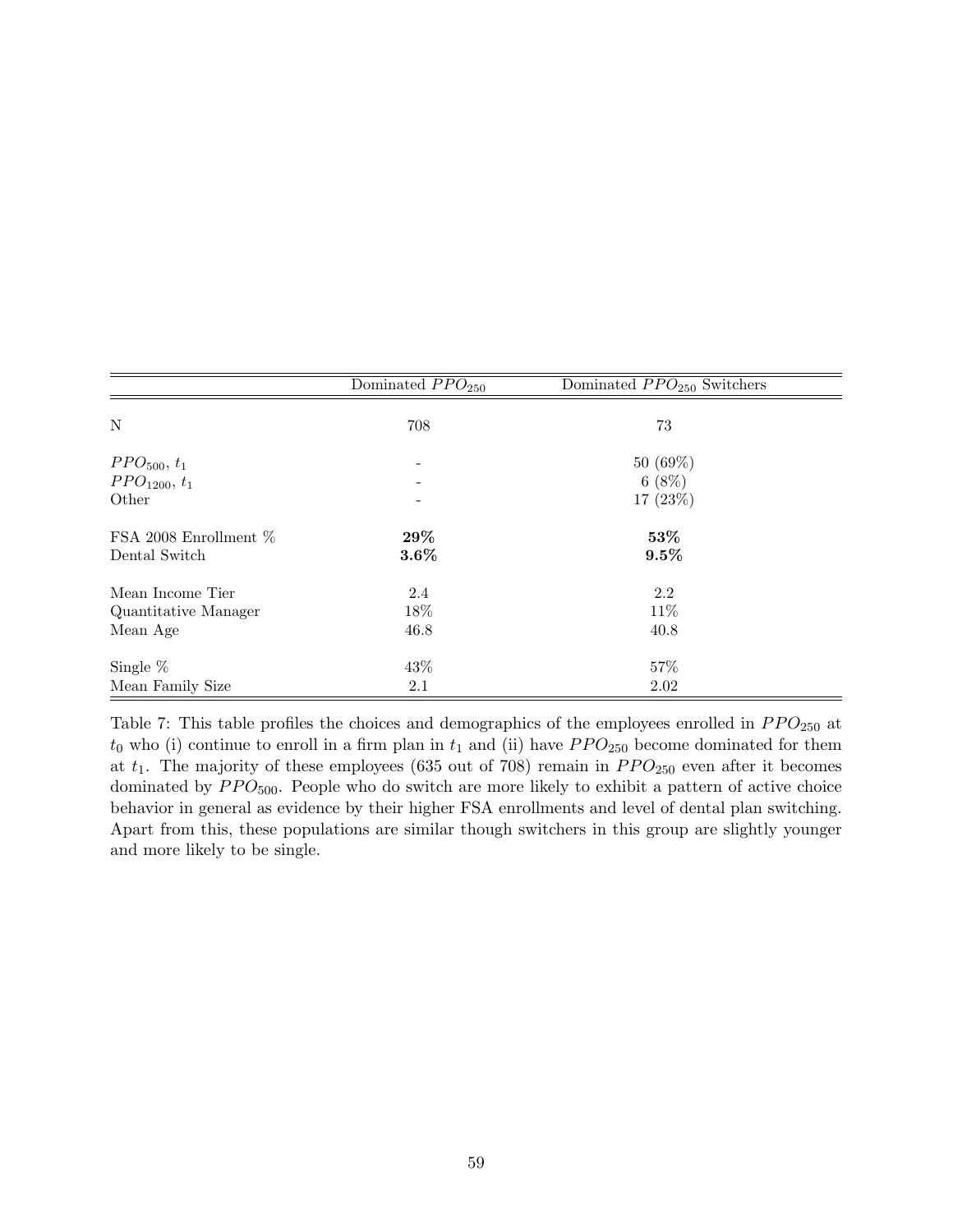| | Dominated $PPO_{250}$ | Dominated $PPO_{250}$ Switchers |
|---|---|---|
| N | 708 | 73 |
| $PPO_{500}$, $t_1$ | - | 50 (69%) |
| $PPO_{1200}$, $t_1$ | - | 6 (8%) |
| Other | - | 17 (23%) |
| FSA 2008 Enrollment % | **29%** | **53%** |
| Dental Switch | **3.6%** | **9.5%** |
| Mean Income Tier | 2.4 | 2.2 |
| Quantitative Manager | 18% | 11% |
| Mean Age | 46.8 | 40.8 |
| Single % | 43% | 57% |
| Mean Family Size | 2.1 | 2.02 |

Table 7: This table profiles the choices and demographics of the employees enrolled in $PPO_{250}$ at $t_0$ who (i) continue to enroll in a firm plan in $t_1$ and (ii) have $PPO_{250}$ become dominated for them at $t_1$. The majority of these employees (635 out of 708) remain in $PPO_{250}$ even after it becomes dominated by $PPO_{500}$. People who do switch are more likely to exhibit a pattern of active choice behavior in general as evidence by their higher FSA enrollments and level of dental plan switching. Apart from this, these populations are similar though switchers in this group are slightly younger and more likely to be single.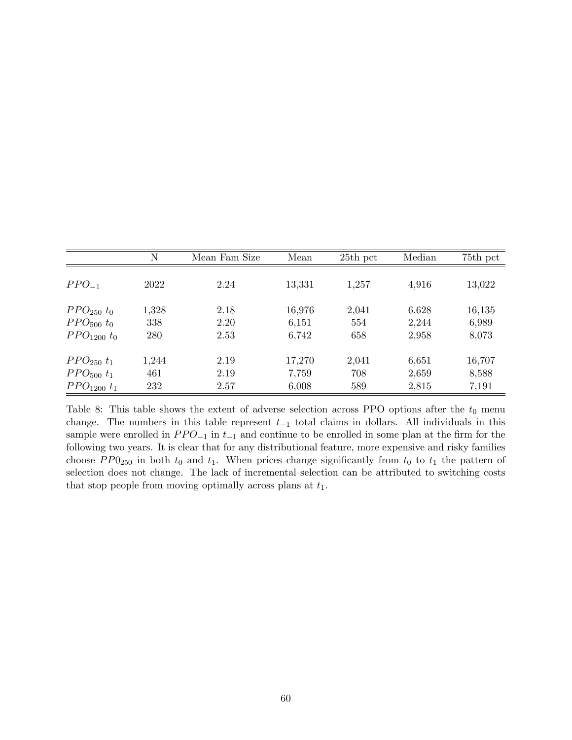| | N | Mean Fam Size | Mean | 25th pct | Median | 75th pct |
|---|---|---|---|---|---|---|
| $PPO_{-1}$ | 2022 | 2.24 | 13,331 | 1,257 | 4,916 | 13,022 |
| $PPO_{250}$ $t_0$ | 1,328 | 2.18 | 16,976 | 2,041 | 6,628 | 16,135 |
| $PPO_{500}$ $t_0$ | 338 | 2.20 | 6,151 | 554 | 2,244 | 6,989 |
| $PPO_{1200}$ $t_0$ | 280 | 2.53 | 6,742 | 658 | 2,958 | 8,073 |
| $PPO_{250}$ $t_1$ | 1,244 | 2.19 | 17,270 | 2,041 | 6,651 | 16,707 |
| $PPO_{500}$ $t_1$ | 461 | 2.19 | 7,759 | 708 | 2,659 | 8,588 |
| $PPO_{1200}$ $t_1$ | 232 | 2.57 | 6,008 | 589 | 2,815 | 7,191 |

Table 8: This table shows the extent of adverse selection across PPO options after the $t_0$ menu change. The numbers in this table represent $t_{-1}$ total claims in dollars. All individuals in this sample were enrolled in $PPO_{-1}$ in $t_{-1}$ and continue to be enrolled in some plan at the firm for the following two years. It is clear that for any distributional feature, more expensive and risky families choose $PP0_{250}$ in both $t_0$ and $t_1$. When prices change significantly from $t_0$ to $t_1$ the pattern of selection does not change. The lack of incremental selection can be attributed to switching costs that stop people from moving optimally across plans at $t_1$.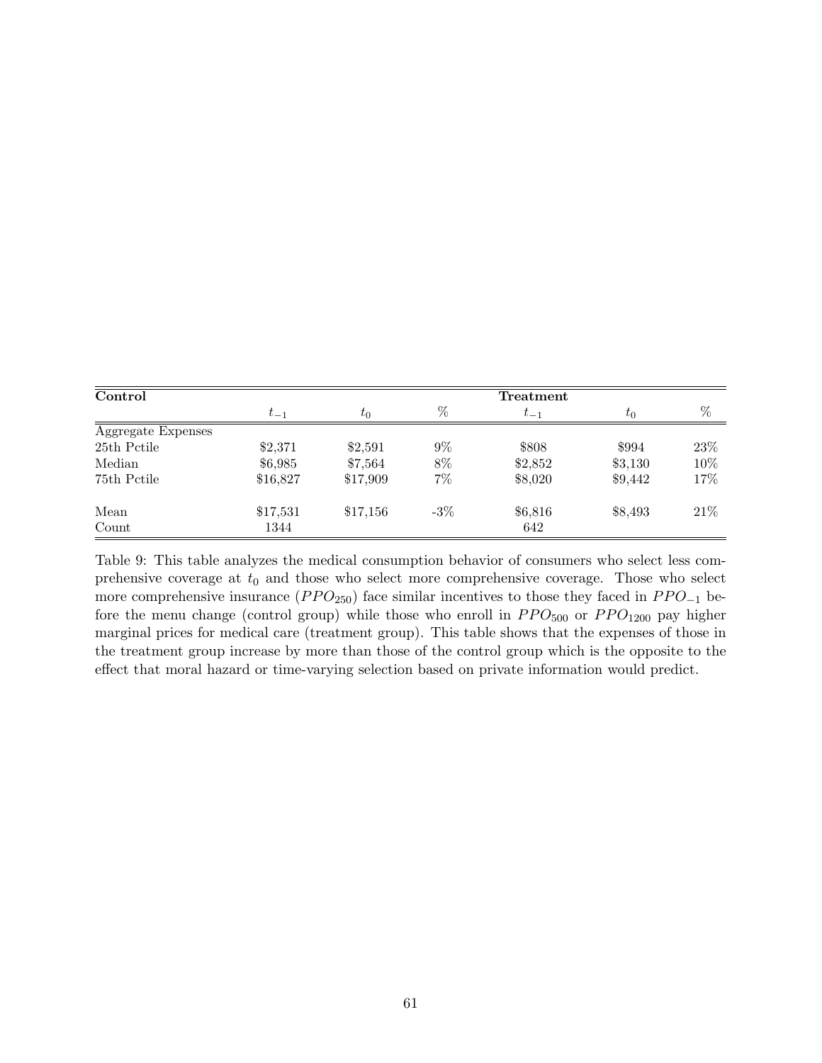| Control | | | | Treatment | | |
|---|---|---|---|---|---|---|
| | $t_{-1}$ | $t_0$ | % | $t_{-1}$ | $t_0$ | % |
| Aggregate Expenses | | | | | | |
| 25th Pctile | \$2,371 | \$2,591 | 9% | \$808 | \$994 | 23% |
| Median | \$6,985 | \$7,564 | 8% | \$2,852 | \$3,130 | 10% |
| 75th Pctile | \$16,827 | \$17,909 | 7% | \$8,020 | \$9,442 | 17% |
| Mean | \$17,531 | \$17,156 | -3% | \$6,816 | \$8,493 | 21% |
| Count | 1344 | | | 642 | | |

Table 9: This table analyzes the medical consumption behavior of consumers who select less comprehensive coverage at $t_0$ and those who select more comprehensive coverage. Those who select more comprehensive insurance ($PPO_{250}$) face similar incentives to those they faced in $PPO_{-1}$ before the menu change (control group) while those who enroll in $PPO_{500}$ or $PPO_{1200}$ pay higher marginal prices for medical care (treatment group). This table shows that the expenses of those in the treatment group increase by more than those of the control group which is the opposite to the effect that moral hazard or time-varying selection based on private information would predict.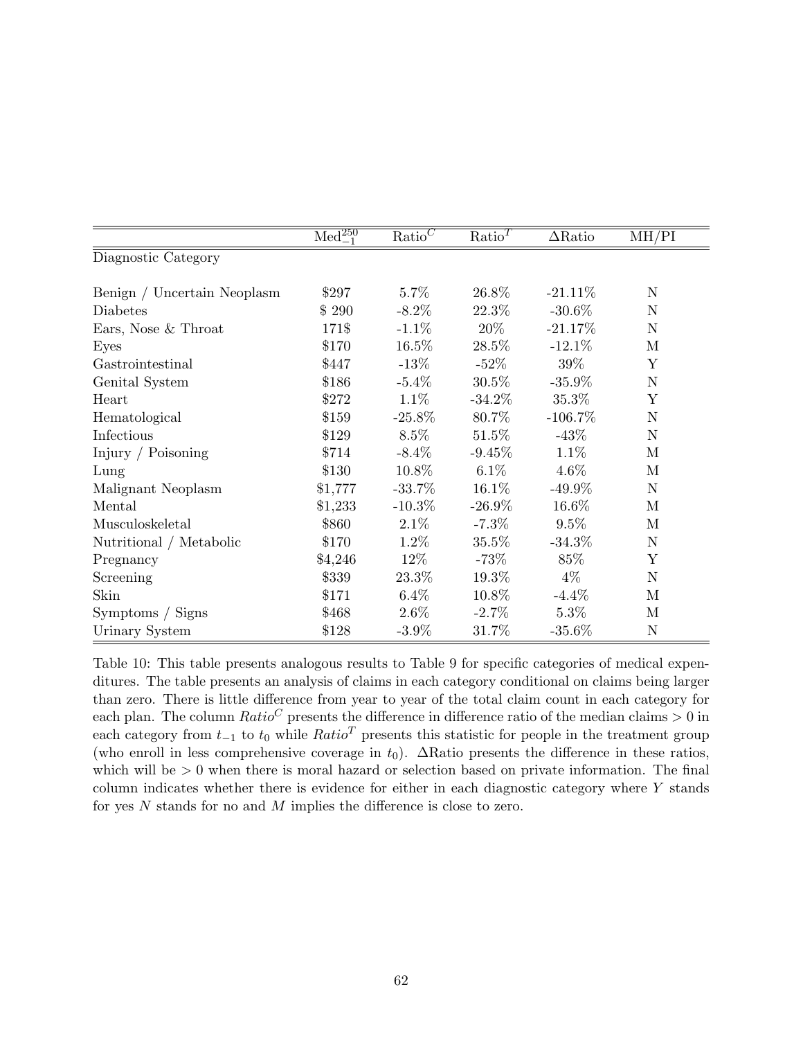| | $\text{Med}_{-1}^{250}$ | $\text{Ratio}^C$ | $\text{Ratio}^T$ | $\Delta$Ratio | MH/PI |
|---|---|---|---|---|---|
| Diagnostic Category | | | | | |
| Benign / Uncertain Neoplasm | \$297 | 5.7% | 26.8% | -21.11% | N |
| Diabetes | \$ 290 | -8.2% | 22.3% | -30.6% | N |
| Ears, Nose & Throat | 171\$ | -1.1% | 20% | -21.17% | N |
| Eyes | \$170 | 16.5% | 28.5% | -12.1% | M |
| Gastrointestinal | \$447 | -13% | -52% | 39% | Y |
| Genital System | \$186 | -5.4% | 30.5% | -35.9% | N |
| Heart | \$272 | 1.1% | -34.2% | 35.3% | Y |
| Hematological | \$159 | -25.8% | 80.7% | -106.7% | N |
| Infectious | \$129 | 8.5% | 51.5% | -43% | N |
| Injury / Poisoning | \$714 | -8.4% | -9.45% | 1.1% | M |
| Lung | \$130 | 10.8% | 6.1% | 4.6% | M |
| Malignant Neoplasm | \$1,777 | -33.7% | 16.1% | -49.9% | N |
| Mental | \$1,233 | -10.3% | -26.9% | 16.6% | M |
| Musculoskeletal | \$860 | 2.1% | -7.3% | 9.5% | M |
| Nutritional / Metabolic | \$170 | 1.2% | 35.5% | -34.3% | N |
| Pregnancy | \$4,246 | 12% | -73% | 85% | Y |
| Screening | \$339 | 23.3% | 19.3% | 4% | N |
| Skin | \$171 | 6.4% | 10.8% | -4.4% | M |
| Symptoms / Signs | \$468 | 2.6% | -2.7% | 5.3% | M |
| Urinary System | \$128 | -3.9% | 31.7% | -35.6% | N |

Table 10: This table presents analogous results to Table 9 for specific categories of medical expenditures. The table presents an analysis of claims in each category conditional on claims being larger than zero. There is little difference from year to year of the total claim count in each category for each plan. The column $Ratio^C$ presents the difference in difference ratio of the median claims $> 0$ in each category from $t_{-1}$ to $t_0$ while $Ratio^T$ presents this statistic for people in the treatment group (who enroll in less comprehensive coverage in $t_0$). $\Delta$Ratio presents the difference in these ratios, which will be $> 0$ when there is moral hazard or selection based on private information. The final column indicates whether there is evidence for either in each diagnostic category where $Y$ stands for yes $N$ stands for no and $M$ implies the difference is close to zero.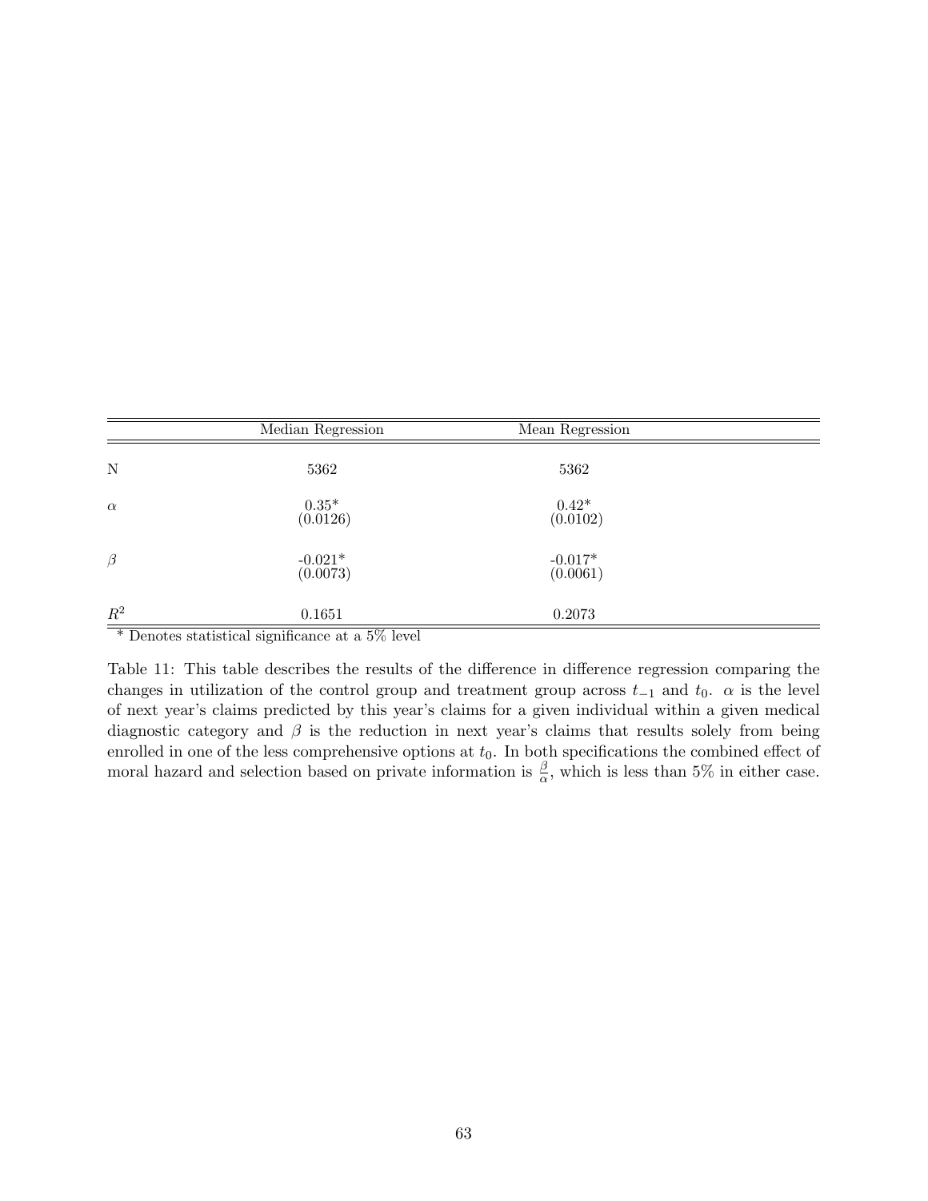|  | Median Regression | Mean Regression |
|---|---|---|
| N | 5362 | 5362 |
| $\alpha$ | 0.35* (0.0126) | 0.42* (0.0102) |
| $\beta$ | -0.021* (0.0073) | -0.017* (0.0061) |
| $R^2$ | 0.1651 | 0.2073 |

\* Denotes statistical significance at a 5% level

Table 11: This table describes the results of the difference in difference regression comparing the changes in utilization of the control group and treatment group across $t_{-1}$ and $t_0$. $\alpha$ is the level of next year's claims predicted by this year's claims for a given individual within a given medical diagnostic category and $\beta$ is the reduction in next year's claims that results solely from being enrolled in one of the less comprehensive options at $t_0$. In both specifications the combined effect of moral hazard and selection based on private information is $\frac{\beta}{\alpha}$, which is less than 5% in either case.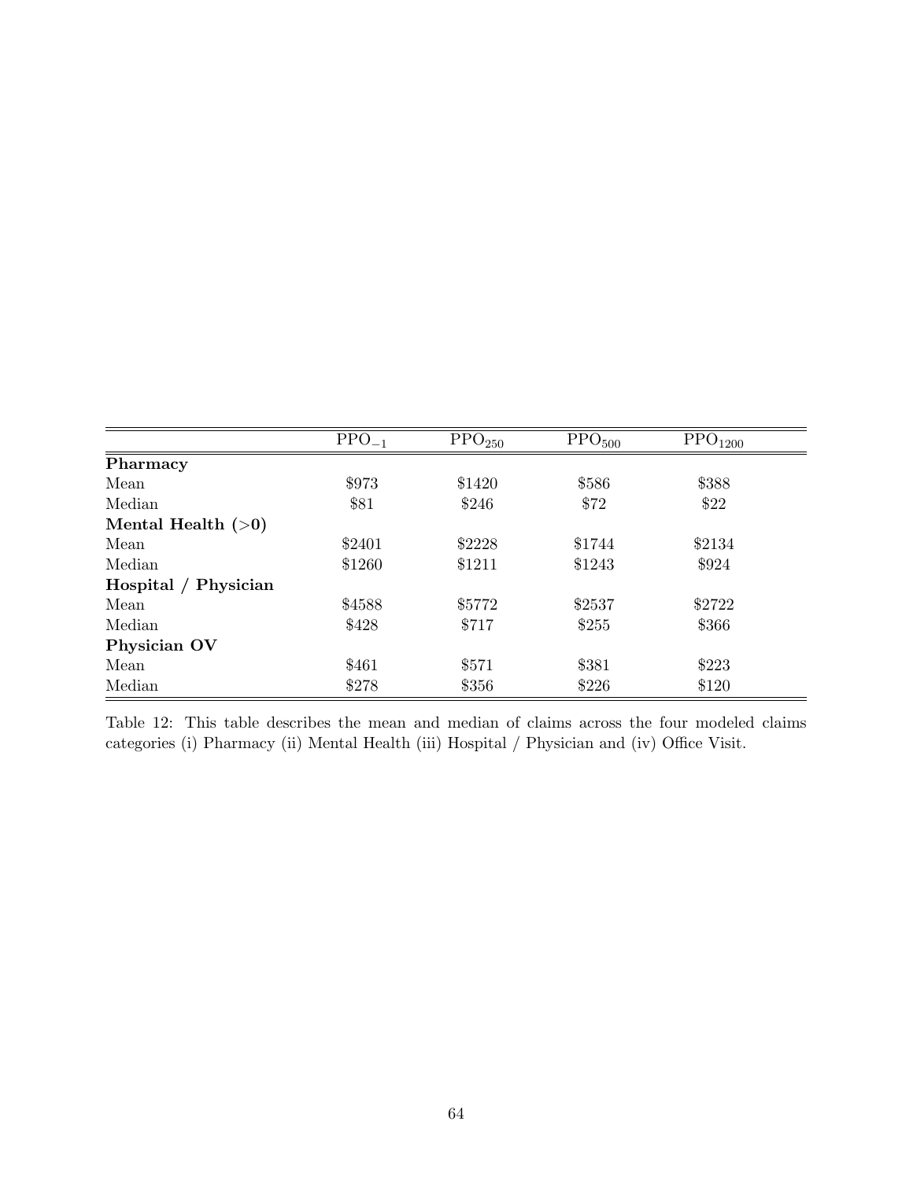| | $PPO_{-1}$ | $PPO_{250}$ | $PPO_{500}$ | $PPO_{1200}$ |
|---|---|---|---|---|
| **Pharmacy** | | | | |
| Mean | $973 | $1420 | $586 | $388 |
| Median | $81 | $246 | $72 | $22 |
| **Mental Health (>0)** | | | | |
| Mean | $2401 | $2228 | $1744 | $2134 |
| Median | $1260 | $1211 | $1243 | $924 |
| **Hospital / Physician** | | | | |
| Mean | $4588 | $5772 | $2537 | $2722 |
| Median | $428 | $717 | $255 | $366 |
| **Physician OV** | | | | |
| Mean | $461 | $571 | $381 | $223 |
| Median | $278 | $356 | $226 | $120 |

Table 12: This table describes the mean and median of claims across the four modeled claims categories (i) Pharmacy (ii) Mental Health (iii) Hospital / Physician and (iv) Office Visit.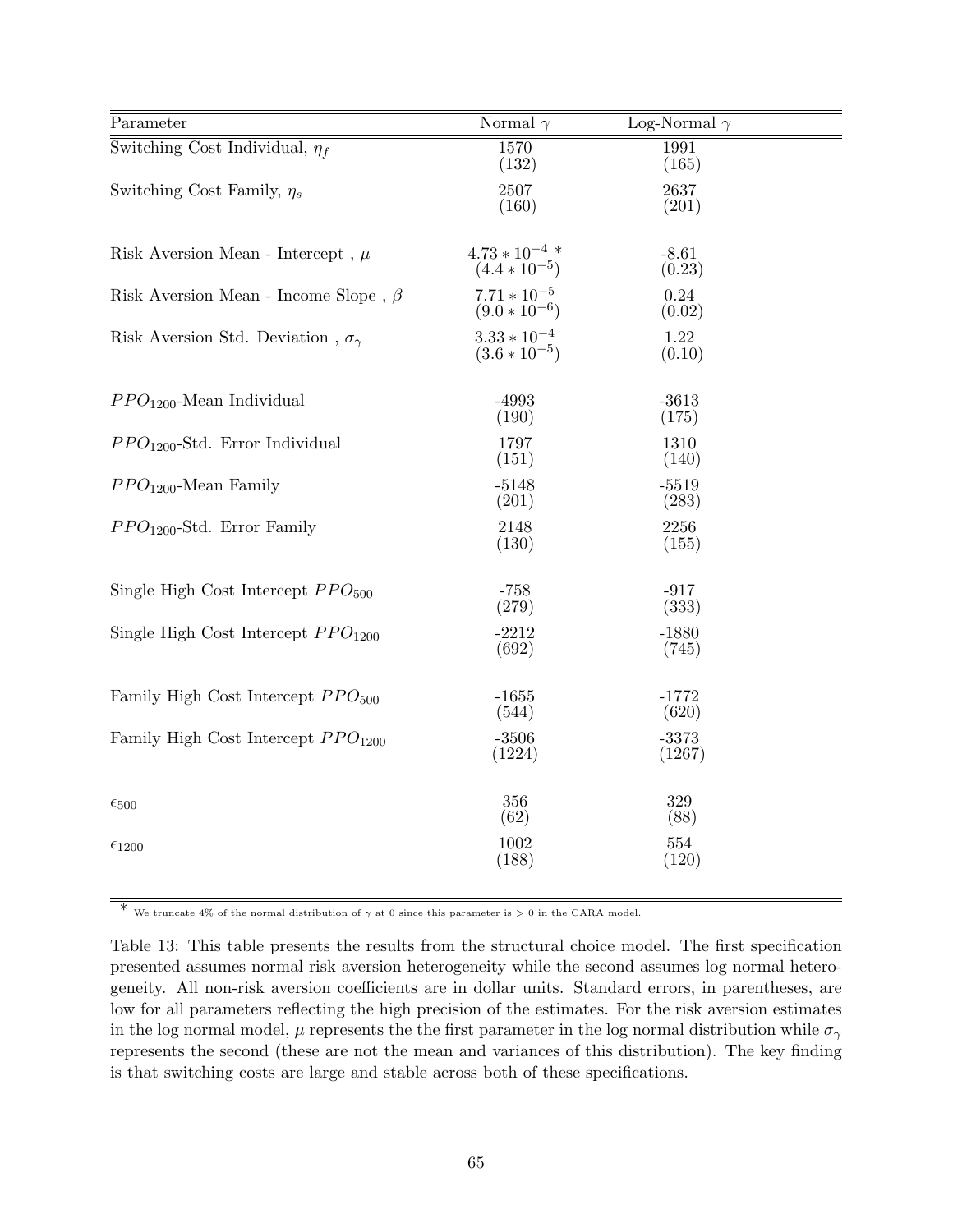| Parameter | Normal $\gamma$ | Log-Normal $\gamma$ |
|---|---|---|
| Switching Cost Individual, $\eta_f$ | 1570<br>(132) | 1991<br>(165) |
| Switching Cost Family, $\eta_s$ | 2507<br>(160) | 2637<br>(201) |
| Risk Aversion Mean - Intercept , $\mu$ | $4.73 * 10^{-4}$ *<br>$(4.4 * 10^{-5})$ | -8.61<br>(0.23) |
| Risk Aversion Mean - Income Slope , $\beta$ | $7.71 * 10^{-5}$<br>$(9.0 * 10^{-6})$ | 0.24<br>(0.02) |
| Risk Aversion Std. Deviation , $\sigma_\gamma$ | $3.33 * 10^{-4}$<br>$(3.6 * 10^{-5})$ | 1.22<br>(0.10) |
| $PPO_{1200}$-Mean Individual | -4993<br>(190) | -3613<br>(175) |
| $PPO_{1200}$-Std. Error Individual | 1797<br>(151) | 1310<br>(140) |
| $PPO_{1200}$-Mean Family | -5148<br>(201) | -5519<br>(283) |
| $PPO_{1200}$-Std. Error Family | 2148<br>(130) | 2256<br>(155) |
| Single High Cost Intercept $PPO_{500}$ | -758<br>(279) | -917<br>(333) |
| Single High Cost Intercept $PPO_{1200}$ | -2212<br>(692) | -1880<br>(745) |
| Family High Cost Intercept $PPO_{500}$ | -1655<br>(544) | -1772<br>(620) |
| Family High Cost Intercept $PPO_{1200}$ | -3506<br>(1224) | -3373<br>(1267) |
| $\epsilon_{500}$ | 356<br>(62) | 329<br>(88) |
| $\epsilon_{1200}$ | 1002<br>(188) | 554<br>(120) |

* We truncate 4% of the normal distribution of $\gamma$ at 0 since this parameter is $> 0$ in the CARA model.

Table 13: This table presents the results from the structural choice model. The first specification presented assumes normal risk aversion heterogeneity while the second assumes log normal heterogeneity. All non-risk aversion coefficients are in dollar units. Standard errors, in parentheses, are low for all parameters reflecting the high precision of the estimates. For the risk aversion estimates in the log normal model, $\mu$ represents the the first parameter in the log normal distribution while $\sigma_\gamma$ represents the second (these are not the mean and variances of this distribution). The key finding is that switching costs are large and stable across both of these specifications.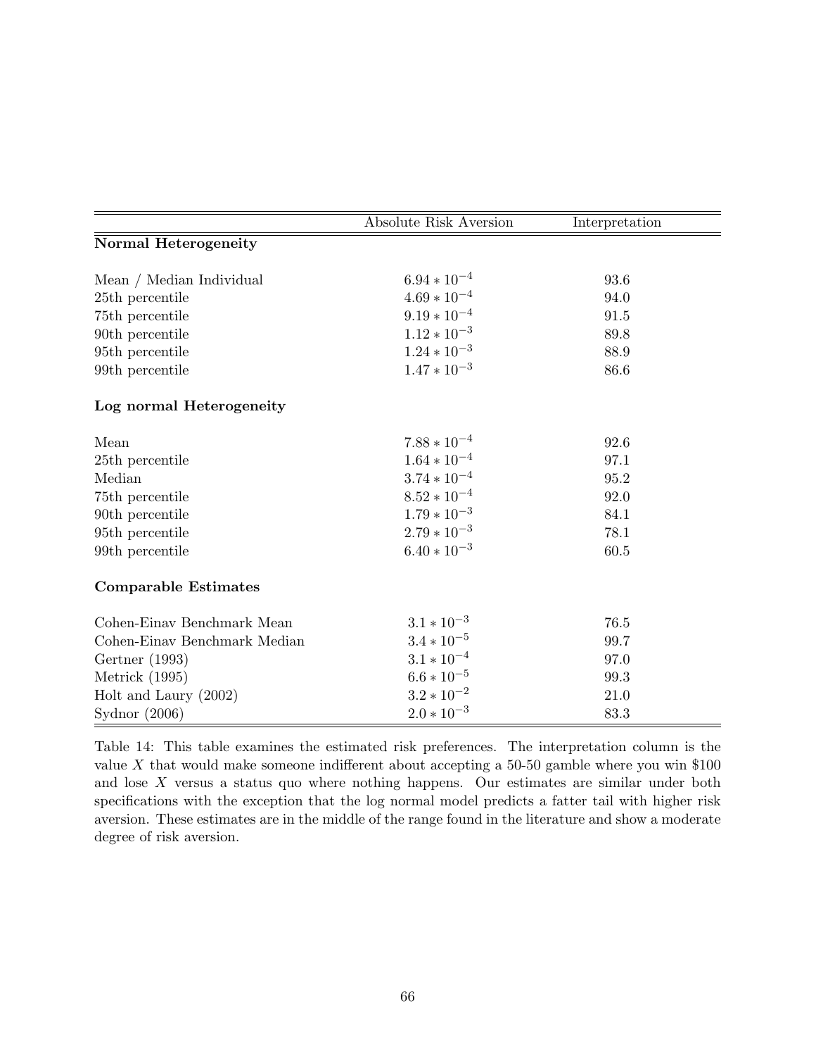| | Absolute Risk Aversion | Interpretation |
|---|---|---|
| **Normal Heterogeneity** | | |
| Mean / Median Individual | $6.94 * 10^{-4}$ | 93.6 |
| 25th percentile | $4.69 * 10^{-4}$ | 94.0 |
| 75th percentile | $9.19 * 10^{-4}$ | 91.5 |
| 90th percentile | $1.12 * 10^{-3}$ | 89.8 |
| 95th percentile | $1.24 * 10^{-3}$ | 88.9 |
| 99th percentile | $1.47 * 10^{-3}$ | 86.6 |
| **Log normal Heterogeneity** | | |
| Mean | $7.88 * 10^{-4}$ | 92.6 |
| 25th percentile | $1.64 * 10^{-4}$ | 97.1 |
| Median | $3.74 * 10^{-4}$ | 95.2 |
| 75th percentile | $8.52 * 10^{-4}$ | 92.0 |
| 90th percentile | $1.79 * 10^{-3}$ | 84.1 |
| 95th percentile | $2.79 * 10^{-3}$ | 78.1 |
| 99th percentile | $6.40 * 10^{-3}$ | 60.5 |
| **Comparable Estimates** | | |
| Cohen-Einav Benchmark Mean | $3.1 * 10^{-3}$ | 76.5 |
| Cohen-Einav Benchmark Median | $3.4 * 10^{-5}$ | 99.7 |
| Gertner (1993) | $3.1 * 10^{-4}$ | 97.0 |
| Metrick (1995) | $6.6 * 10^{-5}$ | 99.3 |
| Holt and Laury (2002) | $3.2 * 10^{-2}$ | 21.0 |
| Sydnor (2006) | $2.0 * 10^{-3}$ | 83.3 |

Table 14: This table examines the estimated risk preferences. The interpretation column is the value $X$ that would make someone indifferent about accepting a 50-50 gamble where you win \$100 and lose $X$ versus a status quo where nothing happens. Our estimates are similar under both specifications with the exception that the log normal model predicts a fatter tail with higher risk aversion. These estimates are in the middle of the range found in the literature and show a moderate degree of risk aversion.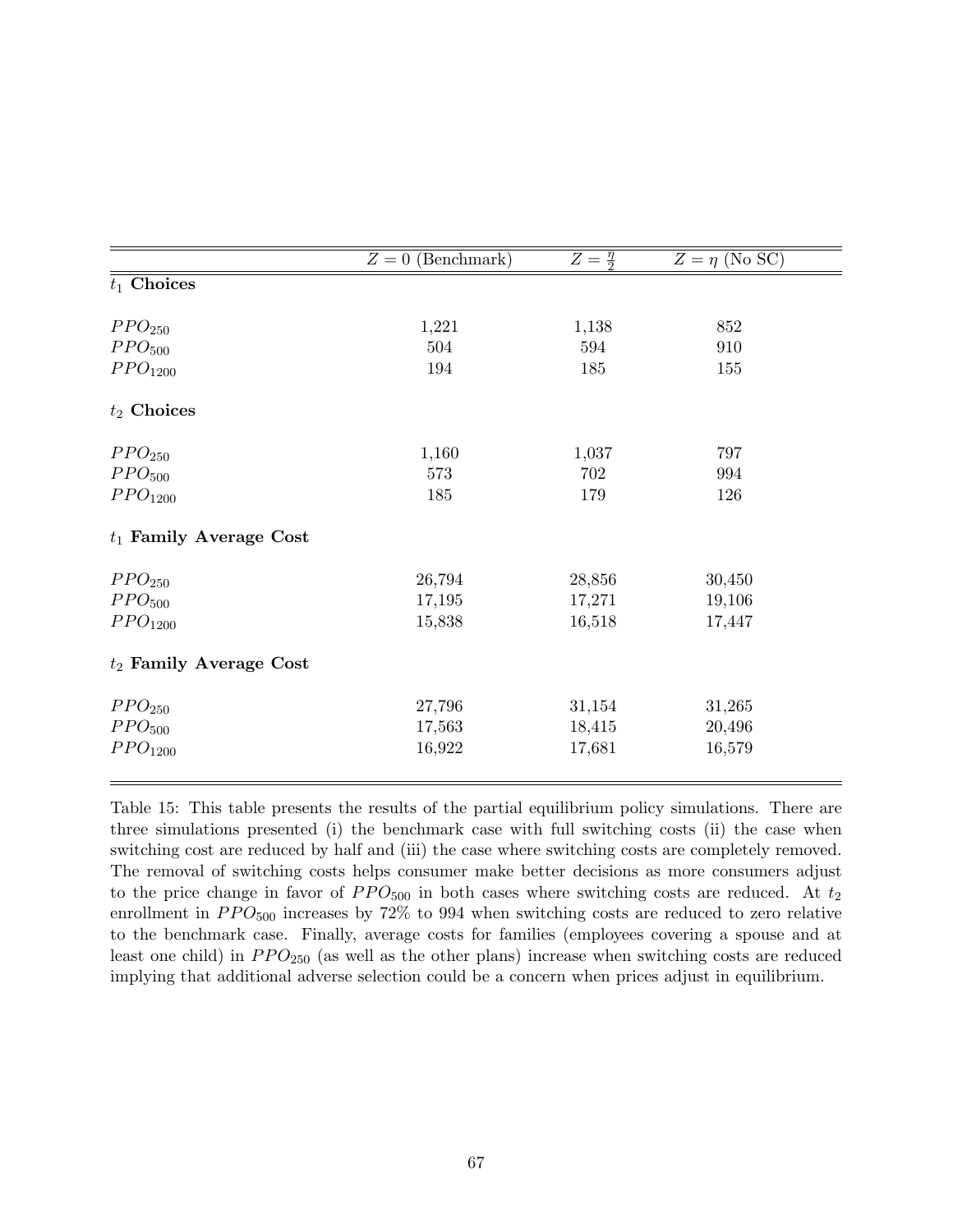| | $Z = 0$ (Benchmark) | $Z = \frac{\eta}{2}$ | $Z = \eta$ (No SC) |
|---|---|---|---|
| **$t_1$ Choices** | | | |
| $PPO_{250}$ | 1,221 | 1,138 | 852 |
| $PPO_{500}$ | 504 | 594 | 910 |
| $PPO_{1200}$ | 194 | 185 | 155 |
| **$t_2$ Choices** | | | |
| $PPO_{250}$ | 1,160 | 1,037 | 797 |
| $PPO_{500}$ | 573 | 702 | 994 |
| $PPO_{1200}$ | 185 | 179 | 126 |
| **$t_1$ Family Average Cost** | | | |
| $PPO_{250}$ | 26,794 | 28,856 | 30,450 |
| $PPO_{500}$ | 17,195 | 17,271 | 19,106 |
| $PPO_{1200}$ | 15,838 | 16,518 | 17,447 |
| **$t_2$ Family Average Cost** | | | |
| $PPO_{250}$ | 27,796 | 31,154 | 31,265 |
| $PPO_{500}$ | 17,563 | 18,415 | 20,496 |
| $PPO_{1200}$ | 16,922 | 17,681 | 16,579 |

Table 15: This table presents the results of the partial equilibrium policy simulations. There are three simulations presented (i) the benchmark case with full switching costs (ii) the case when switching cost are reduced by half and (iii) the case where switching costs are completely removed. The removal of switching costs helps consumer make better decisions as more consumers adjust to the price change in favor of $PPO_{500}$ in both cases where switching costs are reduced. At $t_2$ enrollment in $PPO_{500}$ increases by 72% to 994 when switching costs are reduced to zero relative to the benchmark case. Finally, average costs for families (employees covering a spouse and at least one child) in $PPO_{250}$ (as well as the other plans) increase when switching costs are reduced implying that additional adverse selection could be a concern when prices adjust in equilibrium.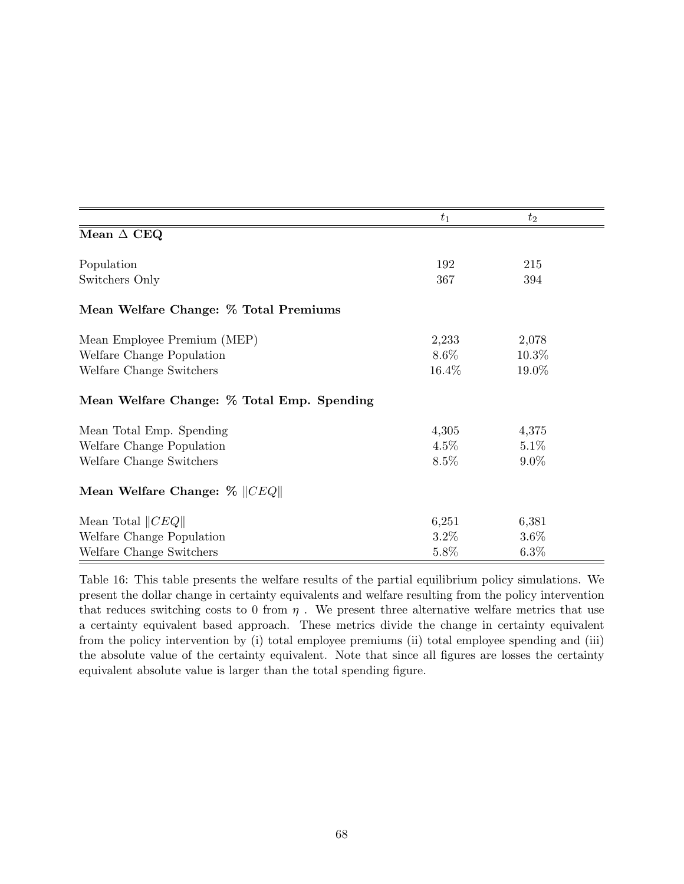| | $t_1$ | $t_2$ |
|---|---|---|
| **Mean $\Delta$ CEQ** | | |
| Population | 192 | 215 |
| Switchers Only | 367 | 394 |
| **Mean Welfare Change: % Total Premiums** | | |
| Mean Employee Premium (MEP) | 2,233 | 2,078 |
| Welfare Change Population | 8.6% | 10.3% |
| Welfare Change Switchers | 16.4% | 19.0% |
| **Mean Welfare Change: % Total Emp. Spending** | | |
| Mean Total Emp. Spending | 4,305 | 4,375 |
| Welfare Change Population | 4.5% | 5.1% |
| Welfare Change Switchers | 8.5% | 9.0% |
| **Mean Welfare Change: % $\|CEQ\|$** | | |
| Mean Total $\|CEQ\|$ | 6,251 | 6,381 |
| Welfare Change Population | 3.2% | 3.6% |
| Welfare Change Switchers | 5.8% | 6.3% |

Table 16: This table presents the welfare results of the partial equilibrium policy simulations. We present the dollar change in certainty equivalents and welfare resulting from the policy intervention that reduces switching costs to 0 from $\eta$ . We present three alternative welfare metrics that use a certainty equivalent based approach. These metrics divide the change in certainty equivalent from the policy intervention by (i) total employee premiums (ii) total employee spending and (iii) the absolute value of the certainty equivalent. Note that since all figures are losses the certainty equivalent absolute value is larger than the total spending figure.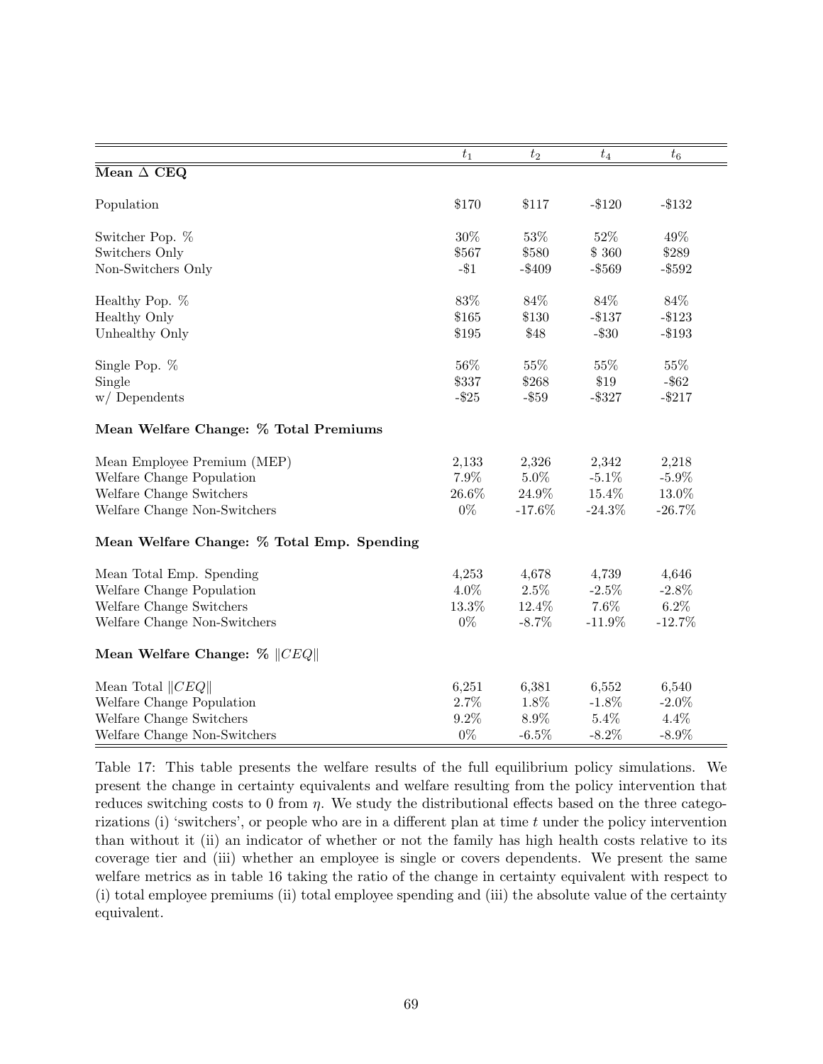| | $t_1$ | $t_2$ | $t_4$ | $t_6$ |
|---|---|---|---|---|
| **Mean $\Delta$ CEQ** | | | | |
| Population | \$170 | \$117 | -\$120 | -\$132 |
| Switcher Pop. % | 30% | 53% | 52% | 49% |
| Switchers Only | \$567 | \$580 | \$ 360 | \$289 |
| Non-Switchers Only | -\$1 | -\$409 | -\$569 | -\$592 |
| Healthy Pop. % | 83% | 84% | 84% | 84% |
| Healthy Only | \$165 | \$130 | -\$137 | -\$123 |
| Unhealthy Only | \$195 | \$48 | -\$30 | -\$193 |
| Single Pop. % | 56% | 55% | 55% | 55% |
| Single | \$337 | \$268 | \$19 | -\$62 |
| w/ Dependents | -\$25 | -\$59 | -\$327 | -\$217 |
| **Mean Welfare Change: % Total Premiums** | | | | |
| Mean Employee Premium (MEP) | 2,133 | 2,326 | 2,342 | 2,218 |
| Welfare Change Population | 7.9% | 5.0% | -5.1% | -5.9% |
| Welfare Change Switchers | 26.6% | 24.9% | 15.4% | 13.0% |
| Welfare Change Non-Switchers | 0% | -17.6% | -24.3% | -26.7% |
| **Mean Welfare Change: % Total Emp. Spending** | | | | |
| Mean Total Emp. Spending | 4,253 | 4,678 | 4,739 | 4,646 |
| Welfare Change Population | 4.0% | 2.5% | -2.5% | -2.8% |
| Welfare Change Switchers | 13.3% | 12.4% | 7.6% | 6.2% |
| Welfare Change Non-Switchers | 0% | -8.7% | -11.9% | -12.7% |
| **Mean Welfare Change: % $\|CEQ\|$** | | | | |
| Mean Total $\|CEQ\|$ | 6,251 | 6,381 | 6,552 | 6,540 |
| Welfare Change Population | 2.7% | 1.8% | -1.8% | -2.0% |
| Welfare Change Switchers | 9.2% | 8.9% | 5.4% | 4.4% |
| Welfare Change Non-Switchers | 0% | -6.5% | -8.2% | -8.9% |

Table 17: This table presents the welfare results of the full equilibrium policy simulations. We present the change in certainty equivalents and welfare resulting from the policy intervention that reduces switching costs to 0 from $\eta$. We study the distributional effects based on the three categorizations (i) 'switchers', or people who are in a different plan at time $t$ under the policy intervention than without it (ii) an indicator of whether or not the family has high health costs relative to its coverage tier and (iii) whether an employee is single or covers dependents. We present the same welfare metrics as in table 16 taking the ratio of the change in certainty equivalent with respect to (i) total employee premiums (ii) total employee spending and (iii) the absolute value of the certainty equivalent.